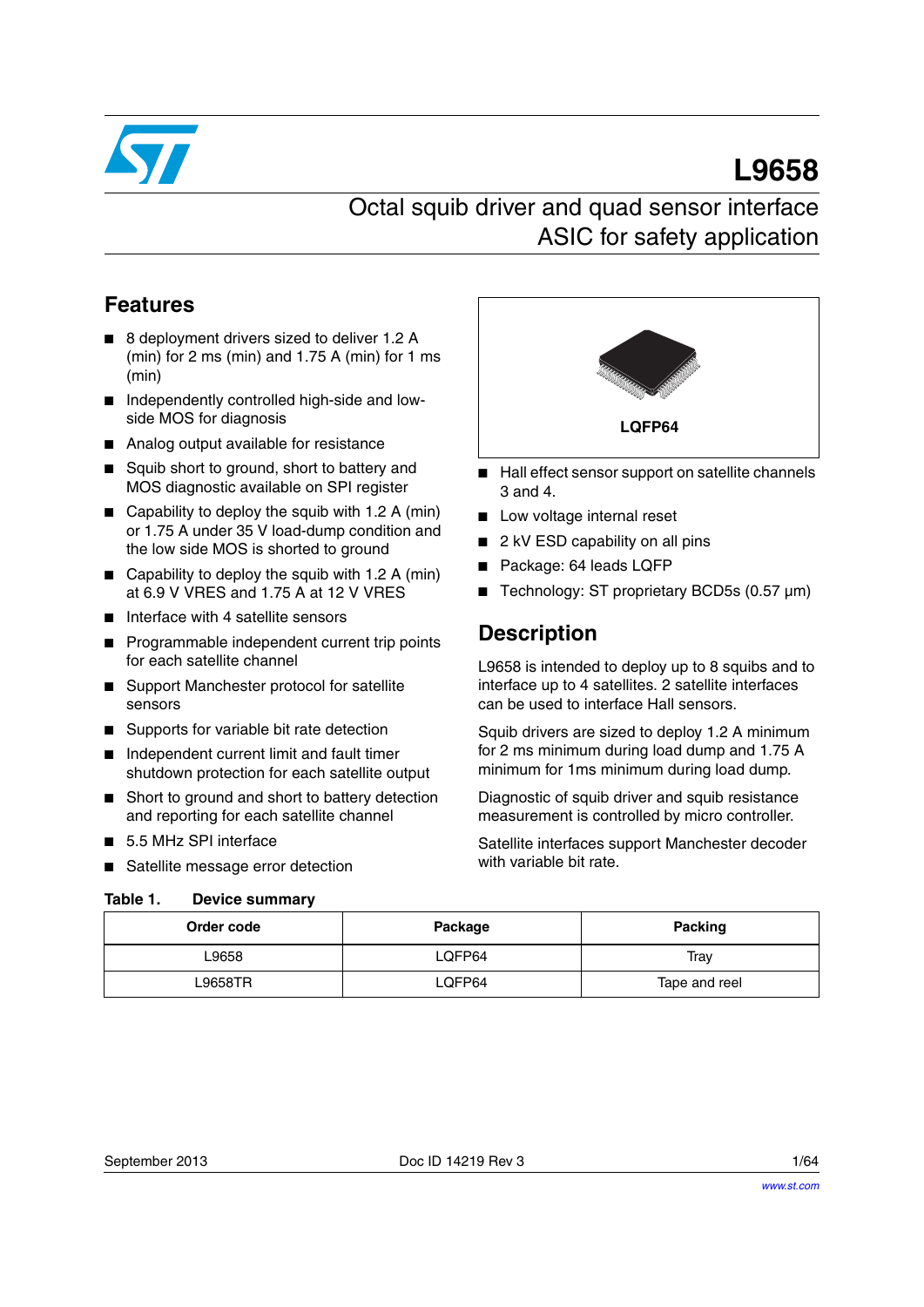# L9658

## Octal squib driver and quad sensor interface ASIC for safety application

## Features

- 8 deployment drivers sized to deliver 1.2 A (min) for 2 ms (min) and 1.75 A (min) for 1 ms (min)
- Independently controlled high-side and low-side MOS for diagnosis
- Analog output available for resistance
- Squib short to ground, short to battery and MOS diagnostic available on SPI register
- Capability to deploy the squib with 1.2 A (min) or 1.75 A under 35 V load-dump condition and the low side MOS is shorted to ground
- Capability to deploy the squib with 1.2 A (min) at 6.9 V VRES and 1.75 A at 12 V VRES
- Interface with 4 satellite sensors
- Programmable independent current trip points for each satellite channel
- Support Manchester protocol for satellite sensors
- Supports for variable bit rate detection
- Independent current limit and fault timer shutdown protection for each satellite output
- Short to ground and short to battery detection and reporting for each satellite channel
- 5.5 MHz SPI interface
- Satellite message error detection

LQFP64

- Hall effect sensor support on satellite channels 3 and 4.
- Low voltage internal reset
- 2 kV ESD capability on all pins
- Package: 64 leads LQFP
- Technology: ST proprietary BCD5s (0.57 µm)

## Description

L9658 is intended to deploy up to 8 squibs and to interface up to 4 satellites. 2 satellite interfaces can be used to interface Hall sensors.

Squib drivers are sized to deploy 1.2 A minimum for 2 ms minimum during load dump and 1.75 A minimum for 1ms minimum during load dump.

Diagnostic of squib driver and squib resistance measurement is controlled by micro controller.

Satellite interfaces support Manchester decoder with variable bit rate.

**Table 1. Device summary**

| Order code | Package | Packing |
|---|---|---|
| L9658 | LQFP64 | Tray |
| L9658TR | LQFP64 | Tape and reel |

September 2013 Doc ID 14219 Rev 3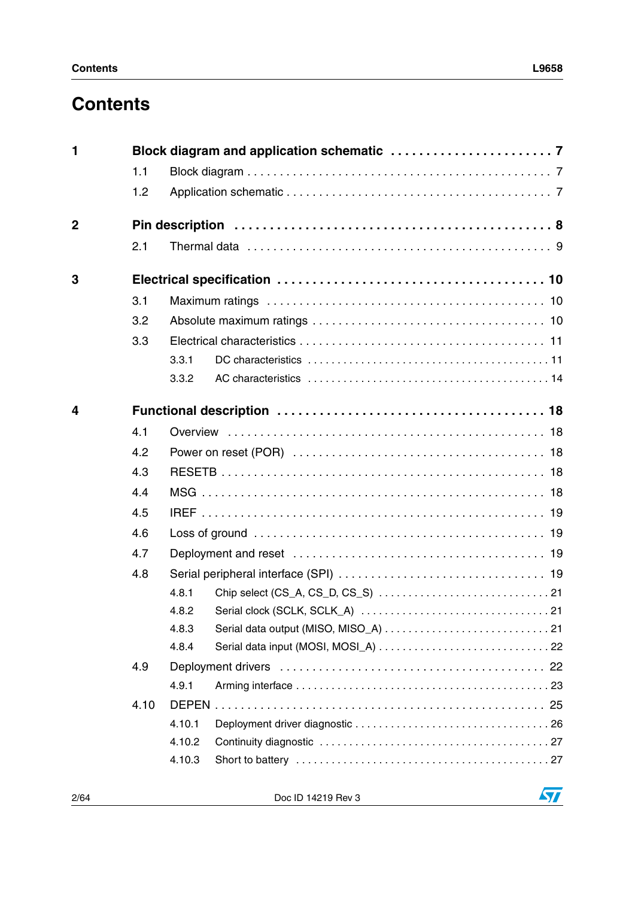# Contents

**1 Block diagram and application schematic . . . . . . . . . . . . . . . . . . . . . . . 7**

- 1.1 Block diagram . . . . . . . . . . . . . . . . . . . . . . . . . . . . . . . . . . . . . . . . . . . 7
- 1.2 Application schematic . . . . . . . . . . . . . . . . . . . . . . . . . . . . . . . . . . . . 7

**2 Pin description . . . . . . . . . . . . . . . . . . . . . . . . . . . . . . . . . . . . . . . . . . 8**

- 2.1 Thermal data . . . . . . . . . . . . . . . . . . . . . . . . . . . . . . . . . . . . . . . . . . . 9

**3 Electrical specification . . . . . . . . . . . . . . . . . . . . . . . . . . . . . . . . . . . 10**

- 3.1 Maximum ratings . . . . . . . . . . . . . . . . . . . . . . . . . . . . . . . . . . . . . . . . 10
- 3.2 Absolute maximum ratings . . . . . . . . . . . . . . . . . . . . . . . . . . . . . . . . . 10
- 3.3 Electrical characteristics . . . . . . . . . . . . . . . . . . . . . . . . . . . . . . . . . . 11
  - 3.3.1 DC characteristics . . . . . . . . . . . . . . . . . . . . . . . . . . . . . . . . . . . . . . 11
  - 3.3.2 AC characteristics . . . . . . . . . . . . . . . . . . . . . . . . . . . . . . . . . . . . . . 14

**4 Functional description . . . . . . . . . . . . . . . . . . . . . . . . . . . . . . . . . . . 18**

- 4.1 Overview . . . . . . . . . . . . . . . . . . . . . . . . . . . . . . . . . . . . . . . . . . . . . 18
- 4.2 Power on reset (POR) . . . . . . . . . . . . . . . . . . . . . . . . . . . . . . . . . . . . 18
- 4.3 RESETB . . . . . . . . . . . . . . . . . . . . . . . . . . . . . . . . . . . . . . . . . . . . . . 18
- 4.4 MSG . . . . . . . . . . . . . . . . . . . . . . . . . . . . . . . . . . . . . . . . . . . . . . . . 18
- 4.5 IREF . . . . . . . . . . . . . . . . . . . . . . . . . . . . . . . . . . . . . . . . . . . . . . . . 19
- 4.6 Loss of ground . . . . . . . . . . . . . . . . . . . . . . . . . . . . . . . . . . . . . . . . . . 19
- 4.7 Deployment and reset . . . . . . . . . . . . . . . . . . . . . . . . . . . . . . . . . . . . 19
- 4.8 Serial peripheral interface (SPI) . . . . . . . . . . . . . . . . . . . . . . . . . . . . . 19
  - 4.8.1 Chip select (CS_A, CS_D, CS_S) . . . . . . . . . . . . . . . . . . . . . . . . . . . 21
  - 4.8.2 Serial clock (SCLK, SCLK_A) . . . . . . . . . . . . . . . . . . . . . . . . . . . . . . 21
  - 4.8.3 Serial data output (MISO, MISO_A) . . . . . . . . . . . . . . . . . . . . . . . . . . 21
  - 4.8.4 Serial data input (MOSI, MOSI_A) . . . . . . . . . . . . . . . . . . . . . . . . . . . 22
- 4.9 Deployment drivers . . . . . . . . . . . . . . . . . . . . . . . . . . . . . . . . . . . . . . 22
  - 4.9.1 Arming interface . . . . . . . . . . . . . . . . . . . . . . . . . . . . . . . . . . . . . . . 23
- 4.10 DEPEN . . . . . . . . . . . . . . . . . . . . . . . . . . . . . . . . . . . . . . . . . . . . . . . 25
  - 4.10.1 Deployment driver diagnostic . . . . . . . . . . . . . . . . . . . . . . . . . . . . . . 26
  - 4.10.2 Continuity diagnostic . . . . . . . . . . . . . . . . . . . . . . . . . . . . . . . . . . . 27
  - 4.10.3 Short to battery . . . . . . . . . . . . . . . . . . . . . . . . . . . . . . . . . . . . . . . 27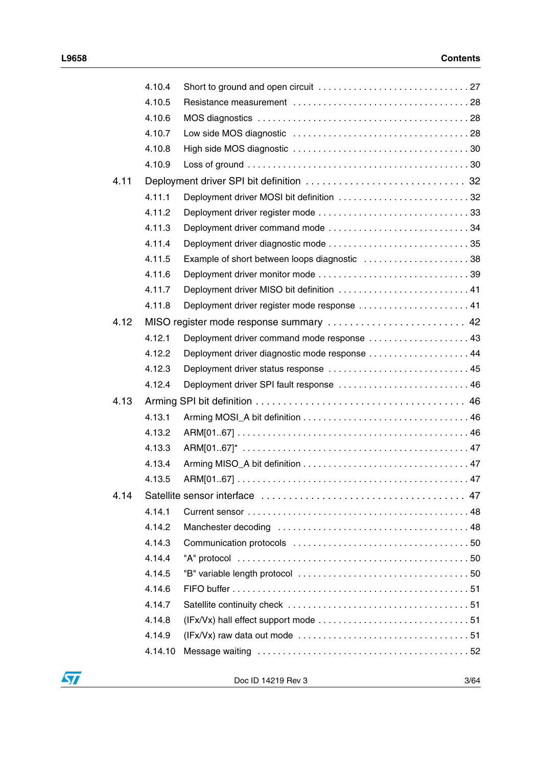4.10.4 Short to ground and open circuit . . . . . . . . . . . . . . . . . . . . . . . . . . . . . . 27

4.10.5 Resistance measurement . . . . . . . . . . . . . . . . . . . . . . . . . . . . . . . . . 28

4.10.6 MOS diagnostics . . . . . . . . . . . . . . . . . . . . . . . . . . . . . . . . . . . . . . 28

4.10.7 Low side MOS diagnostic . . . . . . . . . . . . . . . . . . . . . . . . . . . . . . . . 28

4.10.8 High side MOS diagnostic . . . . . . . . . . . . . . . . . . . . . . . . . . . . . . . . 30

4.10.9 Loss of ground . . . . . . . . . . . . . . . . . . . . . . . . . . . . . . . . . . . . . . . 30

4.11 Deployment driver SPI bit definition . . . . . . . . . . . . . . . . . . . . . . . . . . . . 32

4.11.1 Deployment driver MOSI bit definition . . . . . . . . . . . . . . . . . . . . . . . . 32

4.11.2 Deployment driver register mode . . . . . . . . . . . . . . . . . . . . . . . . . . . . 33

4.11.3 Deployment driver command mode . . . . . . . . . . . . . . . . . . . . . . . . . . 34

4.11.4 Deployment driver diagnostic mode . . . . . . . . . . . . . . . . . . . . . . . . . . 35

4.11.5 Example of short between loops diagnostic . . . . . . . . . . . . . . . . . . . . 38

4.11.6 Deployment driver monitor mode . . . . . . . . . . . . . . . . . . . . . . . . . . . . 39

4.11.7 Deployment driver MISO bit definition . . . . . . . . . . . . . . . . . . . . . . . . 41

4.11.8 Deployment driver register mode response . . . . . . . . . . . . . . . . . . . . . 41

4.12 MISO register mode response summary . . . . . . . . . . . . . . . . . . . . . . . . . 42

4.12.1 Deployment driver command mode response . . . . . . . . . . . . . . . . . . . 43

4.12.2 Deployment driver diagnostic mode response . . . . . . . . . . . . . . . . . . . 44

4.12.3 Deployment driver status response . . . . . . . . . . . . . . . . . . . . . . . . . . 45

4.12.4 Deployment driver SPI fault response . . . . . . . . . . . . . . . . . . . . . . . . 46

4.13 Arming SPI bit definition . . . . . . . . . . . . . . . . . . . . . . . . . . . . . . . . . . . . 46

4.13.1 Arming MOSI_A bit definition . . . . . . . . . . . . . . . . . . . . . . . . . . . . . . 46

4.13.2 ARM[01..67] . . . . . . . . . . . . . . . . . . . . . . . . . . . . . . . . . . . . . . . . . 46

4.13.3 ARM[01..67]* . . . . . . . . . . . . . . . . . . . . . . . . . . . . . . . . . . . . . . . . 47

4.13.4 Arming MISO_A bit definition . . . . . . . . . . . . . . . . . . . . . . . . . . . . . . 47

4.13.5 ARM[01..67] . . . . . . . . . . . . . . . . . . . . . . . . . . . . . . . . . . . . . . . . . 47

4.14 Satellite sensor interface . . . . . . . . . . . . . . . . . . . . . . . . . . . . . . . . . . . 47

4.14.1 Current sensor . . . . . . . . . . . . . . . . . . . . . . . . . . . . . . . . . . . . . . . . 48

4.14.2 Manchester decoding . . . . . . . . . . . . . . . . . . . . . . . . . . . . . . . . . . . 48

4.14.3 Communication protocols . . . . . . . . . . . . . . . . . . . . . . . . . . . . . . . . 50

4.14.4 "A" protocol . . . . . . . . . . . . . . . . . . . . . . . . . . . . . . . . . . . . . . . . . 50

4.14.5 "B" variable length protocol . . . . . . . . . . . . . . . . . . . . . . . . . . . . . . . 50

4.14.6 FIFO buffer . . . . . . . . . . . . . . . . . . . . . . . . . . . . . . . . . . . . . . . . . . 51

4.14.7 Satellite continuity check . . . . . . . . . . . . . . . . . . . . . . . . . . . . . . . . . 51

4.14.8 (IFx/Vx) hall effect support mode . . . . . . . . . . . . . . . . . . . . . . . . . . . 51

4.14.9 (IFx/Vx) raw data out mode . . . . . . . . . . . . . . . . . . . . . . . . . . . . . . . 51

4.14.10 Message waiting . . . . . . . . . . . . . . . . . . . . . . . . . . . . . . . . . . . . . . 52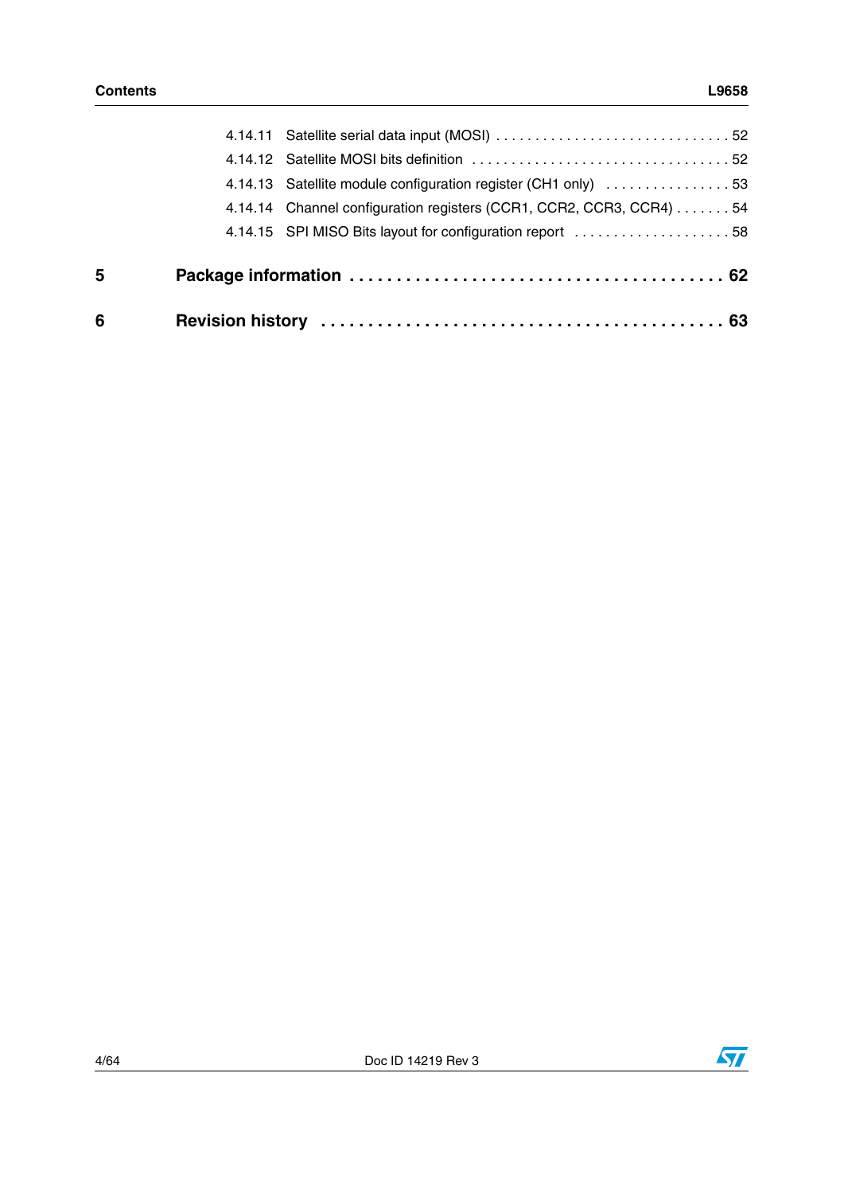4.14.11 Satellite serial data input (MOSI) . . . . . . . . . . . . . . . . . . . . . . . . . . . . . . 52

4.14.12 Satellite MOSI bits definition . . . . . . . . . . . . . . . . . . . . . . . . . . . . . . . . . 52

4.14.13 Satellite module configuration register (CH1 only) . . . . . . . . . . . . . . . . 53

4.14.14 Channel configuration registers (CCR1, CCR2, CCR3, CCR4) . . . . . . . 54

4.14.15 SPI MISO Bits layout for configuration report . . . . . . . . . . . . . . . . . . . . 58

**5 Package information . . . . . . . . . . . . . . . . . . . . . . . . . . . . . . . . . . . . . . . 62**

**6 Revision history . . . . . . . . . . . . . . . . . . . . . . . . . . . . . . . . . . . . . . . . . 63**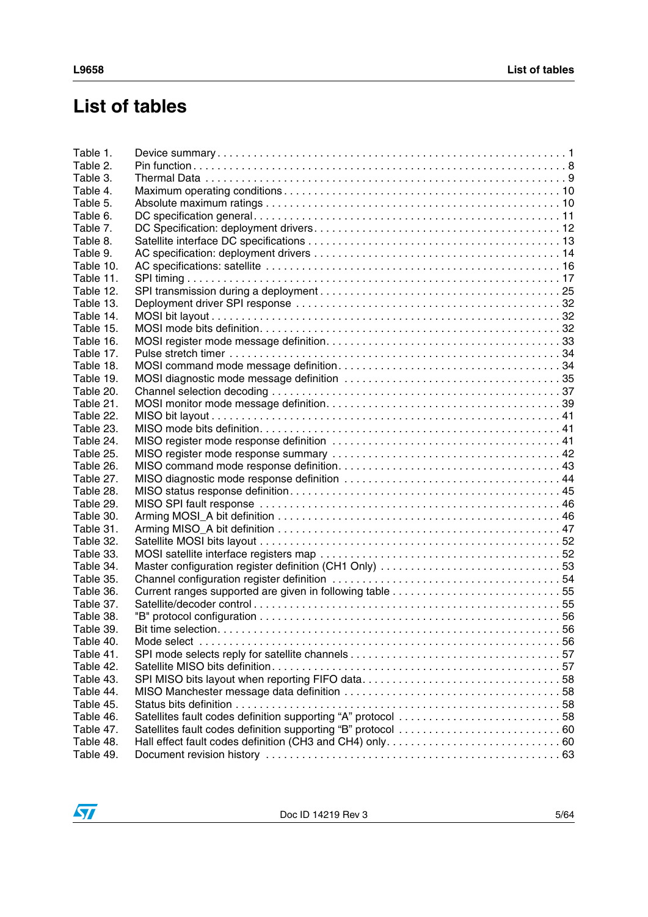# List of tables

Table 1. Device summary . . . . . . . . . . . . . . . . . . . . . . . . . . . . . . . . . . . . . . . . . . . . . . . . . . . . . . . . 1
Table 2. Pin function . . . . . . . . . . . . . . . . . . . . . . . . . . . . . . . . . . . . . . . . . . . . . . . . . . . . . . . . . . . 8
Table 3. Thermal Data . . . . . . . . . . . . . . . . . . . . . . . . . . . . . . . . . . . . . . . . . . . . . . . . . . . . . . . . . 9
Table 4. Maximum operating conditions . . . . . . . . . . . . . . . . . . . . . . . . . . . . . . . . . . . . . . . . . . . . 10
Table 5. Absolute maximum ratings . . . . . . . . . . . . . . . . . . . . . . . . . . . . . . . . . . . . . . . . . . . . . . . 10
Table 6. DC specification general . . . . . . . . . . . . . . . . . . . . . . . . . . . . . . . . . . . . . . . . . . . . . . . . 11
Table 7. DC Specification: deployment drivers . . . . . . . . . . . . . . . . . . . . . . . . . . . . . . . . . . . . . . . 12
Table 8. Satellite interface DC specifications . . . . . . . . . . . . . . . . . . . . . . . . . . . . . . . . . . . . . . . . 13
Table 9. AC specification: deployment drivers . . . . . . . . . . . . . . . . . . . . . . . . . . . . . . . . . . . . . . . 14
Table 10. AC specifications: satellite . . . . . . . . . . . . . . . . . . . . . . . . . . . . . . . . . . . . . . . . . . . . . . 16
Table 11. SPI timing . . . . . . . . . . . . . . . . . . . . . . . . . . . . . . . . . . . . . . . . . . . . . . . . . . . . . . . . . . 17
Table 12. SPI transmission during a deployment . . . . . . . . . . . . . . . . . . . . . . . . . . . . . . . . . . . . . . 25
Table 13. Deployment driver SPI response . . . . . . . . . . . . . . . . . . . . . . . . . . . . . . . . . . . . . . . . . . 32
Table 14. MOSI bit layout . . . . . . . . . . . . . . . . . . . . . . . . . . . . . . . . . . . . . . . . . . . . . . . . . . . . . . 32
Table 15. MOSI mode bits definition. . . . . . . . . . . . . . . . . . . . . . . . . . . . . . . . . . . . . . . . . . . . . . . 32
Table 16. MOSI register mode message definition. . . . . . . . . . . . . . . . . . . . . . . . . . . . . . . . . . . . . 33
Table 17. Pulse stretch timer . . . . . . . . . . . . . . . . . . . . . . . . . . . . . . . . . . . . . . . . . . . . . . . . . . . . 34
Table 18. MOSI command mode message definition. . . . . . . . . . . . . . . . . . . . . . . . . . . . . . . . . . . 34
Table 19. MOSI diagnostic mode message definition . . . . . . . . . . . . . . . . . . . . . . . . . . . . . . . . . . 35
Table 20. Channel selection decoding . . . . . . . . . . . . . . . . . . . . . . . . . . . . . . . . . . . . . . . . . . . . . . 37
Table 21. MOSI monitor mode message definition. . . . . . . . . . . . . . . . . . . . . . . . . . . . . . . . . . . . . 39
Table 22. MISO bit layout . . . . . . . . . . . . . . . . . . . . . . . . . . . . . . . . . . . . . . . . . . . . . . . . . . . . . . . 41
Table 23. MISO mode bits definition. . . . . . . . . . . . . . . . . . . . . . . . . . . . . . . . . . . . . . . . . . . . . . . 41
Table 24. MISO register mode response definition . . . . . . . . . . . . . . . . . . . . . . . . . . . . . . . . . . . . 41
Table 25. MISO register mode response summary . . . . . . . . . . . . . . . . . . . . . . . . . . . . . . . . . . . . 42
Table 26. MISO command mode response definition. . . . . . . . . . . . . . . . . . . . . . . . . . . . . . . . . . . 43
Table 27. MISO diagnostic mode response definition . . . . . . . . . . . . . . . . . . . . . . . . . . . . . . . . . . 44
Table 28. MISO status response definition . . . . . . . . . . . . . . . . . . . . . . . . . . . . . . . . . . . . . . . . . . 45
Table 29. MISO SPI fault response . . . . . . . . . . . . . . . . . . . . . . . . . . . . . . . . . . . . . . . . . . . . . . . . 46
Table 30. Arming MOSI_A bit definition . . . . . . . . . . . . . . . . . . . . . . . . . . . . . . . . . . . . . . . . . . . . 46
Table 31. Arming MISO_A bit definition . . . . . . . . . . . . . . . . . . . . . . . . . . . . . . . . . . . . . . . . . . . . 47
Table 32. Satellite MOSI bits layout . . . . . . . . . . . . . . . . . . . . . . . . . . . . . . . . . . . . . . . . . . . . . . . 52
Table 33. MOSI satellite interface registers map . . . . . . . . . . . . . . . . . . . . . . . . . . . . . . . . . . . . . . 52
Table 34. Master configuration register definition (CH1 Only) . . . . . . . . . . . . . . . . . . . . . . . . . . . . 53
Table 35. Channel configuration register definition . . . . . . . . . . . . . . . . . . . . . . . . . . . . . . . . . . . . 54
Table 36. Current ranges supported are given in following table . . . . . . . . . . . . . . . . . . . . . . . . . . 55
Table 37. Satellite/decoder control . . . . . . . . . . . . . . . . . . . . . . . . . . . . . . . . . . . . . . . . . . . . . . . . 55
Table 38. "B" protocol configuration . . . . . . . . . . . . . . . . . . . . . . . . . . . . . . . . . . . . . . . . . . . . . . . 56
Table 39. Bit time selection. . . . . . . . . . . . . . . . . . . . . . . . . . . . . . . . . . . . . . . . . . . . . . . . . . . . . . 56
Table 40. Mode select . . . . . . . . . . . . . . . . . . . . . . . . . . . . . . . . . . . . . . . . . . . . . . . . . . . . . . . . . 56
Table 41. SPI mode selects reply for satellite channels . . . . . . . . . . . . . . . . . . . . . . . . . . . . . . . . . 57
Table 42. Satellite MISO bits definition. . . . . . . . . . . . . . . . . . . . . . . . . . . . . . . . . . . . . . . . . . . . . 57
Table 43. SPI MISO bits layout when reporting FIFO data. . . . . . . . . . . . . . . . . . . . . . . . . . . . . . . 58
Table 44. MISO Manchester message data definition . . . . . . . . . . . . . . . . . . . . . . . . . . . . . . . . . . 58
Table 45. Status bits definition . . . . . . . . . . . . . . . . . . . . . . . . . . . . . . . . . . . . . . . . . . . . . . . . . . . 58
Table 46. Satellites fault codes definition supporting "A" protocol . . . . . . . . . . . . . . . . . . . . . . . . . 58
Table 47. Satellites fault codes definition supporting "B" protocol . . . . . . . . . . . . . . . . . . . . . . . . . 60
Table 48. Hall effect fault codes definition (CH3 and CH4) only. . . . . . . . . . . . . . . . . . . . . . . . . . . 60
Table 49. Document revision history . . . . . . . . . . . . . . . . . . . . . . . . . . . . . . . . . . . . . . . . . . . . . . 63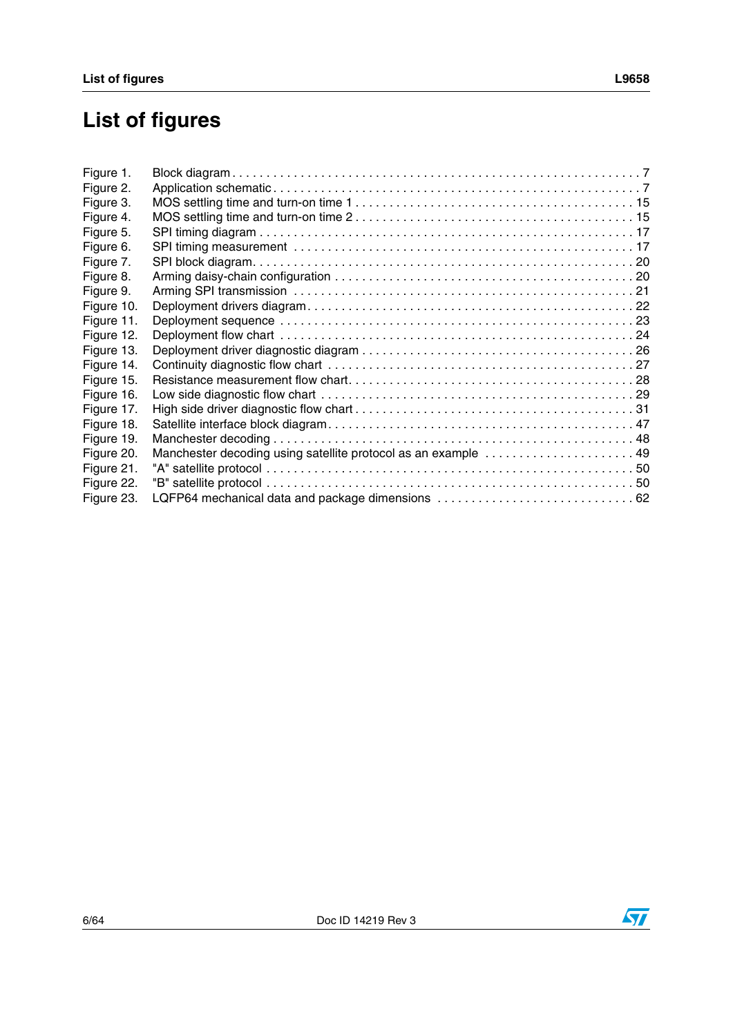# List of figures

- Figure 1. Block diagram . . . . . 7
- Figure 2. Application schematic . . . . . 7
- Figure 3. MOS settling time and turn-on time 1 . . . . . 15
- Figure 4. MOS settling time and turn-on time 2 . . . . . 15
- Figure 5. SPI timing diagram . . . . . 17
- Figure 6. SPI timing measurement . . . . . 17
- Figure 7. SPI block diagram. . . . . . 20
- Figure 8. Arming daisy-chain configuration . . . . . 20
- Figure 9. Arming SPI transmission . . . . . 21
- Figure 10. Deployment drivers diagram . . . . . 22
- Figure 11. Deployment sequence . . . . . 23
- Figure 12. Deployment flow chart . . . . . 24
- Figure 13. Deployment driver diagnostic diagram . . . . . 26
- Figure 14. Continuity diagnostic flow chart . . . . . 27
- Figure 15. Resistance measurement flow chart. . . . . . 28
- Figure 16. Low side diagnostic flow chart . . . . . 29
- Figure 17. High side driver diagnostic flow chart . . . . . 31
- Figure 18. Satellite interface block diagram . . . . . 47
- Figure 19. Manchester decoding . . . . . 48
- Figure 20. Manchester decoding using satellite protocol as an example . . . . . 49
- Figure 21. "A" satellite protocol . . . . . 50
- Figure 22. "B" satellite protocol . . . . . 50
- Figure 23. LQFP64 mechanical data and package dimensions . . . . . 62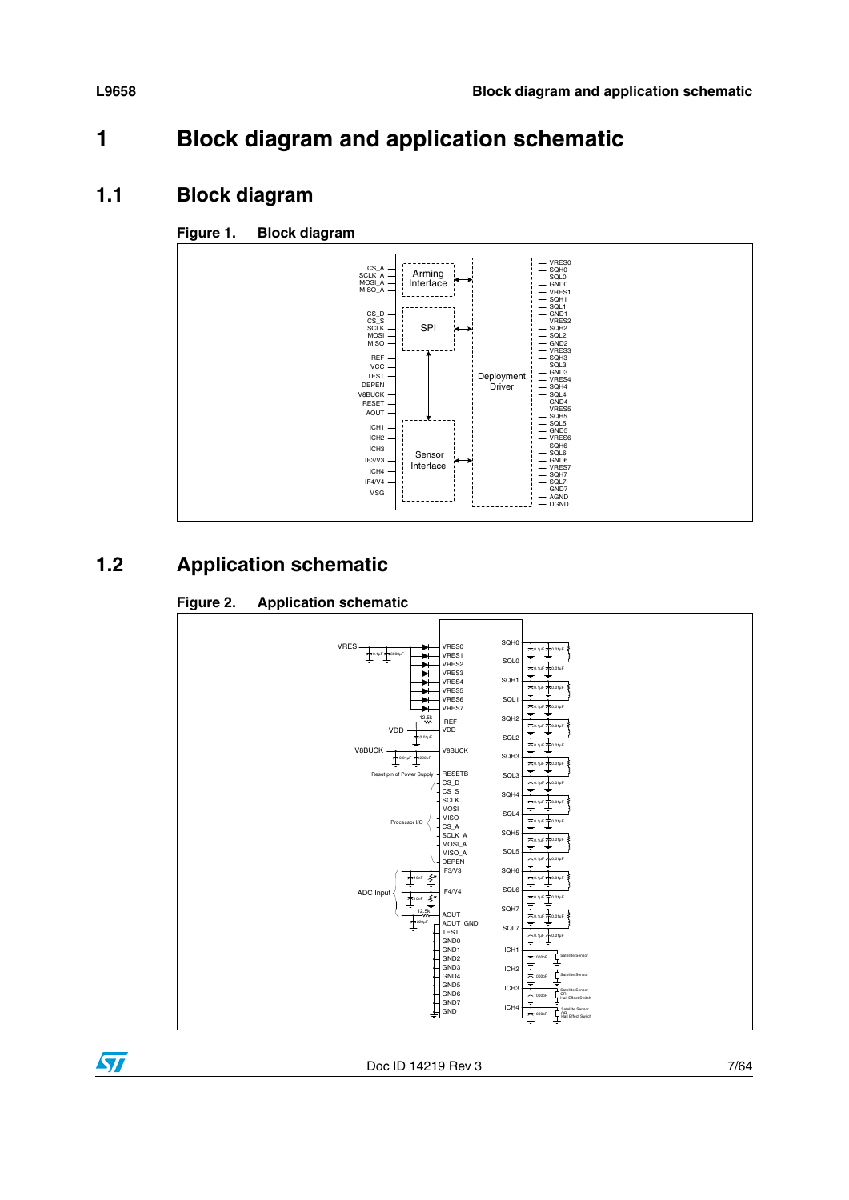# 1 Block diagram and application schematic

## 1.1 Block diagram

**Figure 1. Block diagram**

## 1.2 Application schematic

**Figure 2. Application schematic**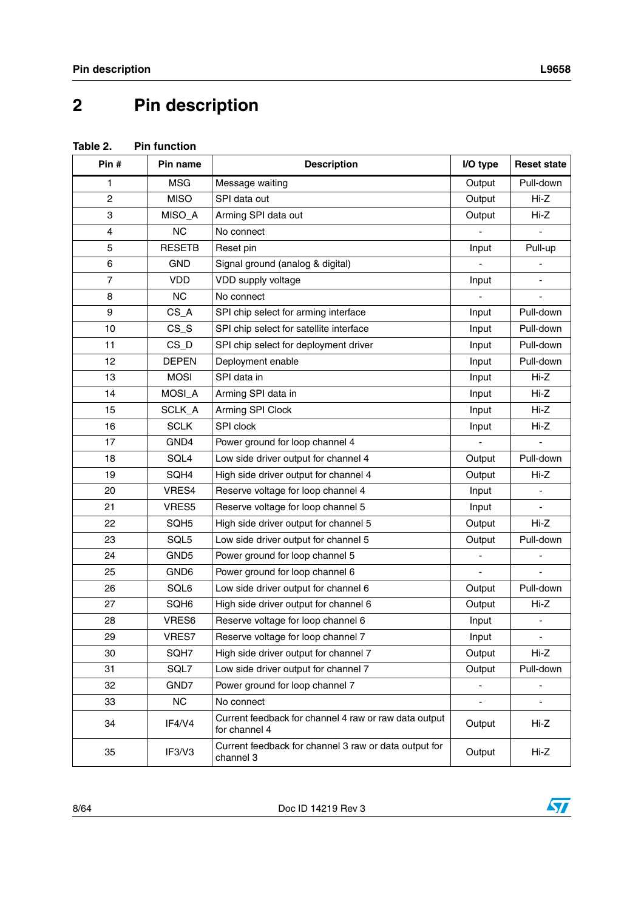# 2 Pin description

**Table 2. Pin function**

| Pin # | Pin name | Description | I/O type | Reset state |
|---|---|---|---|---|
| 1 | MSG | Message waiting | Output | Pull-down |
| 2 | MISO | SPI data out | Output | Hi-Z |
| 3 | MISO_A | Arming SPI data out | Output | Hi-Z |
| 4 | NC | No connect | - | - |
| 5 | RESETB | Reset pin | Input | Pull-up |
| 6 | GND | Signal ground (analog & digital) | - | - |
| 7 | VDD | VDD supply voltage | Input | - |
| 8 | NC | No connect | - | - |
| 9 | CS_A | SPI chip select for arming interface | Input | Pull-down |
| 10 | CS_S | SPI chip select for satellite interface | Input | Pull-down |
| 11 | CS_D | SPI chip select for deployment driver | Input | Pull-down |
| 12 | DEPEN | Deployment enable | Input | Pull-down |
| 13 | MOSI | SPI data in | Input | Hi-Z |
| 14 | MOSI_A | Arming SPI data in | Input | Hi-Z |
| 15 | SCLK_A | Arming SPI Clock | Input | Hi-Z |
| 16 | SCLK | SPI clock | Input | Hi-Z |
| 17 | GND4 | Power ground for loop channel 4 | - | - |
| 18 | SQL4 | Low side driver output for channel 4 | Output | Pull-down |
| 19 | SQH4 | High side driver output for channel 4 | Output | Hi-Z |
| 20 | VRES4 | Reserve voltage for loop channel 4 | Input | - |
| 21 | VRES5 | Reserve voltage for loop channel 5 | Input | - |
| 22 | SQH5 | High side driver output for channel 5 | Output | Hi-Z |
| 23 | SQL5 | Low side driver output for channel 5 | Output | Pull-down |
| 24 | GND5 | Power ground for loop channel 5 | - | - |
| 25 | GND6 | Power ground for loop channel 6 | - | - |
| 26 | SQL6 | Low side driver output for channel 6 | Output | Pull-down |
| 27 | SQH6 | High side driver output for channel 6 | Output | Hi-Z |
| 28 | VRES6 | Reserve voltage for loop channel 6 | Input | - |
| 29 | VRES7 | Reserve voltage for loop channel 7 | Input | - |
| 30 | SQH7 | High side driver output for channel 7 | Output | Hi-Z |
| 31 | SQL7 | Low side driver output for channel 7 | Output | Pull-down |
| 32 | GND7 | Power ground for loop channel 7 | - | - |
| 33 | NC | No connect | - | - |
| 34 | IF4/V4 | Current feedback for channel 4 raw or raw data output for channel 4 | Output | Hi-Z |
| 35 | IF3/V3 | Current feedback for channel 3 raw or data output for channel 3 | Output | Hi-Z |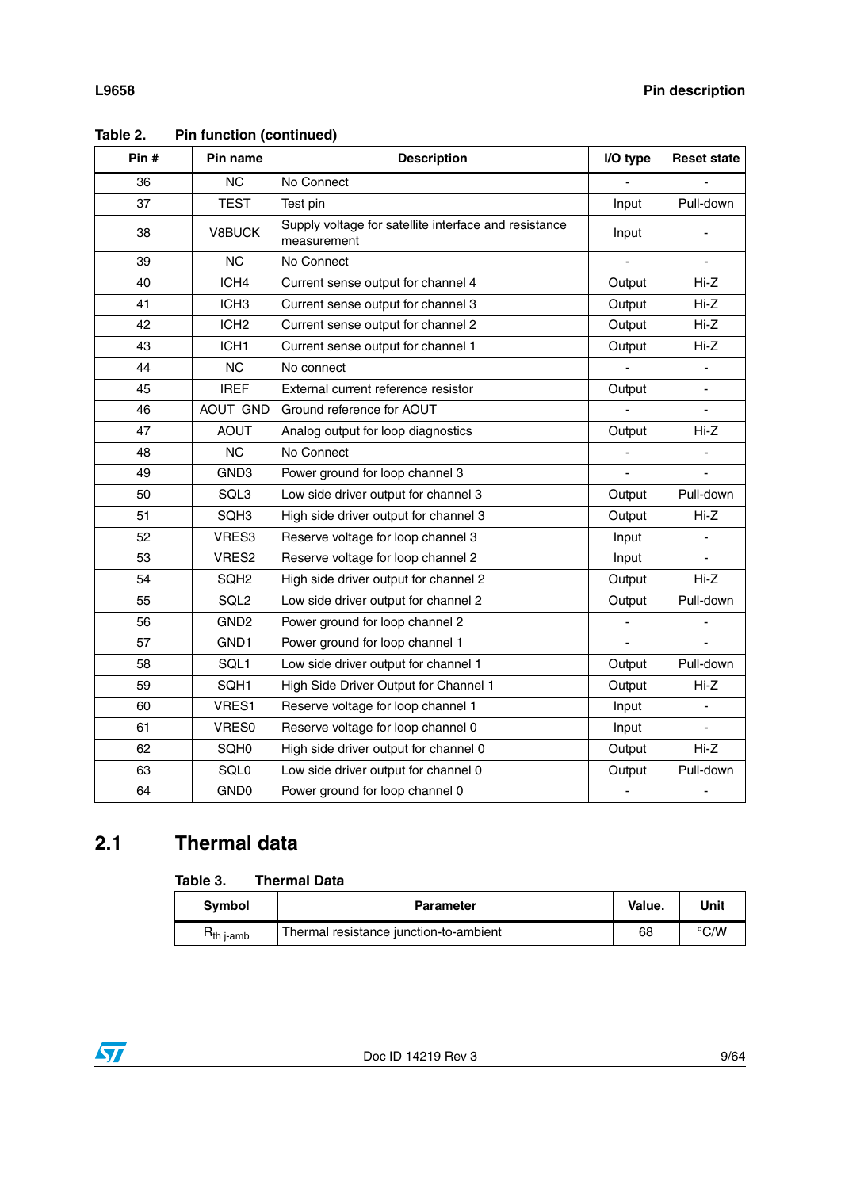**Table 2. Pin function (continued)**

| Pin # | Pin name | Description | I/O type | Reset state |
|---|---|---|---|---|
| 36 | NC | No Connect | - | - |
| 37 | TEST | Test pin | Input | Pull-down |
| 38 | V8BUCK | Supply voltage for satellite interface and resistance measurement | Input | - |
| 39 | NC | No Connect | - | - |
| 40 | ICH4 | Current sense output for channel 4 | Output | Hi-Z |
| 41 | ICH3 | Current sense output for channel 3 | Output | Hi-Z |
| 42 | ICH2 | Current sense output for channel 2 | Output | Hi-Z |
| 43 | ICH1 | Current sense output for channel 1 | Output | Hi-Z |
| 44 | NC | No connect | - | - |
| 45 | IREF | External current reference resistor | Output | - |
| 46 | AOUT_GND | Ground reference for AOUT | - | - |
| 47 | AOUT | Analog output for loop diagnostics | Output | Hi-Z |
| 48 | NC | No Connect | - | - |
| 49 | GND3 | Power ground for loop channel 3 | - | - |
| 50 | SQL3 | Low side driver output for channel 3 | Output | Pull-down |
| 51 | SQH3 | High side driver output for channel 3 | Output | Hi-Z |
| 52 | VRES3 | Reserve voltage for loop channel 3 | Input | - |
| 53 | VRES2 | Reserve voltage for loop channel 2 | Input | - |
| 54 | SQH2 | High side driver output for channel 2 | Output | Hi-Z |
| 55 | SQL2 | Low side driver output for channel 2 | Output | Pull-down |
| 56 | GND2 | Power ground for loop channel 2 | - | - |
| 57 | GND1 | Power ground for loop channel 1 | - | - |
| 58 | SQL1 | Low side driver output for channel 1 | Output | Pull-down |
| 59 | SQH1 | High Side Driver Output for Channel 1 | Output | Hi-Z |
| 60 | VRES1 | Reserve voltage for loop channel 1 | Input | - |
| 61 | VRES0 | Reserve voltage for loop channel 0 | Input | - |
| 62 | SQH0 | High side driver output for channel 0 | Output | Hi-Z |
| 63 | SQL0 | Low side driver output for channel 0 | Output | Pull-down |
| 64 | GND0 | Power ground for loop channel 0 | - | - |

## 2.1 Thermal data

**Table 3. Thermal Data**

| Symbol | Parameter | Value. | Unit |
|---|---|---|---|
| $R_{th\ j\text{-}amb}$ | Thermal resistance junction-to-ambient | 68 | °C/W |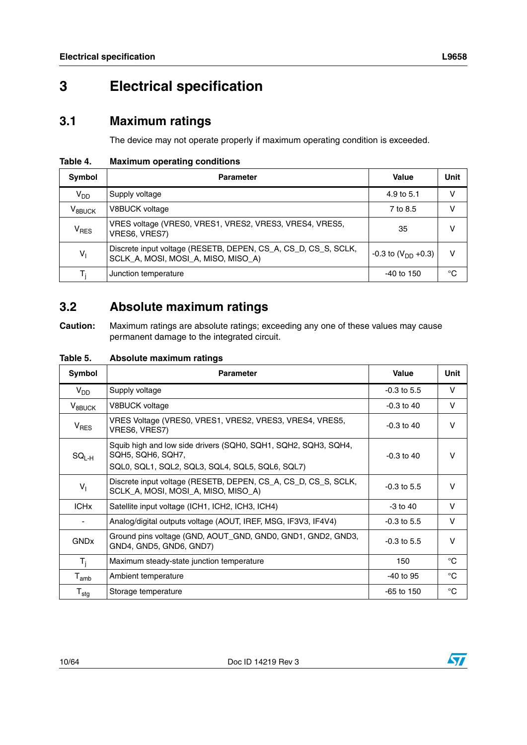# 3 Electrical specification

## 3.1 Maximum ratings

The device may not operate properly if maximum operating condition is exceeded.

**Table 4. Maximum operating conditions**

| Symbol | Parameter | Value | Unit |
|---|---|---|---|
| $V_{DD}$ | Supply voltage | 4.9 to 5.1 | V |
| $V_{8BUCK}$ | V8BUCK voltage | 7 to 8.5 | V |
| $V_{RES}$ | VRES voltage (VRES0, VRES1, VRES2, VRES3, VRES4, VRES5, VRES6, VRES7) | 35 | V |
| $V_I$ | Discrete input voltage (RESETB, DEPEN, CS_A, CS_D, CS_S, SCLK, SCLK_A, MOSI, MOSI_A, MISO, MISO_A) | -0.3 to ($V_{DD}$ +0.3) | V |
| $T_j$ | Junction temperature | -40 to 150 | °C |

## 3.2 Absolute maximum ratings

**Caution:** Maximum ratings are absolute ratings; exceeding any one of these values may cause permanent damage to the integrated circuit.

**Table 5. Absolute maximum ratings**

| Symbol | Parameter | Value | Unit |
|---|---|---|---|
| $V_{DD}$ | Supply voltage | -0.3 to 5.5 | V |
| $V_{8BUCK}$ | V8BUCK voltage | -0.3 to 40 | V |
| $V_{RES}$ | VRES Voltage (VRES0, VRES1, VRES2, VRES3, VRES4, VRES5, VRES6, VRES7) | -0.3 to 40 | V |
| $SQ_{L-H}$ | Squib high and low side drivers (SQH0, SQH1, SQH2, SQH3, SQH4, SQH5, SQH6, SQH7, SQL0, SQL1, SQL2, SQL3, SQL4, SQL5, SQL6, SQL7) | -0.3 to 40 | V |
| $V_I$ | Discrete input voltage (RESETB, DEPEN, CS_A, CS_D, CS_S, SCLK, SCLK_A, MOSI, MOSI_A, MISO, MISO_A) | -0.3 to 5.5 | V |
| ICHx | Satellite input voltage (ICH1, ICH2, ICH3, ICH4) | -3 to 40 | V |
| - | Analog/digital outputs voltage (AOUT, IREF, MSG, IF3V3, IF4V4) | -0.3 to 5.5 | V |
| GNDx | Ground pins voltage (GND, AOUT_GND, GND0, GND1, GND2, GND3, GND4, GND5, GND6, GND7) | -0.3 to 5.5 | V |
| $T_j$ | Maximum steady-state junction temperature | 150 | °C |
| $T_{amb}$ | Ambient temperature | -40 to 95 | °C |
| $T_{stg}$ | Storage temperature | -65 to 150 | °C |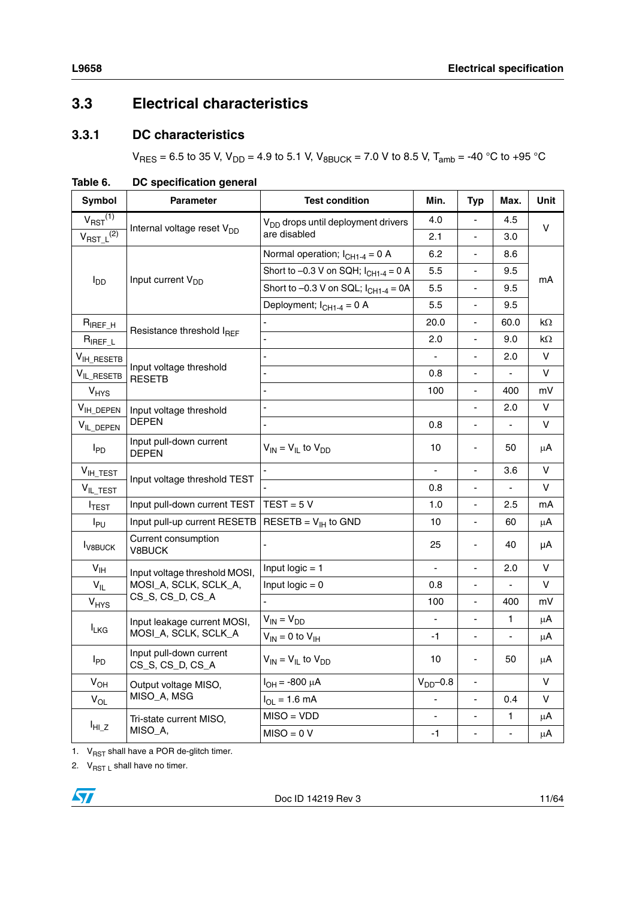## 3.3 Electrical characteristics

### 3.3.1 DC characteristics

$V_{RES}$ = 6.5 to 35 V, $V_{DD}$ = 4.9 to 5.1 V, $V_{8BUCK}$ = 7.0 V to 8.5 V, $T_{amb}$ = -40 °C to +95 °C

**Table 6. DC specification general**

| Symbol | Parameter | Test condition | Min. | Typ | Max. | Unit |
|---|---|---|---|---|---|---|
| $V_{RST}$ [1] | Internal voltage reset $V_{DD}$ | $V_{DD}$ drops until deployment drivers are disabled | 4.0 | - | 4.5 | V |
| $V_{RST\_L}$ [2] | | | 2.1 | - | 3.0 | |
| $I_{DD}$ | Input current $V_{DD}$ | Normal operation; $I_{CH1-4}$ = 0 A | 6.2 | - | 8.6 | mA |
| | | Short to –0.3 V on SQH; $I_{CH1-4}$ = 0 A | 5.5 | - | 9.5 | |
| | | Short to –0.3 V on SQL; $I_{CH1-4}$ = 0A | 5.5 | - | 9.5 | |
| | | Deployment; $I_{CH1-4}$ = 0 A | 5.5 | - | 9.5 | |
| $R_{IREF\_H}$ | Resistance threshold $I_{REF}$ | - | 20.0 | - | 60.0 | kΩ |
| $R_{IREF\_L}$ | | - | 2.0 | - | 9.0 | kΩ |
| $V_{IH\_RESETB}$ | Input voltage threshold RESETB | - | - | - | 2.0 | V |
| $V_{IL\_RESETB}$ | | - | 0.8 | - | - | V |
| $V_{HYS}$ | | - | 100 | - | 400 | mV |
| $V_{IH\_DEPEN}$ | Input voltage threshold DEPEN | - | | - | 2.0 | V |
| $V_{IL\_DEPEN}$ | | - | 0.8 | - | - | V |
| $I_{PD}$ | Input pull-down current DEPEN | $V_{IN}$ = $V_{IL}$ to $V_{DD}$ | 10 | - | 50 | µA |
| $V_{IH\_TEST}$ | Input voltage threshold TEST | - | - | - | 3.6 | V |
| $V_{IL\_TEST}$ | | - | 0.8 | - | - | V |
| $I_{TEST}$ | Input pull-down current TEST | TEST = 5 V | 1.0 | - | 2.5 | mA |
| $I_{PU}$ | Input pull-up current RESETB | RESETB = $V_{IH}$ to GND | 10 | - | 60 | µA |
| $I_{V8BUCK}$ | Current consumption V8BUCK | - | 25 | - | 40 | µA |
| $V_{IH}$ | Input voltage threshold MOSI, MOSI_A, SCLK, SCLK_A, CS_S, CS_D, CS_A | Input logic = 1 | - | - | 2.0 | V |
| $V_{IL}$ | | Input logic = 0 | 0.8 | - | - | V |
| $V_{HYS}$ | | - | 100 | - | 400 | mV |
| $I_{LKG}$ | Input leakage current MOSI, MOSI_A, SCLK, SCLK_A | $V_{IN}$ = $V_{DD}$ | - | - | 1 | µA |
| | | $V_{IN}$ = 0 to $V_{IH}$ | -1 | - | - | µA |
| $I_{PD}$ | Input pull-down current CS_S, CS_D, CS_A | $V_{IN}$ = $V_{IL}$ to $V_{DD}$ | 10 | - | 50 | µA |
| $V_{OH}$ | Output voltage MISO, MISO_A, MSG | $I_{OH}$ = -800 µA | $V_{DD}$–0.8 | - | | V |
| $V_{OL}$ | | $I_{OL}$ = 1.6 mA | - | - | 0.4 | V |
| $I_{HI\_Z}$ | Tri-state current MISO, MISO_A, | MISO = VDD | - | - | 1 | µA |
| | | MISO = 0 V | -1 | - | - | µA |

1. $V_{RST}$ shall have a POR de-glitch timer.
2. $V_{RST\_L}$ shall have no timer.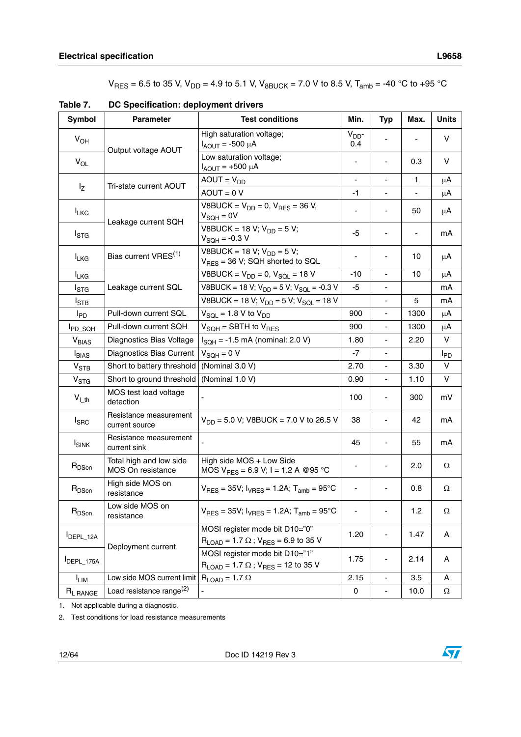$V_{RES}$ = 6.5 to 35 V, $V_{DD}$ = 4.9 to 5.1 V, $V_{8BUCK}$ = 7.0 V to 8.5 V, $T_{amb}$ = -40 °C to +95 °C

**Table 7. DC Specification: deployment drivers**

| Symbol | Parameter | Test conditions | Min. | Typ | Max. | Units |
|---|---|---|---|---|---|---|
| $V_{OH}$ | Output voltage AOUT | High saturation voltage; $I_{AOUT}$ = -500 µA | $V_{DD}$- 0.4 | - | - | V |
| $V_{OL}$ | | Low saturation voltage; $I_{AOUT}$ = +500 µA | - | - | 0.3 | V |
| $I_Z$ | Tri-state current AOUT | AOUT = $V_{DD}$ | - | - | 1 | µA |
| | | AOUT = 0 V | -1 | - | - | µA |
| $I_{LKG}$ | Leakage current SQH | V8BUCK = $V_{DD}$ = 0, $V_{RES}$ = 36 V, $V_{SQH}$ = 0V | - | - | 50 | µA |
| $I_{STG}$ | | V8BUCK = 18 V; $V_{DD}$ = 5 V; $V_{SQH}$ = -0.3 V | -5 | - | - | mA |
| $I_{LKG}$ | Bias current VRES[1] | V8BUCK = 18 V; $V_{DD}$ = 5 V; $V_{RES}$ = 36 V; SQH shorted to SQL | - | - | 10 | µA |
| $I_{LKG}$ | Leakage current SQL | V8BUCK = $V_{DD}$ = 0, $V_{SQL}$ = 18 V | -10 | - | 10 | µA |
| $I_{STG}$ | | V8BUCK = 18 V; $V_{DD}$ = 5 V; $V_{SQL}$ = -0.3 V | -5 | - | | mA |
| $I_{STB}$ | | V8BUCK = 18 V; $V_{DD}$ = 5 V; $V_{SQL}$ = 18 V | | - | 5 | mA |
| $I_{PD}$ | Pull-down current SQL | $V_{SQL}$ = 1.8 V to $V_{DD}$ | 900 | - | 1300 | µA |
| $I_{PD\_SQH}$ | Pull-down current SQH | $V_{SQH}$ = SBTH to $V_{RES}$ | 900 | - | 1300 | µA |
| $V_{BIAS}$ | Diagnostics Bias Voltage | $I_{SQH}$ = -1.5 mA (nominal: 2.0 V) | 1.80 | - | 2.20 | V |
| $I_{BIAS}$ | Diagnostics Bias Current | $V_{SQH}$ = 0 V | -7 | - | | $I_{PD}$ |
| $V_{STB}$ | Short to battery threshold | (Nominal 3.0 V) | 2.70 | - | 3.30 | V |
| $V_{STG}$ | Short to ground threshold | (Nominal 1.0 V) | 0.90 | - | 1.10 | V |
| $V_{I\_th}$ | MOS test load voltage detection | - | 100 | - | 300 | mV |
| $I_{SRC}$ | Resistance measurement current source | $V_{DD}$ = 5.0 V; V8BUCK = 7.0 V to 26.5 V | 38 | - | 42 | mA |
| $I_{SINK}$ | Resistance measurement current sink | - | 45 | - | 55 | mA |
| $R_{DSon}$ | Total high and low side MOS On resistance | High side MOS + Low Side MOS $V_{RES}$ = 6.9 V; I = 1.2 A @95 °C | - | - | 2.0 | Ω |
| $R_{DSon}$ | High side MOS on resistance | $V_{RES}$ = 35V; $I_{VRES}$ = 1.2A; $T_{amb}$ = 95°C | - | - | 0.8 | Ω |
| $R_{DSon}$ | Low side MOS on resistance | $V_{RES}$ = 35V; $I_{VRES}$ = 1.2A; $T_{amb}$ = 95°C | - | - | 1.2 | Ω |
| $I_{DEPL\_12A}$ | Deployment current | MOSI register mode bit D10="0" $R_{LOAD}$ = 1.7 Ω ; $V_{RES}$ = 6.9 to 35 V | 1.20 | - | 1.47 | A |
| $I_{DEPL\_175A}$ | | MOSI register mode bit D10="1" $R_{LOAD}$ = 1.7 Ω ; $V_{RES}$ = 12 to 35 V | 1.75 | - | 2.14 | A |
| $I_{LIM}$ | Low side MOS current limit | $R_{LOAD}$ = 1.7 Ω | 2.15 | - | 3.5 | A |
| $R_{L\ RANGE}$ | Load resistance range[2] | - | 0 | - | 10.0 | Ω |

1. Not applicable during a diagnostic.
2. Test conditions for load resistance measurements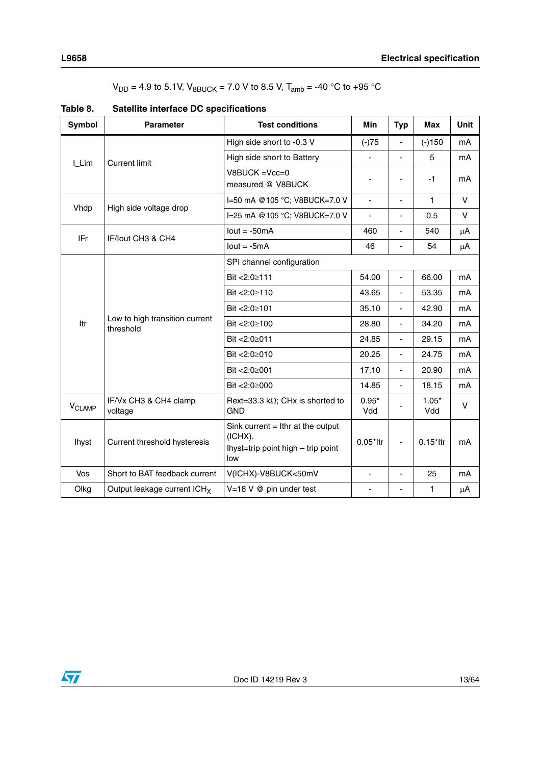$V_{DD}$ = 4.9 to 5.1V, $V_{8BUCK}$ = 7.0 V to 8.5 V, $T_{amb}$ = -40 °C to +95 °C

**Table 8. Satellite interface DC specifications**

| Symbol | Parameter | Test conditions | Min | Typ | Max | Unit |
|---|---|---|---|---|---|---|
| I_Lim | Current limit | High side short to -0.3 V | (-)75 | - | (-)150 | mA |
| | | High side short to Battery | - | - | 5 | mA |
| | | V8BUCK =Vcc=0 measured @ V8BUCK | - | - | -1 | mA |
| Vhdp | High side voltage drop | I=50 mA @105 °C; V8BUCK=7.0 V | - | - | 1 | V |
| | | I=25 mA @105 °C; V8BUCK=7.0 V | - | - | 0.5 | V |
| IFr | IF/Iout CH3 & CH4 | Iout = -50mA | 460 | - | 540 | µA |
| | | Iout = -5mA | 46 | - | 54 | µA |
| Itr | Low to high transition current threshold | SPI channel configuration | | | | |
| | | Bit <2:0≥111 | 54.00 | - | 66.00 | mA |
| | | Bit <2:0≥110 | 43.65 | - | 53.35 | mA |
| | | Bit <2:0≥101 | 35.10 | - | 42.90 | mA |
| | | Bit <2:0≥100 | 28.80 | - | 34.20 | mA |
| | | Bit <2:0≥011 | 24.85 | - | 29.15 | mA |
| | | Bit <2:0≥010 | 20.25 | - | 24.75 | mA |
| | | Bit <2:0≥001 | 17.10 | - | 20.90 | mA |
| | | Bit <2:0≥000 | 14.85 | - | 18.15 | mA |
| $V_{CLAMP}$ | IF/Vx CH3 & CH4 clamp voltage | Rext=33.3 kΩ; CHx is shorted to GND | 0.95*Vdd | - | 1.05*Vdd | V |
| Ihyst | Current threshold hysteresis | Sink current = Ithr at the output (ICHX). Ihyst=trip point high – trip point low | 0.05*Itr | - | 0.15*Itr | mA |
| Vos | Short to BAT feedback current | V(ICHX)-V8BUCK<50mV | - | - | 25 | mA |
| Olkg | Output leakage current $ICH_X$ | V=18 V @ pin under test | - | - | 1 | µA |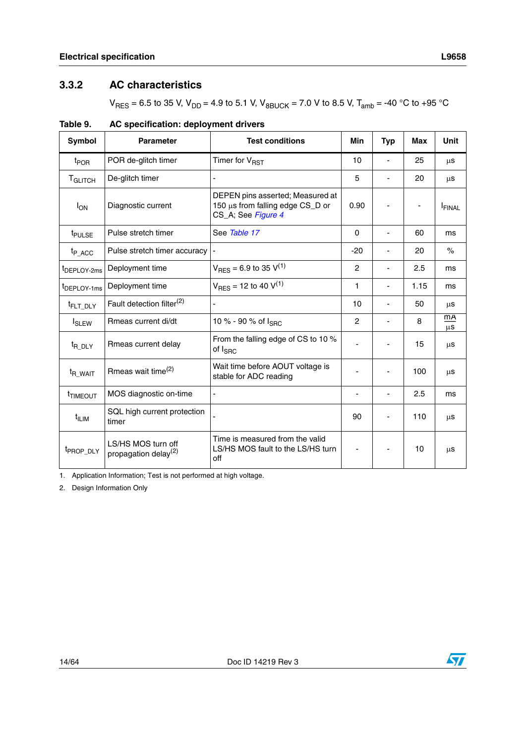### 3.3.2 AC characteristics

$V_{RES}$ = 6.5 to 35 V, $V_{DD}$ = 4.9 to 5.1 V, $V_{8BUCK}$ = 7.0 V to 8.5 V, $T_{amb}$ = -40 °C to +95 °C

**Table 9. AC specification: deployment drivers**

| Symbol | Parameter | Test conditions | Min | Typ | Max | Unit |
|---|---|---|---|---|---|---|
| $t_{POR}$ | POR de-glitch timer | Timer for $V_{RST}$ | 10 | - | 25 | µs |
| $T_{GLITCH}$ | De-glitch timer | - | 5 | - | 20 | µs |
| $I_{ON}$ | Diagnostic current | DEPEN pins asserted; Measured at 150 µs from falling edge CS_D or CS_A; See *Figure 4* | 0.90 | - | - | $I_{FINAL}$ |
| $t_{PULSE}$ | Pulse stretch timer | See *Table 17* | 0 | - | 60 | ms |
| $t_{P\_ACC}$ | Pulse stretch timer accuracy | - | -20 | - | 20 | % |
| $t_{DEPLOY\text{-}2ms}$ | Deployment time | $V_{RES}$ = 6.9 to 35 V(1) | 2 | - | 2.5 | ms |
| $t_{DEPLOY\text{-}1ms}$ | Deployment time | $V_{RES}$ = 12 to 40 V(1) | 1 | - | 1.15 | ms |
| $t_{FLT\_DLY}$ | Fault detection filter(2) | - | 10 | - | 50 | µs |
| $I_{SLEW}$ | Rmeas current di/dt | 10 % - 90 % of $I_{SRC}$ | 2 | - | 8 | $\frac{mA}{\mu s}$ |
| $t_{R\_DLY}$ | Rmeas current delay | From the falling edge of CS to 10 % of $I_{SRC}$ | - | - | 15 | µs |
| $t_{R\_WAIT}$ | Rmeas wait time(2) | Wait time before AOUT voltage is stable for ADC reading | - | - | 100 | µs |
| $t_{TIMEOUT}$ | MOS diagnostic on-time | - | - | - | 2.5 | ms |
| $t_{ILIM}$ | SQL high current protection timer | - | 90 | - | 110 | µs |
| $t_{PROP\_DLY}$ | LS/HS MOS turn off propagation delay(2) | Time is measured from the valid LS/HS MOS fault to the LS/HS turn off | - | - | 10 | µs |

1. Application Information; Test is not performed at high voltage.
2. Design Information Only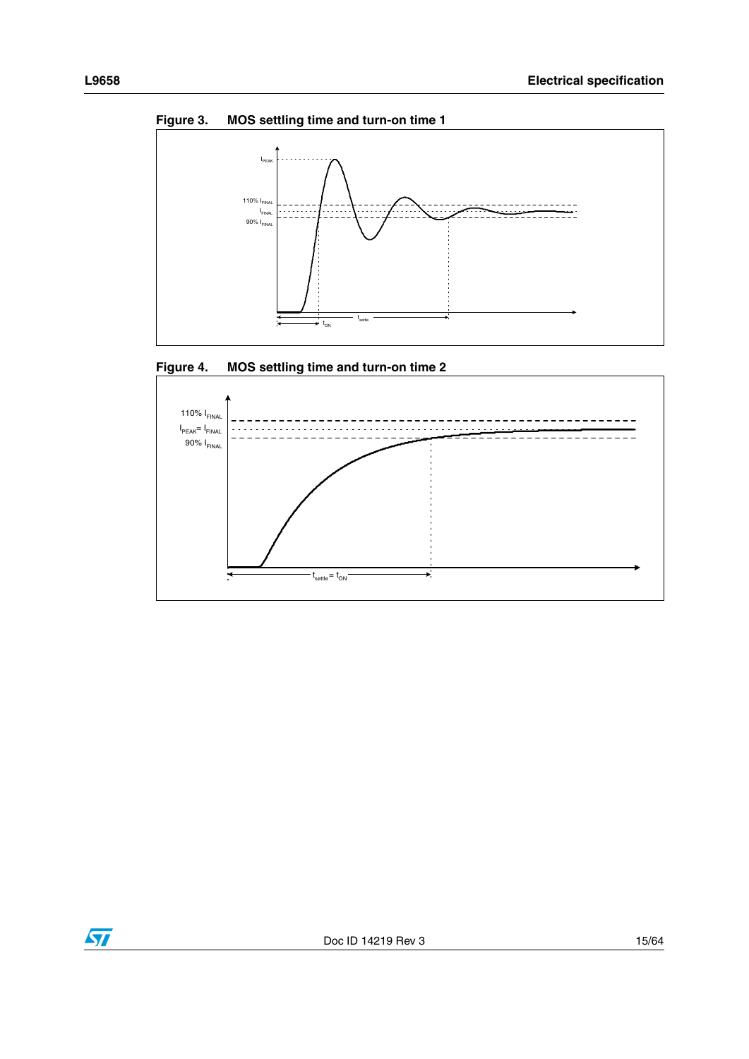**Figure 3. MOS settling time and turn-on time 1**

**Figure 4. MOS settling time and turn-on time 2**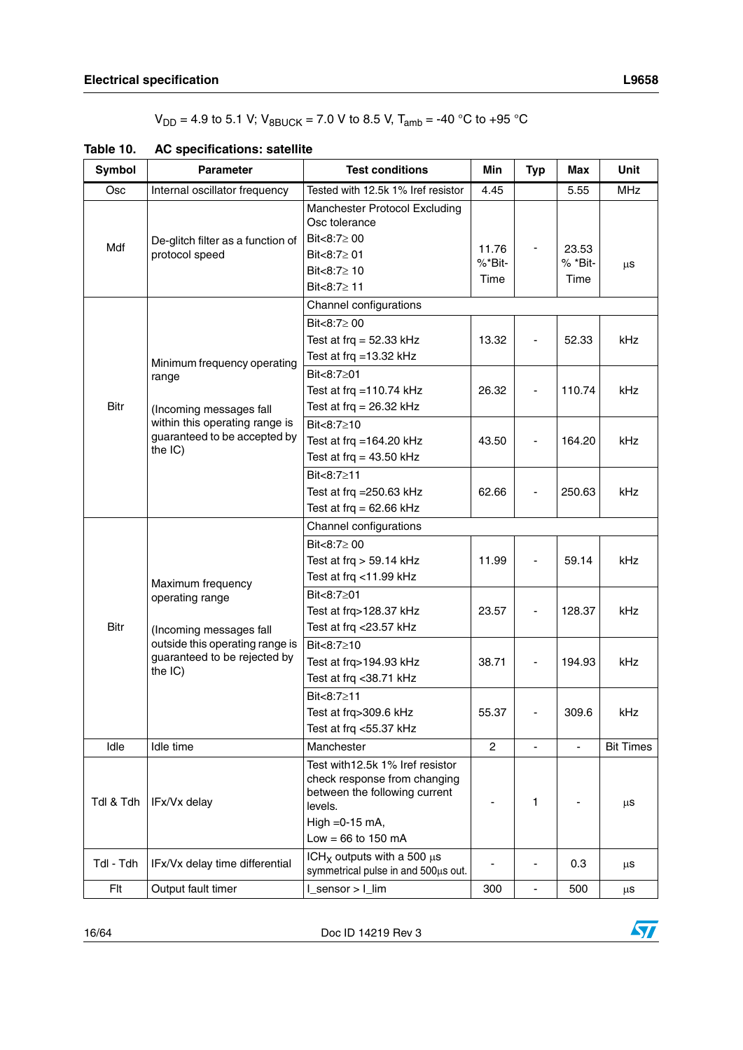$V_{DD}$ = 4.9 to 5.1 V; $V_{8BUCK}$ = 7.0 V to 8.5 V, $T_{amb}$ = -40 °C to +95 °C

**Table 10. AC specifications: satellite**

| Symbol | Parameter | Test conditions | Min | Typ | Max | Unit |
|---|---|---|---|---|---|---|
| Osc | Internal oscillator frequency | Tested with 12.5k 1% Iref resistor | 4.45 | | 5.55 | MHz |
| Mdf | De-glitch filter as a function of protocol speed | Manchester Protocol Excluding Osc tolerance<br>Bit<8:7≥ 00<br>Bit<8:7≥ 01<br>Bit<8:7≥ 10<br>Bit<8:7≥ 11 | 11.76 %*Bit-Time | - | 23.53 % *Bit-Time | µs |
| Bitr | Minimum frequency operating range<br><br>(Incoming messages fall within this operating range is guaranteed to be accepted by the IC) | Channel configurations | | | | |
| | | Bit<8:7≥ 00<br>Test at frq = 52.33 kHz<br>Test at frq =13.32 kHz | 13.32 | - | 52.33 | kHz |
| | | Bit<8:7≥01<br>Test at frq =110.74 kHz<br>Test at frq = 26.32 kHz | 26.32 | - | 110.74 | kHz |
| | | Bit<8:7≥10<br>Test at frq =164.20 kHz<br>Test at frq = 43.50 kHz | 43.50 | - | 164.20 | kHz |
| | | Bit<8:7≥11<br>Test at frq =250.63 kHz<br>Test at frq = 62.66 kHz | 62.66 | - | 250.63 | kHz |
| Bitr | Maximum frequency operating range<br><br>(Incoming messages fall outside this operating range is guaranteed to be rejected by the IC) | Channel configurations | | | | |
| | | Bit<8:7≥ 00<br>Test at frq > 59.14 kHz<br>Test at frq <11.99 kHz | 11.99 | - | 59.14 | kHz |
| | | Bit<8:7≥01<br>Test at frq>128.37 kHz<br>Test at frq <23.57 kHz | 23.57 | - | 128.37 | kHz |
| | | Bit<8:7≥10<br>Test at frq>194.93 kHz<br>Test at frq <38.71 kHz | 38.71 | - | 194.93 | kHz |
| | | Bit<8:7≥11<br>Test at frq>309.6 kHz<br>Test at frq <55.37 kHz | 55.37 | - | 309.6 | kHz |
| Idle | Idle time | Manchester | 2 | - | - | Bit Times |
| Tdl & Tdh | IFx/Vx delay | Test with12.5k 1% Iref resistor check response from changing between the following current levels.<br>High =0-15 mA,<br>Low = 66 to 150 mA | - | 1 | - | µs |
| Tdl - Tdh | IFx/Vx delay time differential | $ICH_X$ outputs with a 500 µs symmetrical pulse in and 500µs out. | - | - | 0.3 | µs |
| Flt | Output fault timer | I_sensor > I_lim | 300 | - | 500 | µs |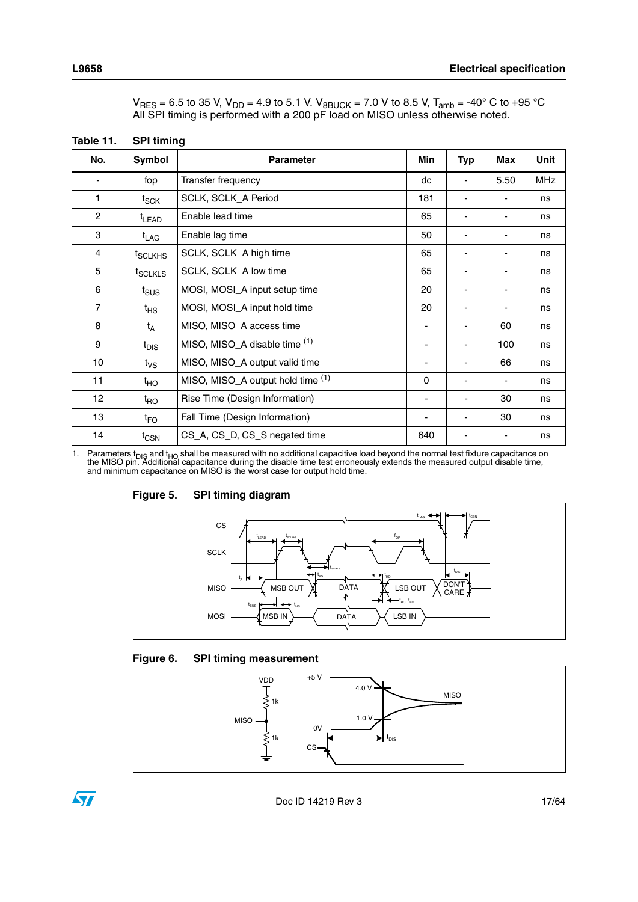$V_{RES}$ = 6.5 to 35 V, $V_{DD}$ = 4.9 to 5.1 V. $V_{8BUCK}$ = 7.0 V to 8.5 V, $T_{amb}$ = -40° C to +95 °C
All SPI timing is performed with a 200 pF load on MISO unless otherwise noted.

**Table 11. SPI timing**

| No. | Symbol | Parameter | Min | Typ | Max | Unit |
|---|---|---|---|---|---|---|
| - | fop | Transfer frequency | dc | - | 5.50 | MHz |
| 1 | $t_{SCK}$ | SCLK, SCLK_A Period | 181 | - | - | ns |
| 2 | $t_{LEAD}$ | Enable lead time | 65 | - | - | ns |
| 3 | $t_{LAG}$ | Enable lag time | 50 | - | - | ns |
| 4 | $t_{SCLKHS}$ | SCLK, SCLK_A high time | 65 | - | - | ns |
| 5 | $t_{SCLKLS}$ | SCLK, SCLK_A low time | 65 | - | - | ns |
| 6 | $t_{SUS}$ | MOSI, MOSI_A input setup time | 20 | - | - | ns |
| 7 | $t_{HS}$ | MOSI, MOSI_A input hold time | 20 | - | - | ns |
| 8 | $t_{A}$ | MISO, MISO_A access time | - | - | 60 | ns |
| 9 | $t_{DIS}$ | MISO, MISO_A disable time [(1)] | - | - | 100 | ns |
| 10 | $t_{VS}$ | MISO, MISO_A output valid time | - | - | 66 | ns |
| 11 | $t_{HO}$ | MISO, MISO_A output hold time [(1)] | 0 | - | - | ns |
| 12 | $t_{RO}$ | Rise Time (Design Information) | - | - | 30 | ns |
| 13 | $t_{FO}$ | Fall Time (Design Information) | - | - | 30 | ns |
| 14 | $t_{CSN}$ | CS_A, CS_D, CS_S negated time | 640 | - | - | ns |

1. Parameters $t_{DIS}$ and $t_{HO}$ shall be measured with no additional capacitive load beyond the normal test fixture capacitance on the MISO pin. Additional capacitance during the disable time test erroneously extends the measured output disable time, and minimum capacitance on MISO is the worst case for output hold time.

**Figure 5. SPI timing diagram**

**Figure 6. SPI timing measurement**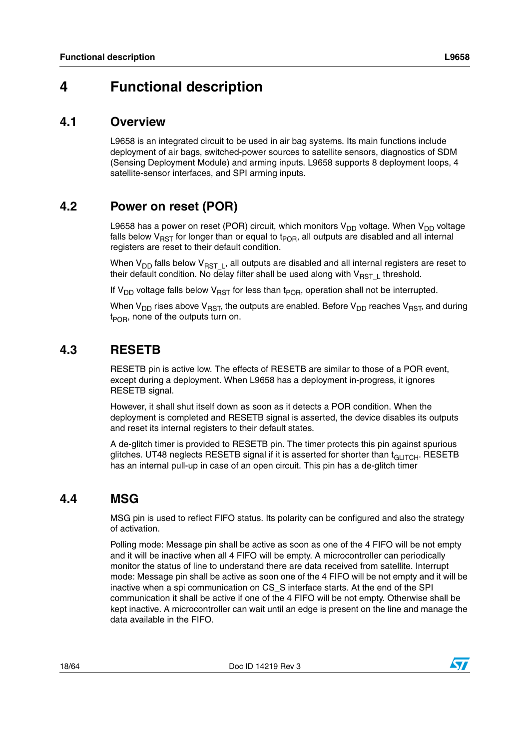# 4 Functional description

## 4.1 Overview

L9658 is an integrated circuit to be used in air bag systems. Its main functions include deployment of air bags, switched-power sources to satellite sensors, diagnostics of SDM (Sensing Deployment Module) and arming inputs. L9658 supports 8 deployment loops, 4 satellite-sensor interfaces, and SPI arming inputs.

## 4.2 Power on reset (POR)

L9658 has a power on reset (POR) circuit, which monitors $V_{DD}$ voltage. When $V_{DD}$ voltage falls below $V_{RST}$ for longer than or equal to $t_{POR}$, all outputs are disabled and all internal registers are reset to their default condition.

When $V_{DD}$ falls below $V_{RST\_L}$, all outputs are disabled and all internal registers are reset to their default condition. No delay filter shall be used along with $V_{RST\_L}$ threshold.

If $V_{DD}$ voltage falls below $V_{RST}$ for less than $t_{POR}$, operation shall not be interrupted.

When $V_{DD}$ rises above $V_{RST}$, the outputs are enabled. Before $V_{DD}$ reaches $V_{RST}$, and during $t_{POR}$, none of the outputs turn on.

## 4.3 RESETB

RESETB pin is active low. The effects of RESETB are similar to those of a POR event, except during a deployment. When L9658 has a deployment in-progress, it ignores RESETB signal.

However, it shall shut itself down as soon as it detects a POR condition. When the deployment is completed and RESETB signal is asserted, the device disables its outputs and reset its internal registers to their default states.

A de-glitch timer is provided to RESETB pin. The timer protects this pin against spurious glitches. UT48 neglects RESETB signal if it is asserted for shorter than $t_{GLITCH}$. RESETB has an internal pull-up in case of an open circuit. This pin has a de-glitch timer

## 4.4 MSG

MSG pin is used to reflect FIFO status. Its polarity can be configured and also the strategy of activation.

Polling mode: Message pin shall be active as soon as one of the 4 FIFO will be not empty and it will be inactive when all 4 FIFO will be empty. A microcontroller can periodically monitor the status of line to understand there are data received from satellite. Interrupt mode: Message pin shall be active as soon one of the 4 FIFO will be not empty and it will be inactive when a spi communication on CS_S interface starts. At the end of the SPI communication it shall be active if one of the 4 FIFO will be not empty. Otherwise shall be kept inactive. A microcontroller can wait until an edge is present on the line and manage the data available in the FIFO.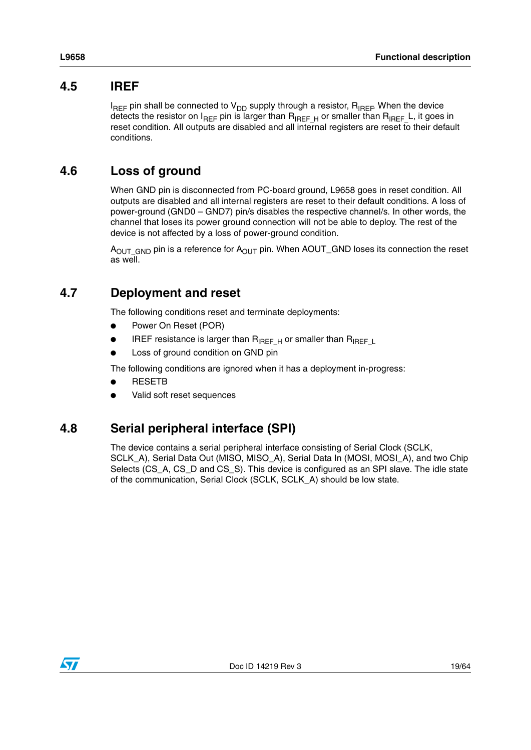## 4.5 IREF

$I_{REF}$ pin shall be connected to $V_{DD}$ supply through a resistor, $R_{IREF}$. When the device detects the resistor on $I_{REF}$ pin is larger than $R_{IREF\_H}$ or smaller than $R_{IREF\_L}$, it goes in reset condition. All outputs are disabled and all internal registers are reset to their default conditions.

## 4.6 Loss of ground

When GND pin is disconnected from PC-board ground, L9658 goes in reset condition. All outputs are disabled and all internal registers are reset to their default conditions. A loss of power-ground (GND0 – GND7) pin/s disables the respective channel/s. In other words, the channel that loses its power ground connection will not be able to deploy. The rest of the device is not affected by a loss of power-ground condition.

$A_{OUT\_GND}$ pin is a reference for $A_{OUT}$ pin. When AOUT_GND loses its connection the reset as well.

## 4.7 Deployment and reset

The following conditions reset and terminate deployments:

- Power On Reset (POR)
- IREF resistance is larger than $R_{IREF\_H}$ or smaller than $R_{IREF\_L}$
- Loss of ground condition on GND pin

The following conditions are ignored when it has a deployment in-progress:

- RESETB
- Valid soft reset sequences

## 4.8 Serial peripheral interface (SPI)

The device contains a serial peripheral interface consisting of Serial Clock (SCLK, SCLK_A), Serial Data Out (MISO, MISO_A), Serial Data In (MOSI, MOSI_A), and two Chip Selects (CS_A, CS_D and CS_S). This device is configured as an SPI slave. The idle state of the communication, Serial Clock (SCLK, SCLK_A) should be low state.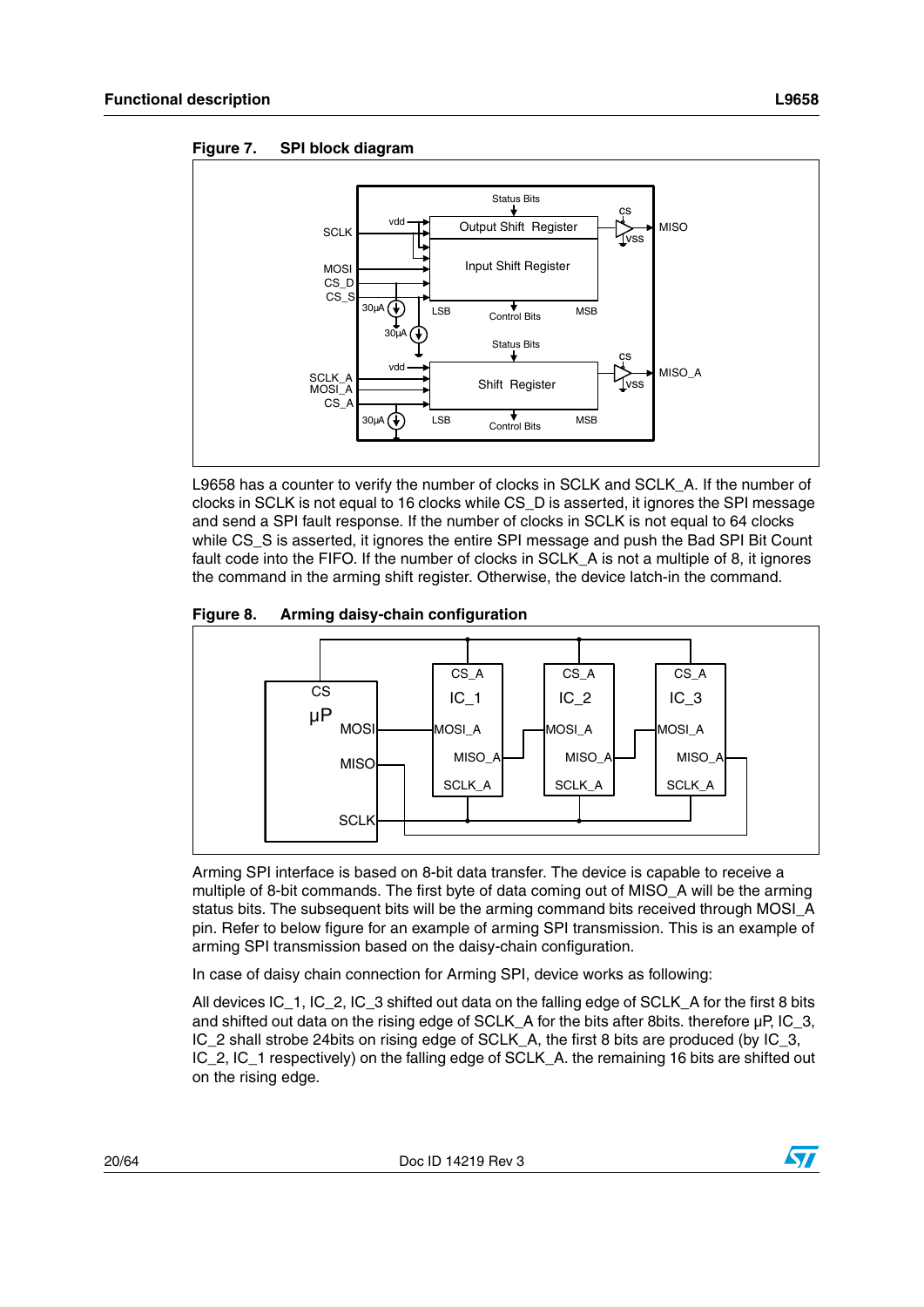**Figure 7. SPI block diagram**

L9658 has a counter to verify the number of clocks in SCLK and SCLK_A. If the number of clocks in SCLK is not equal to 16 clocks while CS_D is asserted, it ignores the SPI message and send a SPI fault response. If the number of clocks in SCLK is not equal to 64 clocks while CS_S is asserted, it ignores the entire SPI message and push the Bad SPI Bit Count fault code into the FIFO. If the number of clocks in SCLK_A is not a multiple of 8, it ignores the command in the arming shift register. Otherwise, the device latch-in the command.

**Figure 8. Arming daisy-chain configuration**

Arming SPI interface is based on 8-bit data transfer. The device is capable to receive a multiple of 8-bit commands. The first byte of data coming out of MISO_A will be the arming status bits. The subsequent bits will be the arming command bits received through MOSI_A pin. Refer to below figure for an example of arming SPI transmission. This is an example of arming SPI transmission based on the daisy-chain configuration.

In case of daisy chain connection for Arming SPI, device works as following:

All devices IC_1, IC_2, IC_3 shifted out data on the falling edge of SCLK_A for the first 8 bits and shifted out data on the rising edge of SCLK_A for the bits after 8bits. therefore µP, IC_3, IC_2 shall strobe 24bits on rising edge of SCLK_A, the first 8 bits are produced (by IC_3, IC_2, IC_1 respectively) on the falling edge of SCLK_A. the remaining 16 bits are shifted out on the rising edge.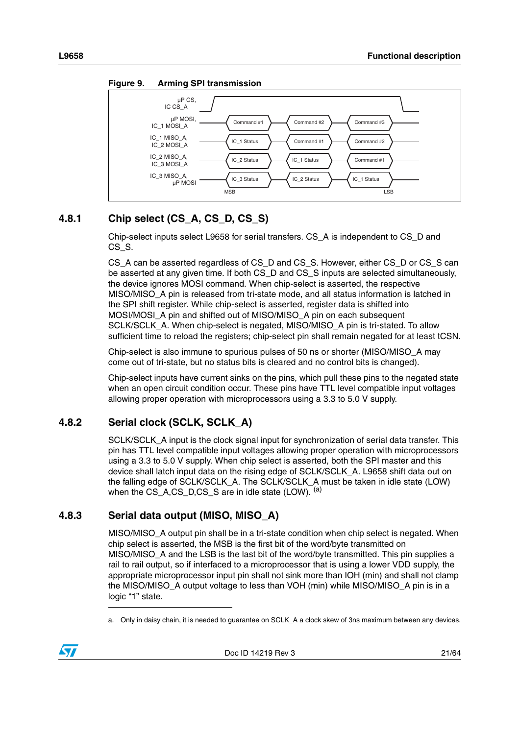**Figure 9. Arming SPI transmission**

| Signal | | | |
|---|---|---|---|
| µP CS, IC CS_A | | | |
| µP MOSI, IC_1 MOSI_A | Command #1 | Command #2 | Command #3 |
| IC_1 MISO_A, IC_2 MOSI_A | IC_1 Status | Command #1 | Command #2 |
| IC_2 MISO_A, IC_3 MOSI_A | IC_2 Status | IC_1 Status | Command #1 |
| IC_3 MISO_A, µP MOSI | IC_3 Status | IC_2 Status | IC_1 Status |
| | MSB | | LSB |

### 4.8.1 Chip select (CS_A, CS_D, CS_S)

Chip-select inputs select L9658 for serial transfers. CS_A is independent to CS_D and CS_S.

CS_A can be asserted regardless of CS_D and CS_S. However, either CS_D or CS_S can be asserted at any given time. If both CS_D and CS_S inputs are selected simultaneously, the device ignores MOSI command. When chip-select is asserted, the respective MISO/MISO_A pin is released from tri-state mode, and all status information is latched in the SPI shift register. While chip-select is asserted, register data is shifted into MOSI/MOSI_A pin and shifted out of MISO/MISO_A pin on each subsequent SCLK/SCLK_A. When chip-select is negated, MISO/MISO_A pin is tri-stated. To allow sufficient time to reload the registers; chip-select pin shall remain negated for at least tCSN.

Chip-select is also immune to spurious pulses of 50 ns or shorter (MISO/MISO_A may come out of tri-state, but no status bits is cleared and no control bits is changed).

Chip-select inputs have current sinks on the pins, which pull these pins to the negated state when an open circuit condition occur. These pins have TTL level compatible input voltages allowing proper operation with microprocessors using a 3.3 to 5.0 V supply.

### 4.8.2 Serial clock (SCLK, SCLK_A)

SCLK/SCLK_A input is the clock signal input for synchronization of serial data transfer. This pin has TTL level compatible input voltages allowing proper operation with microprocessors using a 3.3 to 5.0 V supply. When chip select is asserted, both the SPI master and this device shall latch input data on the rising edge of SCLK/SCLK_A. L9658 shift data out on the falling edge of SCLK/SCLK_A. The SCLK/SCLK_A must be taken in idle state (LOW) when the CS_A,CS_D,CS_S are in idle state (LOW). [(a)]

### 4.8.3 Serial data output (MISO, MISO_A)

MISO/MISO_A output pin shall be in a tri-state condition when chip select is negated. When chip select is asserted, the MSB is the first bit of the word/byte transmitted on MISO/MISO_A and the LSB is the last bit of the word/byte transmitted. This pin supplies a rail to rail output, so if interfaced to a microprocessor that is using a lower VDD supply, the appropriate microprocessor input pin shall not sink more than IOH (min) and shall not clamp the MISO/MISO_A output voltage to less than VOH (min) while MISO/MISO_A pin is in a logic “1” state.

a. Only in daisy chain, it is needed to guarantee on SCLK_A a clock skew of 3ns maximum between any devices.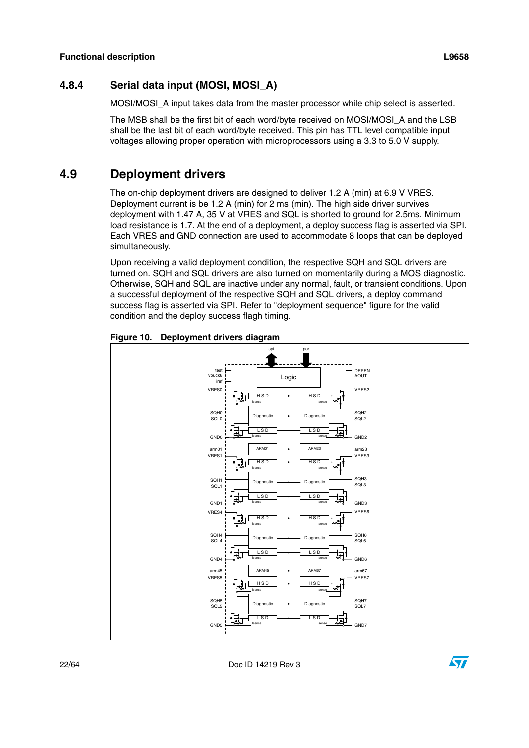### 4.8.4 Serial data input (MOSI, MOSI_A)

MOSI/MOSI_A input takes data from the master processor while chip select is asserted.

The MSB shall be the first bit of each word/byte received on MOSI/MOSI_A and the LSB shall be the last bit of each word/byte received. This pin has TTL level compatible input voltages allowing proper operation with microprocessors using a 3.3 to 5.0 V supply.

## 4.9 Deployment drivers

The on-chip deployment drivers are designed to deliver 1.2 A (min) at 6.9 V VRES. Deployment current is be 1.2 A (min) for 2 ms (min). The high side driver survives deployment with 1.47 A, 35 V at VRES and SQL is shorted to ground for 2.5ms. Minimum load resistance is 1.7. At the end of a deployment, a deploy success flag is asserted via SPI. Each VRES and GND connection are used to accommodate 8 loops that can be deployed simultaneously.

Upon receiving a valid deployment condition, the respective SQH and SQL drivers are turned on. SQH and SQL drivers are also turned on momentarily during a MOS diagnostic. Otherwise, SQH and SQL are inactive under any normal, fault, or transient conditions. Upon a successful deployment of the respective SQH and SQL drivers, a deploy command success flag is asserted via SPI. Refer to "deployment sequence" figure for the valid condition and the deploy success flagh timing.

**Figure 10. Deployment drivers diagram**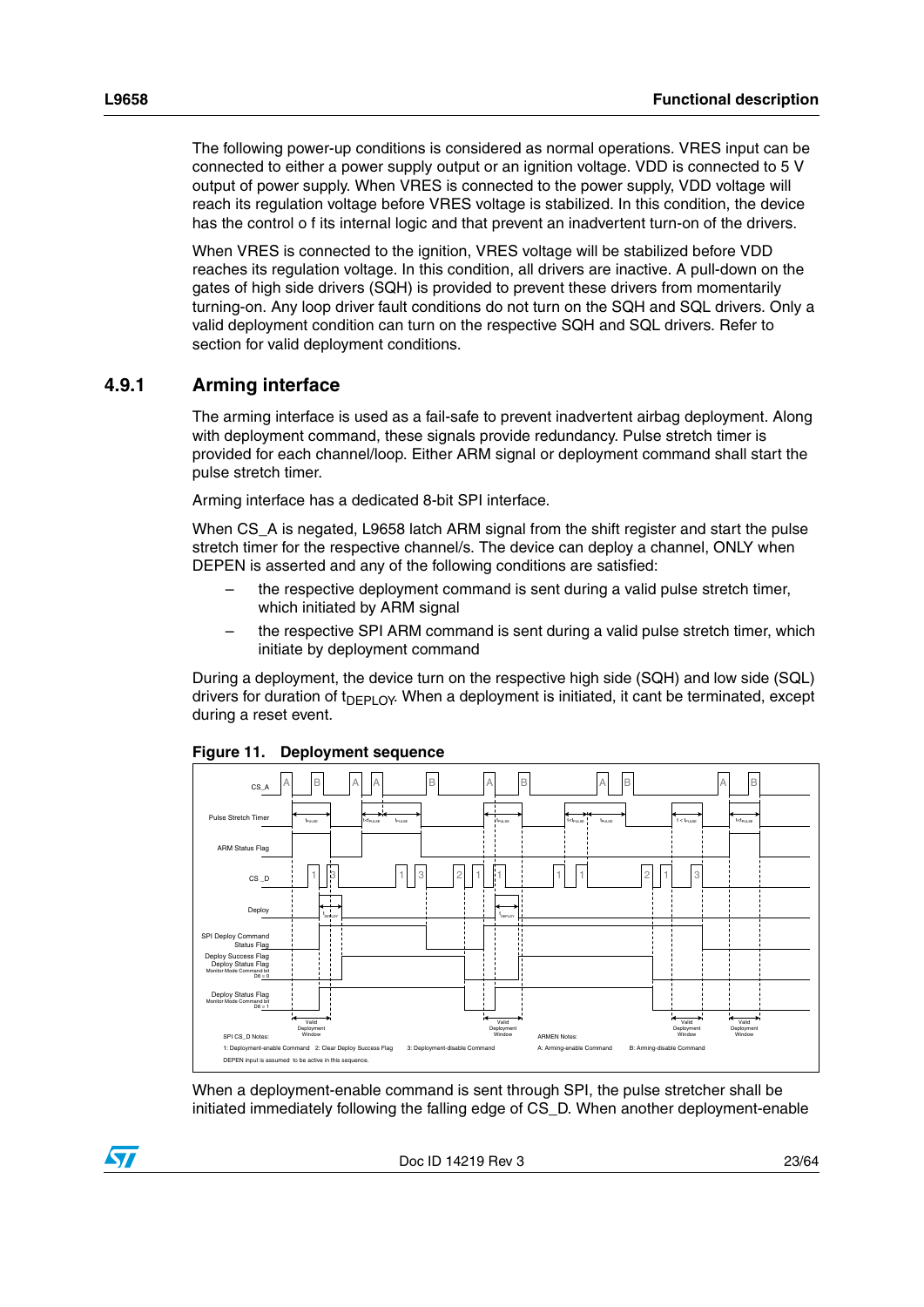The following power-up conditions is considered as normal operations. VRES input can be connected to either a power supply output or an ignition voltage. VDD is connected to 5 V output of power supply. When VRES is connected to the power supply, VDD voltage will reach its regulation voltage before VRES voltage is stabilized. In this condition, the device has the control o f its internal logic and that prevent an inadvertent turn-on of the drivers.

When VRES is connected to the ignition, VRES voltage will be stabilized before VDD reaches its regulation voltage. In this condition, all drivers are inactive. A pull-down on the gates of high side drivers (SQH) is provided to prevent these drivers from momentarily turning-on. Any loop driver fault conditions do not turn on the SQH and SQL drivers. Only a valid deployment condition can turn on the respective SQH and SQL drivers. Refer to section for valid deployment conditions.

### 4.9.1 Arming interface

The arming interface is used as a fail-safe to prevent inadvertent airbag deployment. Along with deployment command, these signals provide redundancy. Pulse stretch timer is provided for each channel/loop. Either ARM signal or deployment command shall start the pulse stretch timer.

Arming interface has a dedicated 8-bit SPI interface.

When CS_A is negated, L9658 latch ARM signal from the shift register and start the pulse stretch timer for the respective channel/s. The device can deploy a channel, ONLY when DEPEN is asserted and any of the following conditions are satisfied:

- the respective deployment command is sent during a valid pulse stretch timer, which initiated by ARM signal
- the respective SPI ARM command is sent during a valid pulse stretch timer, which initiate by deployment command

During a deployment, the device turn on the respective high side (SQH) and low side (SQL) drivers for duration of $t_{DEPLOY}$. When a deployment is initiated, it cant be terminated, except during a reset event.

**Figure 11. Deployment sequence**

When a deployment-enable command is sent through SPI, the pulse stretcher shall be initiated immediately following the falling edge of CS_D. When another deployment-enable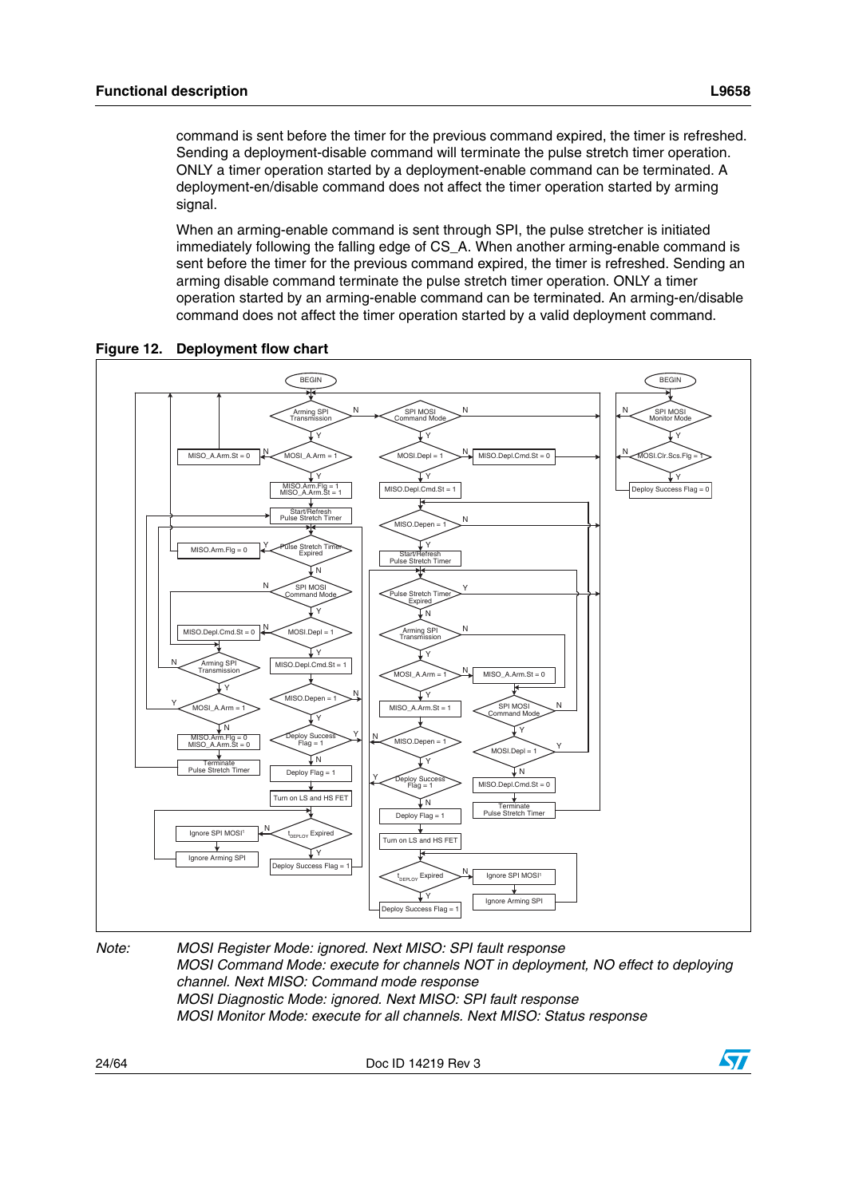command is sent before the timer for the previous command expired, the timer is refreshed. Sending a deployment-disable command will terminate the pulse stretch timer operation. ONLY a timer operation started by a deployment-enable command can be terminated. A deployment-en/disable command does not affect the timer operation started by arming signal.

When an arming-enable command is sent through SPI, the pulse stretcher is initiated immediately following the falling edge of CS_A. When another arming-enable command is sent before the timer for the previous command expired, the timer is refreshed. Sending an arming disable command terminate the pulse stretch timer operation. ONLY a timer operation started by an arming-enable command can be terminated. An arming-en/disable command does not affect the timer operation started by a valid deployment command.

**Figure 12. Deployment flow chart**

*Note: MOSI Register Mode: ignored. Next MISO: SPI fault response*
*MOSI Command Mode: execute for channels NOT in deployment, NO effect to deploying channel. Next MISO: Command mode response*
*MOSI Diagnostic Mode: ignored. Next MISO: SPI fault response*
*MOSI Monitor Mode: execute for all channels. Next MISO: Status response*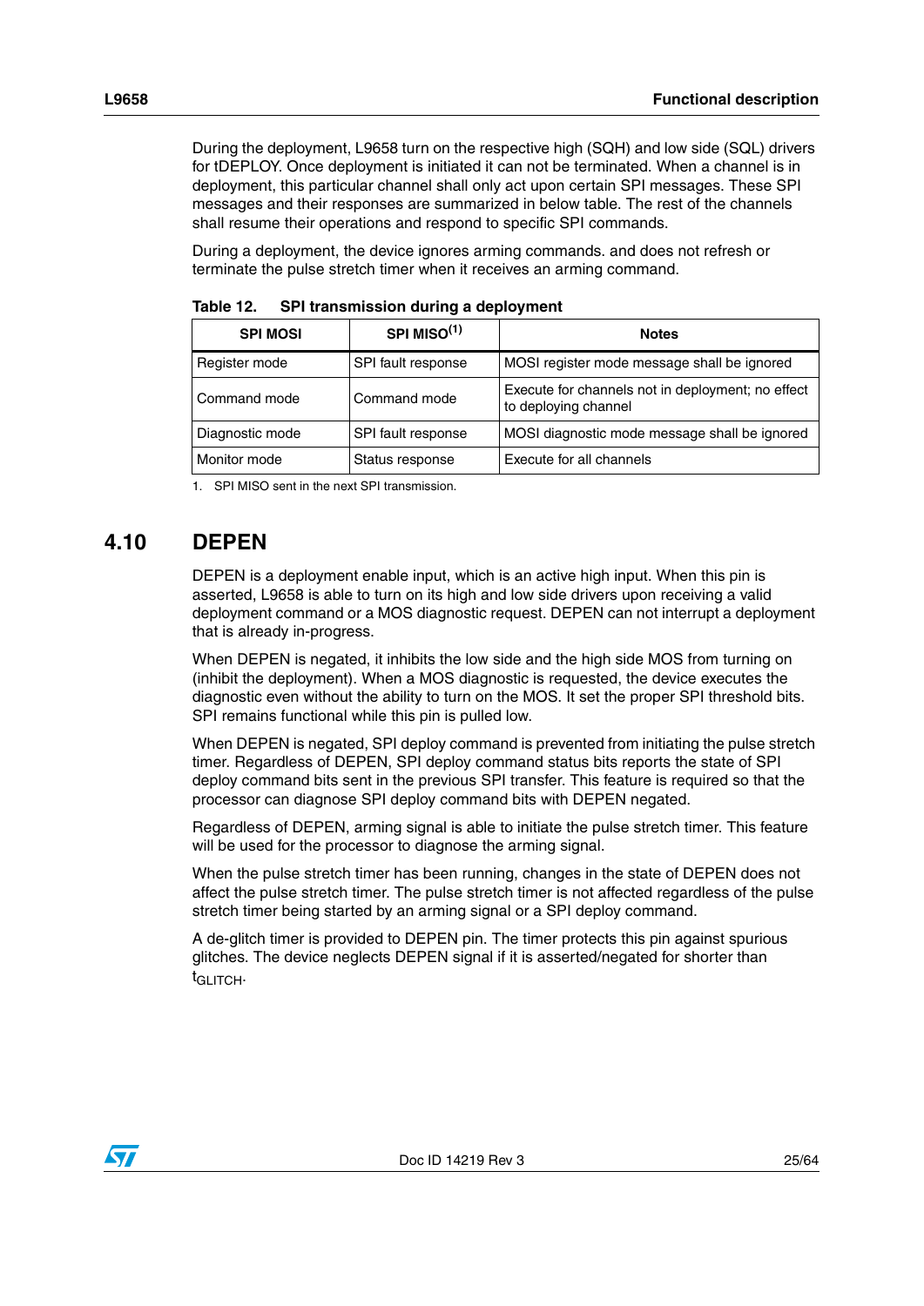During the deployment, L9658 turn on the respective high (SQH) and low side (SQL) drivers for tDEPLOY. Once deployment is initiated it can not be terminated. When a channel is in deployment, this particular channel shall only act upon certain SPI messages. These SPI messages and their responses are summarized in below table. The rest of the channels shall resume their operations and respond to specific SPI commands.

During a deployment, the device ignores arming commands. and does not refresh or terminate the pulse stretch timer when it receives an arming command.

**Table 12. SPI transmission during a deployment**

| SPI MOSI | SPI MISO[1] | Notes |
|---|---|---|
| Register mode | SPI fault response | MOSI register mode message shall be ignored |
| Command mode | Command mode | Execute for channels not in deployment; no effect to deploying channel |
| Diagnostic mode | SPI fault response | MOSI diagnostic mode message shall be ignored |
| Monitor mode | Status response | Execute for all channels |

1. SPI MISO sent in the next SPI transmission.

## 4.10 DEPEN

DEPEN is a deployment enable input, which is an active high input. When this pin is asserted, L9658 is able to turn on its high and low side drivers upon receiving a valid deployment command or a MOS diagnostic request. DEPEN can not interrupt a deployment that is already in-progress.

When DEPEN is negated, it inhibits the low side and the high side MOS from turning on (inhibit the deployment). When a MOS diagnostic is requested, the device executes the diagnostic even without the ability to turn on the MOS. It set the proper SPI threshold bits. SPI remains functional while this pin is pulled low.

When DEPEN is negated, SPI deploy command is prevented from initiating the pulse stretch timer. Regardless of DEPEN, SPI deploy command status bits reports the state of SPI deploy command bits sent in the previous SPI transfer. This feature is required so that the processor can diagnose SPI deploy command bits with DEPEN negated.

Regardless of DEPEN, arming signal is able to initiate the pulse stretch timer. This feature will be used for the processor to diagnose the arming signal.

When the pulse stretch timer has been running, changes in the state of DEPEN does not affect the pulse stretch timer. The pulse stretch timer is not affected regardless of the pulse stretch timer being started by an arming signal or a SPI deploy command.

A de-glitch timer is provided to DEPEN pin. The timer protects this pin against spurious glitches. The device neglects DEPEN signal if it is asserted/negated for shorter than $t_{GLITCH}$.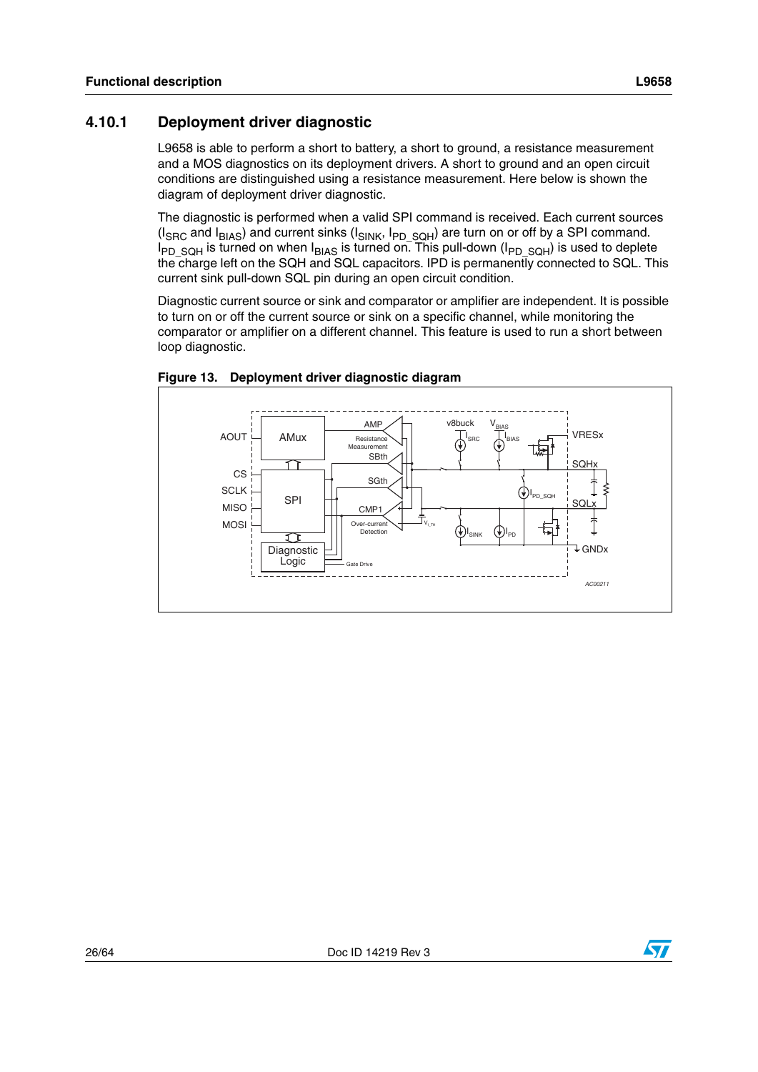### 4.10.1 Deployment driver diagnostic

L9658 is able to perform a short to battery, a short to ground, a resistance measurement and a MOS diagnostics on its deployment drivers. A short to ground and an open circuit conditions are distinguished using a resistance measurement. Here below is shown the diagram of deployment driver diagnostic.

The diagnostic is performed when a valid SPI command is received. Each current sources ($I_{SRC}$ and $I_{BIAS}$) and current sinks ($I_{SINK}$, $I_{PD\_SQH}$) are turn on or off by a SPI command. $I_{PD\_SQH}$ is turned on when $I_{BIAS}$ is turned on. This pull-down ($I_{PD\_SQH}$) is used to deplete the charge left on the SQH and SQL capacitors. IPD is permanently connected to SQL. This current sink pull-down SQL pin during an open circuit condition.

Diagnostic current source or sink and comparator or amplifier are independent. It is possible to turn on or off the current source or sink on a specific channel, while monitoring the comparator or amplifier on a different channel. This feature is used to run a short between loop diagnostic.

**Figure 13. Deployment driver diagnostic diagram**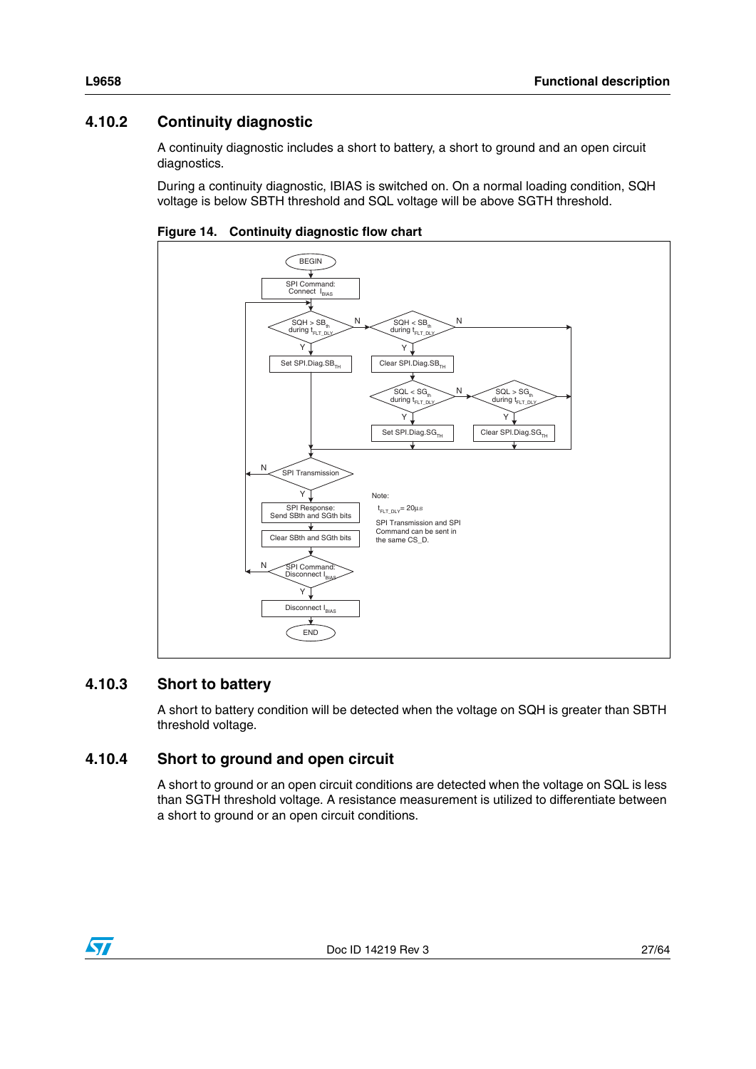### 4.10.2 Continuity diagnostic

A continuity diagnostic includes a short to battery, a short to ground and an open circuit diagnostics.

During a continuity diagnostic, IBIAS is switched on. On a normal loading condition, SQH voltage is below SBTH threshold and SQL voltage will be above SGTH threshold.

**Figure 14. Continuity diagnostic flow chart**

BEGIN → SPI Command: Connect $I_{BIAS}$ → SQH > $SB_{th}$ during $t_{FLT\_DLY}$ → Y: Set SPI.Diag.$SB_{TH}$; N: SQH < $SB_{th}$ during $t_{FLT\_DLY}$ → Y: Clear SPI.Diag.$SB_{TH}$ → SQL < $SG_{th}$ during $t_{FLT\_DLY}$ → Y: Set SPI.Diag.$SG_{TH}$; N: SQL > $SG_{th}$ during $t_{FLT\_DLY}$ → Y: Clear SPI.Diag.$SG_{TH}$ → SPI Transmission → Y: SPI Response: Send SBth and SGth bits → Clear SBth and SGth bits → SPI Command: Disconnect $I_{BIAS}$ → Y: Disconnect $I_{BIAS}$ → END

Note:
$t_{FLT\_DLY}$ = 20µs
SPI Transmission and SPI Command can be sent in the same CS_D.

### 4.10.3 Short to battery

A short to battery condition will be detected when the voltage on SQH is greater than SBTH threshold voltage.

### 4.10.4 Short to ground and open circuit

A short to ground or an open circuit conditions are detected when the voltage on SQL is less than SGTH threshold voltage. A resistance measurement is utilized to differentiate between a short to ground or an open circuit conditions.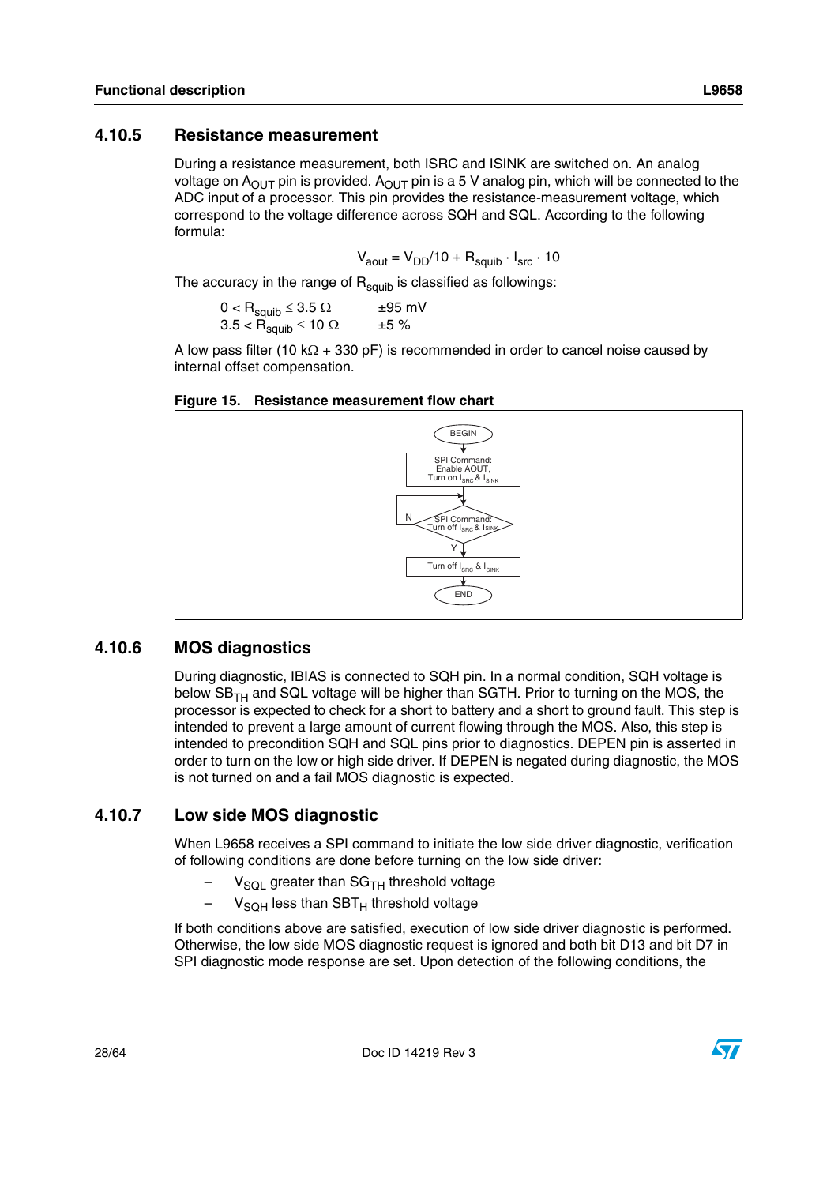### 4.10.5 Resistance measurement

During a resistance measurement, both ISRC and ISINK are switched on. An analog voltage on $A_{OUT}$ pin is provided. $A_{OUT}$ pin is a 5 V analog pin, which will be connected to the ADC input of a processor. This pin provides the resistance-measurement voltage, which correspond to the voltage difference across SQH and SQL. According to the following formula:

$$V_{aout} = V_{DD}/10 + R_{squib} \cdot I_{src} \cdot 10$$

The accuracy in the range of $R_{squib}$ is classified as followings:

| | |
|---|---|
| $0 < R_{squib} \leq 3.5\ \Omega$ | ±95 mV |
| $3.5 < R_{squib} \leq 10\ \Omega$ | ±5 % |

A low pass filter (10 kΩ + 330 pF) is recommended in order to cancel noise caused by internal offset compensation.

**Figure 15. Resistance measurement flow chart**

BEGIN → SPI Command: Enable AOUT, Turn on $I_{SRC}$ & $I_{SINK}$ → SPI Command: Turn off $I_{SRC}$ & $I_{SINK}$ (N: loop back; Y: continue) → Turn off $I_{SRC}$ & $I_{SINK}$ → END

### 4.10.6 MOS diagnostics

During diagnostic, IBIAS is connected to SQH pin. In a normal condition, SQH voltage is below $SB_{TH}$ and SQL voltage will be higher than SGTH. Prior to turning on the MOS, the processor is expected to check for a short to battery and a short to ground fault. This step is intended to prevent a large amount of current flowing through the MOS. Also, this step is intended to precondition SQH and SQL pins prior to diagnostics. DEPEN pin is asserted in order to turn on the low or high side driver. If DEPEN is negated during diagnostic, the MOS is not turned on and a fail MOS diagnostic is expected.

### 4.10.7 Low side MOS diagnostic

When L9658 receives a SPI command to initiate the low side driver diagnostic, verification of following conditions are done before turning on the low side driver:

- $V_{SQL}$ greater than $SG_{TH}$ threshold voltage
- $V_{SQH}$ less than $SBT_H$ threshold voltage

If both conditions above are satisfied, execution of low side driver diagnostic is performed. Otherwise, the low side MOS diagnostic request is ignored and both bit D13 and bit D7 in SPI diagnostic mode response are set. Upon detection of the following conditions, the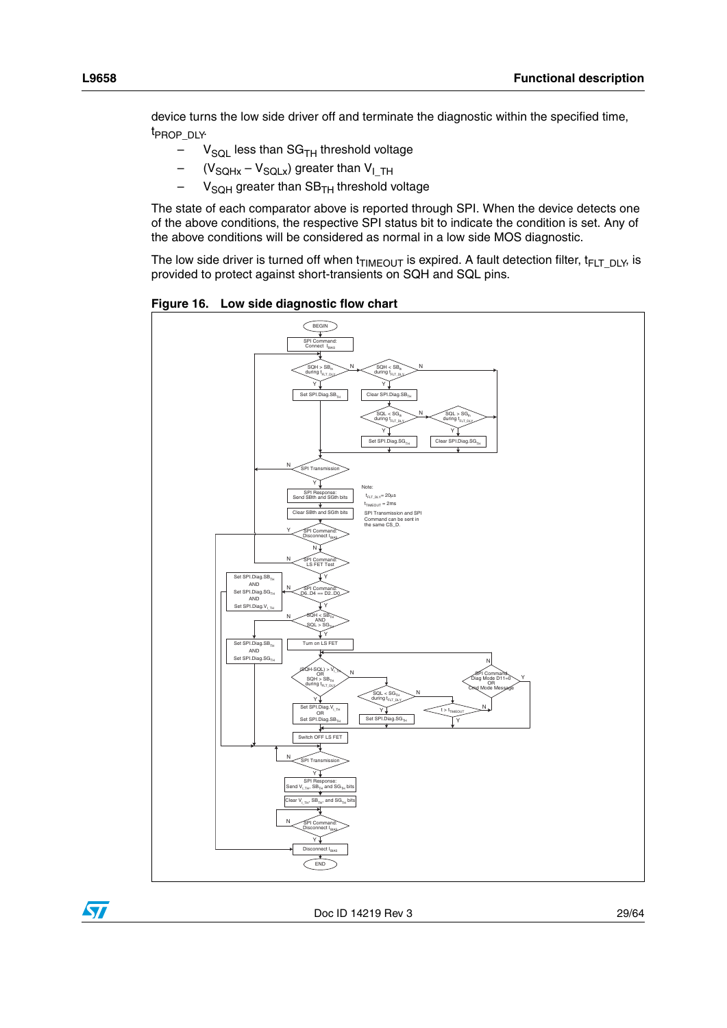device turns the low side driver off and terminate the diagnostic within the specified time, $t_{PROP\_DLY}$.

– $V_{SQL}$ less than $SG_{TH}$ threshold voltage
– $(V_{SQHx} – V_{SQLx})$ greater than $V_{I\_TH}$
– $V_{SQH}$ greater than $SB_{TH}$ threshold voltage

The state of each comparator above is reported through SPI. When the device detects one of the above conditions, the respective SPI status bit to indicate the condition is set. Any of the above conditions will be considered as normal in a low side MOS diagnostic.

The low side driver is turned off when $t_{TIMEOUT}$ is expired. A fault detection filter, $t_{FLT\_DLY}$, is provided to protect against short-transients on SQH and SQL pins.

**Figure 16. Low side diagnostic flow chart**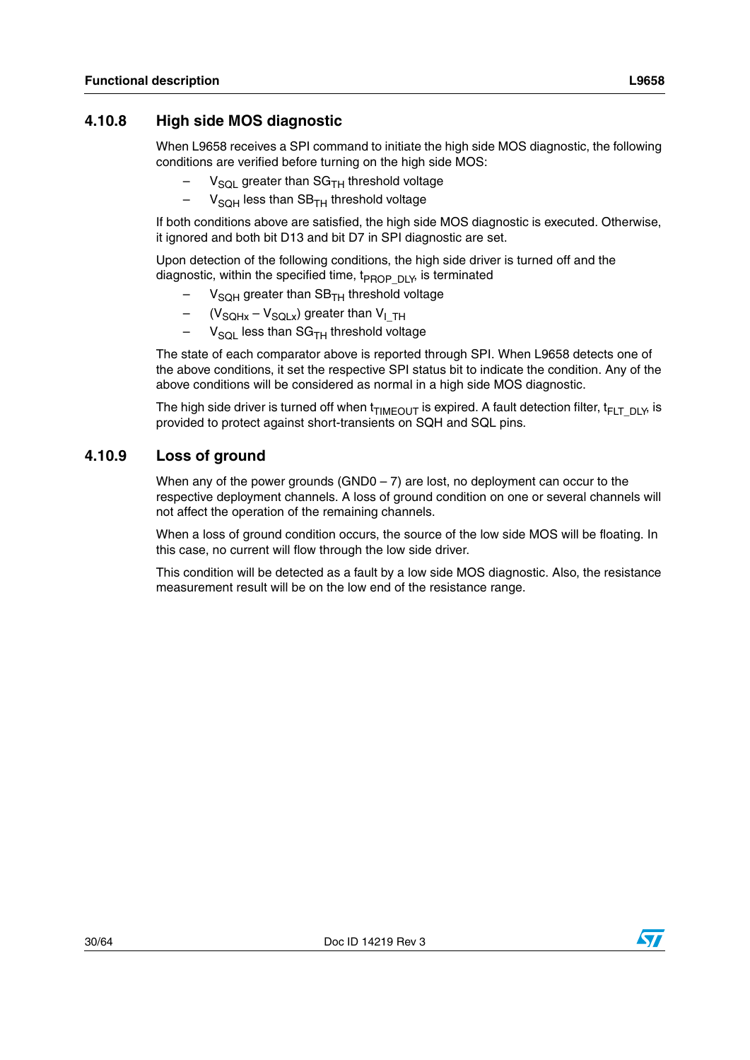### 4.10.8 High side MOS diagnostic

When L9658 receives a SPI command to initiate the high side MOS diagnostic, the following conditions are verified before turning on the high side MOS:

- $V_{SQL}$ greater than $SG_{TH}$ threshold voltage
- $V_{SQH}$ less than $SB_{TH}$ threshold voltage

If both conditions above are satisfied, the high side MOS diagnostic is executed. Otherwise, it ignored and both bit D13 and bit D7 in SPI diagnostic are set.

Upon detection of the following conditions, the high side driver is turned off and the diagnostic, within the specified time, $t_{PROP\_DLY}$, is terminated

- $V_{SQH}$ greater than $SB_{TH}$ threshold voltage
- $(V_{SQHx} - V_{SQLx})$ greater than $V_{I\_TH}$
- $V_{SQL}$ less than $SG_{TH}$ threshold voltage

The state of each comparator above is reported through SPI. When L9658 detects one of the above conditions, it set the respective SPI status bit to indicate the condition. Any of the above conditions will be considered as normal in a high side MOS diagnostic.

The high side driver is turned off when $t_{TIMEOUT}$ is expired. A fault detection filter, $t_{FLT\_DLY}$, is provided to protect against short-transients on SQH and SQL pins.

### 4.10.9 Loss of ground

When any of the power grounds (GND0 – 7) are lost, no deployment can occur to the respective deployment channels. A loss of ground condition on one or several channels will not affect the operation of the remaining channels.

When a loss of ground condition occurs, the source of the low side MOS will be floating. In this case, no current will flow through the low side driver.

This condition will be detected as a fault by a low side MOS diagnostic. Also, the resistance measurement result will be on the low end of the resistance range.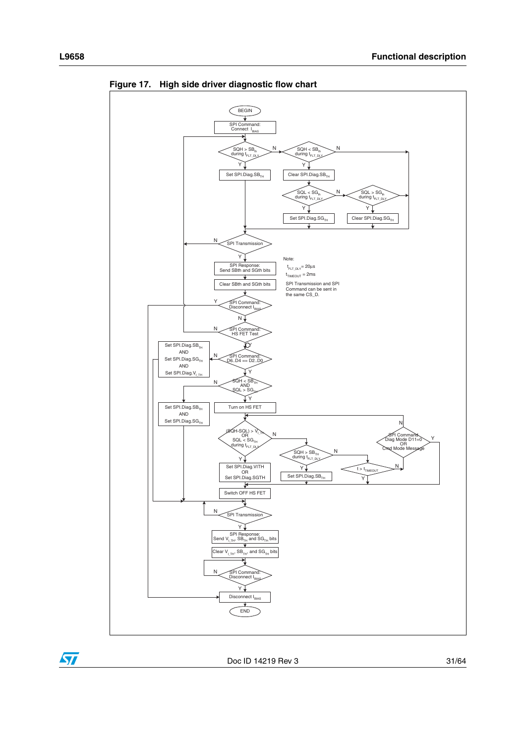**Figure 17. High side driver diagnostic flow chart**

Note:

$t_{FLT\_DLY}$ = 20µs

$t_{TIMEOUT}$ = 2ms

SPI Transmission and SPI Command can be sent in the same CS_D.

BEGIN

SPI Command: Connect $I_{BIAS}$

SQH > $SB_{th}$ during $t_{FLT\_DLY}$ (Y: Set SPI.Diag.$SB_{TH}$; N: SQH < $SB_{th}$ during $t_{FLT\_DLY}$)

SQH < $SB_{th}$ during $t_{FLT\_DLY}$ (Y: Clear SPI.Diag.$SB_{TH}$)

SQL < $SG_{th}$ during $t_{FLT\_DLY}$ (Y: Set SPI.Diag.$SG_{TH}$; N: SQL > $SG_{th}$ during $t_{FLT\_DLY}$)

SQL > $SG_{th}$ during $t_{FLT\_DLY}$ (Y: Clear SPI.Diag.$SG_{TH}$)

SPI Transmission (Y: SPI Response: Send SBth and SGth bits → Clear SBth and SGth bits)

SPI Command: Disconnect $I_{BIAS}$ (Y: Disconnect $I_{BIAS}$)

SPI Command: HS FET Test

SPI Command: D6..D4 == D2..D0 (N: Set SPI.Diag.$SB_{TH}$ AND Set SPI.Diag.$SG_{TH}$ AND Set SPI.Diag.$V_{I\_TH}$)

SQH < $SB_{TH}$ AND SQL > $SG_{TH}$ (N: Set SPI.Diag.$SB_{TH}$ AND Set SPI.Diag.$SG_{TH}$; Y: Turn on HS FET)

(SQH-SQL) > $V_{I\_TH}$ OR SQL < $SG_{TH}$ during $t_{FLT\_DLY}$ (Y: Set SPI.Diag.VITH OR Set SPI.Diag.SGTH)

SQH > $SB_{TH}$ during $t_{FLT\_DLY}$ (Y: Set SPI.Diag.$SB_{TH}$)

t > $t_{TIMEOUT}$

SPI Command Diag Mode D11=0 OR Cmd Mode Message

Switch OFF HS FET

SPI Transmission (Y: SPI Response: Send $V_{I\_TH}$, $SB_{TH}$ and $SG_{TH}$ bits → Clear $V_{I\_TH}$, $SB_{TH}$, and $SG_{TH}$ bits)

SPI Command: Disconnect $I_{BIAS}$

Disconnect $I_{BIAS}$

END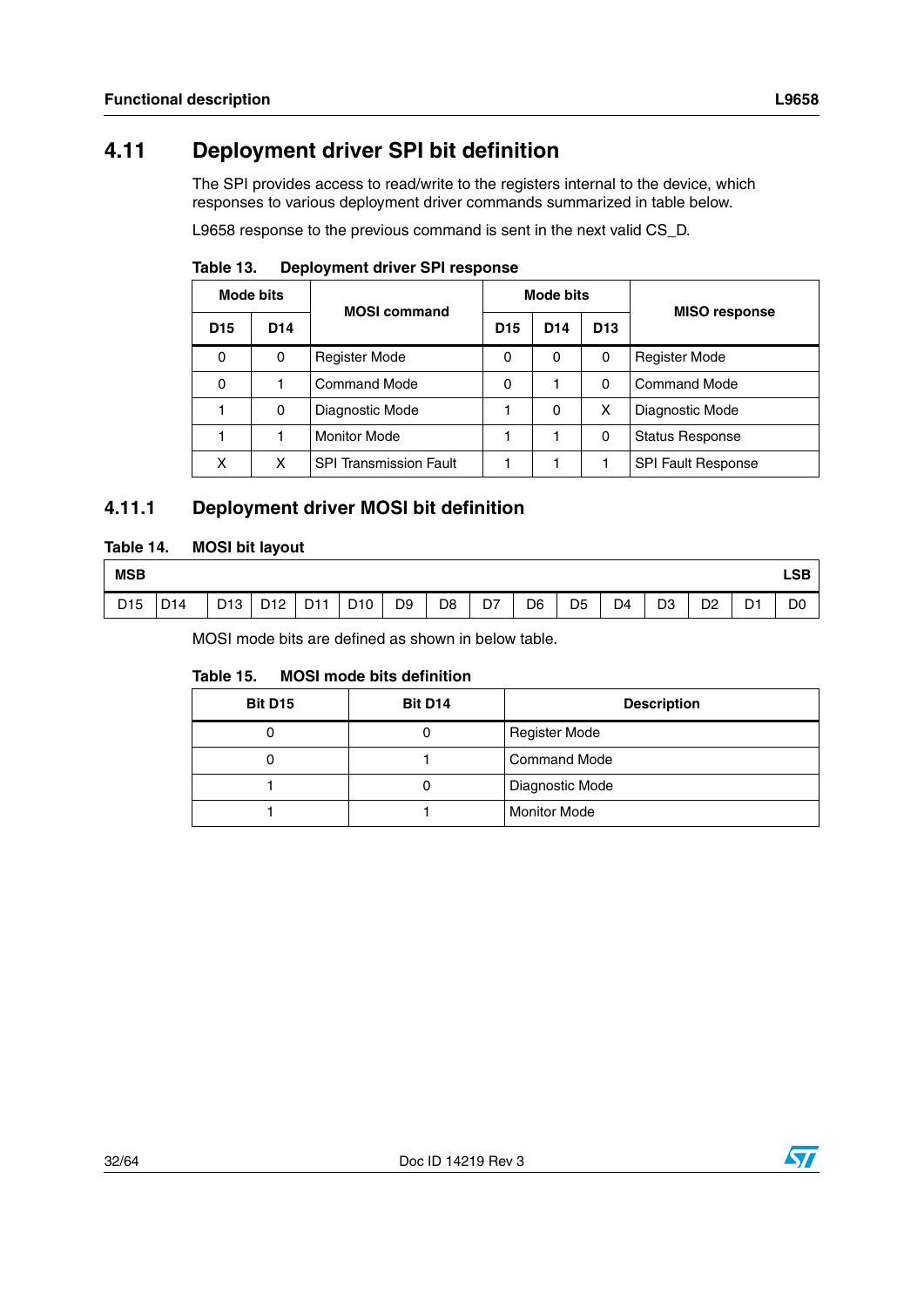## 4.11 Deployment driver SPI bit definition

The SPI provides access to read/write to the registers internal to the device, which responses to various deployment driver commands summarized in table below.

L9658 response to the previous command is sent in the next valid CS_D.

**Table 13. Deployment driver SPI response**

| Mode bits | | MOSI command | Mode bits | | | MISO response |
|---|---|---|---|---|---|---|
| D15 | D14 | | D15 | D14 | D13 | |
| 0 | 0 | Register Mode | 0 | 0 | 0 | Register Mode |
| 0 | 1 | Command Mode | 0 | 1 | 0 | Command Mode |
| 1 | 0 | Diagnostic Mode | 1 | 0 | X | Diagnostic Mode |
| 1 | 1 | Monitor Mode | 1 | 1 | 0 | Status Response |
| X | X | SPI Transmission Fault | 1 | 1 | 1 | SPI Fault Response |

### 4.11.1 Deployment driver MOSI bit definition

**Table 14. MOSI bit layout**

| MSB | | | | | | | | | | | | | | | LSB |
|---|---|---|---|---|---|---|---|---|---|---|---|---|---|---|---|
| D15 | D14 | D13 | D12 | D11 | D10 | D9 | D8 | D7 | D6 | D5 | D4 | D3 | D2 | D1 | D0 |

MOSI mode bits are defined as shown in below table.

**Table 15. MOSI mode bits definition**

| Bit D15 | Bit D14 | Description |
|---|---|---|
| 0 | 0 | Register Mode |
| 0 | 1 | Command Mode |
| 1 | 0 | Diagnostic Mode |
| 1 | 1 | Monitor Mode |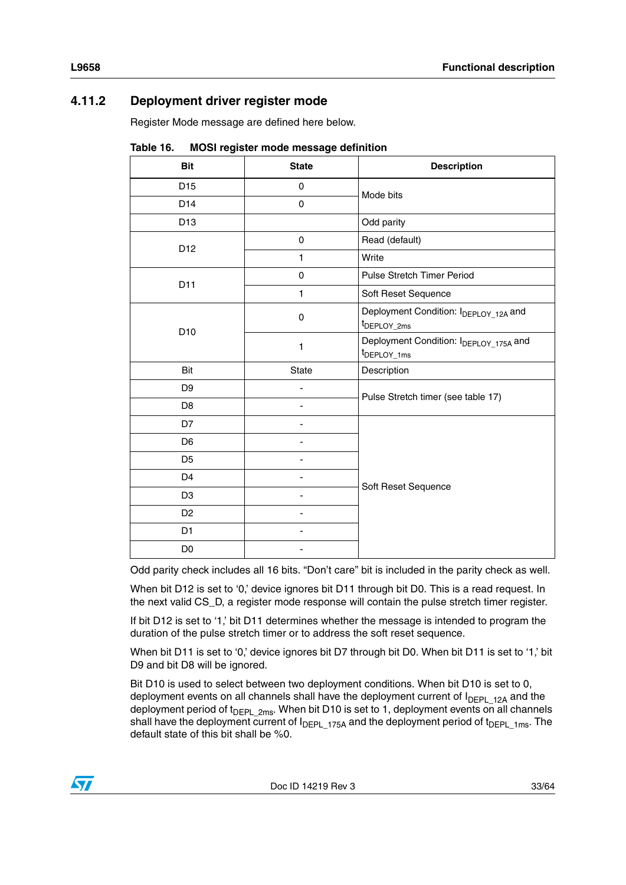### 4.11.2 Deployment driver register mode

Register Mode message are defined here below.

**Table 16. MOSI register mode message definition**

| Bit | State | Description |
|---|---|---|
| D15 | 0 | Mode bits |
| D14 | 0 | |
| D13 | | Odd parity |
| D12 | 0 | Read (default) |
| | 1 | Write |
| D11 | 0 | Pulse Stretch Timer Period |
| | 1 | Soft Reset Sequence |
| D10 | 0 | Deployment Condition: $I_{DEPLOY\_12A}$ and $t_{DEPLOY\_2ms}$ |
| | 1 | Deployment Condition: $I_{DEPLOY\_175A}$ and $t_{DEPLOY\_1ms}$ |
| Bit | State | Description |
| D9 | - | Pulse Stretch timer (see table 17) |
| D8 | - | |
| D7 | - | Soft Reset Sequence |
| D6 | - | |
| D5 | - | |
| D4 | - | |
| D3 | - | |
| D2 | - | |
| D1 | - | |
| D0 | - | |

Odd parity check includes all 16 bits. “Don’t care” bit is included in the parity check as well.

When bit D12 is set to ‘0,’ device ignores bit D11 through bit D0. This is a read request. In the next valid CS_D, a register mode response will contain the pulse stretch timer register.

If bit D12 is set to ‘1,’ bit D11 determines whether the message is intended to program the duration of the pulse stretch timer or to address the soft reset sequence.

When bit D11 is set to ‘0,’ device ignores bit D7 through bit D0. When bit D11 is set to ‘1,’ bit D9 and bit D8 will be ignored.

Bit D10 is used to select between two deployment conditions. When bit D10 is set to 0, deployment events on all channels shall have the deployment current of $I_{DEPL\_12A}$ and the deployment period of $t_{DEPL\_2ms}$. When bit D10 is set to 1, deployment events on all channels shall have the deployment current of $I_{DEPL\_175A}$ and the deployment period of $t_{DEPL\_1ms}$. The default state of this bit shall be %0.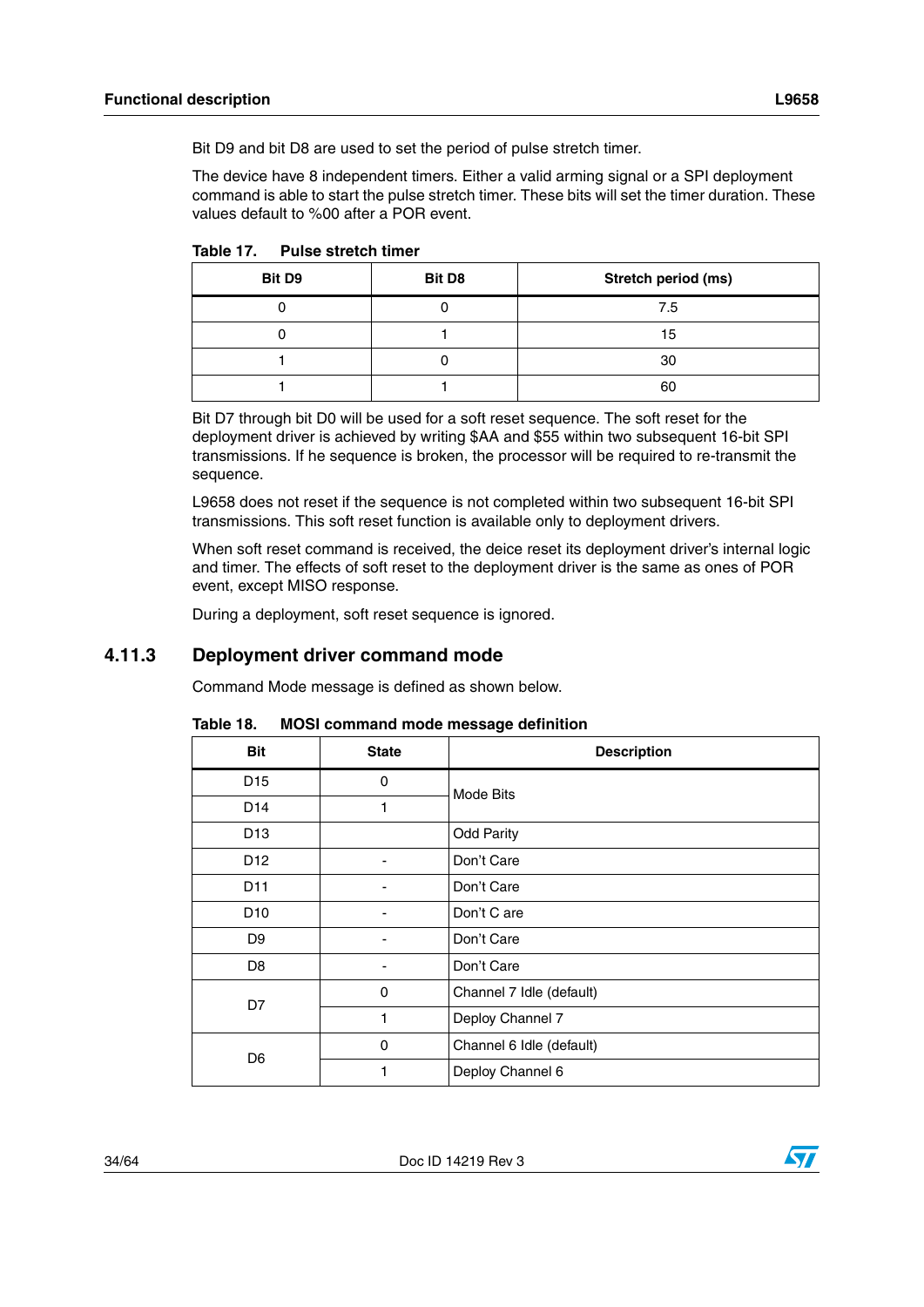Bit D9 and bit D8 are used to set the period of pulse stretch timer.

The device have 8 independent timers. Either a valid arming signal or a SPI deployment command is able to start the pulse stretch timer. These bits will set the timer duration. These values default to %00 after a POR event.

**Table 17. Pulse stretch timer**

| Bit D9 | Bit D8 | Stretch period (ms) |
|---|---|---|
| 0 | 0 | 7.5 |
| 0 | 1 | 15 |
| 1 | 0 | 30 |
| 1 | 1 | 60 |

Bit D7 through bit D0 will be used for a soft reset sequence. The soft reset for the deployment driver is achieved by writing $AA and $55 within two subsequent 16-bit SPI transmissions. If he sequence is broken, the processor will be required to re-transmit the sequence.

L9658 does not reset if the sequence is not completed within two subsequent 16-bit SPI transmissions. This soft reset function is available only to deployment drivers.

When soft reset command is received, the deice reset its deployment driver's internal logic and timer. The effects of soft reset to the deployment driver is the same as ones of POR event, except MISO response.

During a deployment, soft reset sequence is ignored.

### 4.11.3 Deployment driver command mode

Command Mode message is defined as shown below.

**Table 18. MOSI command mode message definition**

| Bit | State | Description |
|---|---|---|
| D15 | 0 | Mode Bits |
| D14 | 1 | |
| D13 | | Odd Parity |
| D12 | - | Don't Care |
| D11 | - | Don't Care |
| D10 | - | Don't C are |
| D9 | - | Don't Care |
| D8 | - | Don't Care |
| D7 | 0 | Channel 7 Idle (default) |
| | 1 | Deploy Channel 7 |
| D6 | 0 | Channel 6 Idle (default) |
| | 1 | Deploy Channel 6 |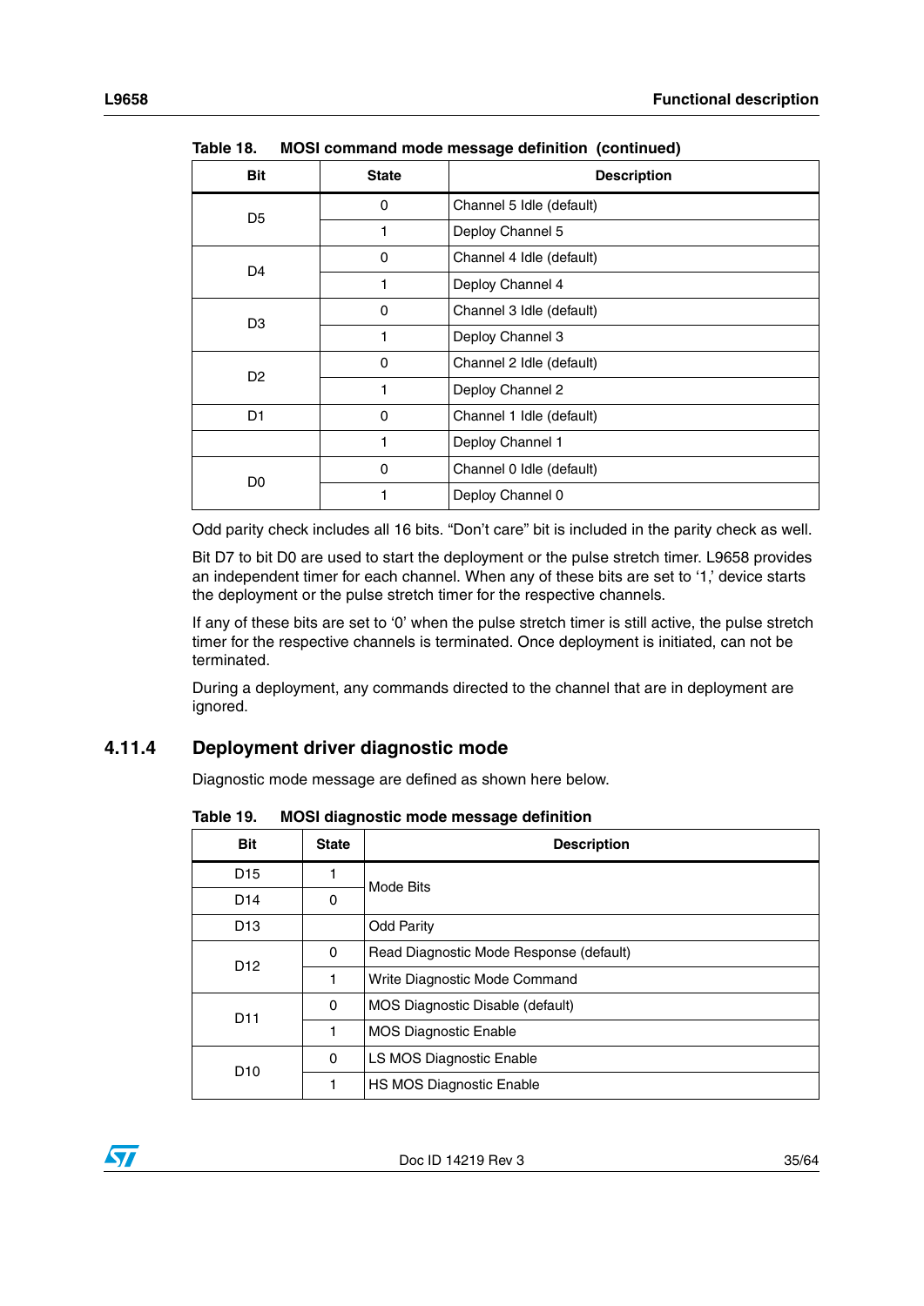Table 18. MOSI command mode message definition (continued)

| Bit | State | Description |
|---|---|---|
| D5 | 0 | Channel 5 Idle (default) |
| | 1 | Deploy Channel 5 |
| D4 | 0 | Channel 4 Idle (default) |
| | 1 | Deploy Channel 4 |
| D3 | 0 | Channel 3 Idle (default) |
| | 1 | Deploy Channel 3 |
| D2 | 0 | Channel 2 Idle (default) |
| | 1 | Deploy Channel 2 |
| D1 | 0 | Channel 1 Idle (default) |
| | 1 | Deploy Channel 1 |
| D0 | 0 | Channel 0 Idle (default) |
| | 1 | Deploy Channel 0 |

Odd parity check includes all 16 bits. “Don’t care” bit is included in the parity check as well.

Bit D7 to bit D0 are used to start the deployment or the pulse stretch timer. L9658 provides an independent timer for each channel. When any of these bits are set to ‘1,’ device starts the deployment or the pulse stretch timer for the respective channels.

If any of these bits are set to ‘0’ when the pulse stretch timer is still active, the pulse stretch timer for the respective channels is terminated. Once deployment is initiated, can not be terminated.

During a deployment, any commands directed to the channel that are in deployment are ignored.

## 4.11.4 Deployment driver diagnostic mode

Diagnostic mode message are defined as shown here below.

Table 19. MOSI diagnostic mode message definition

| Bit | State | Description |
|---|---|---|
| D15 | 1 | Mode Bits |
| D14 | 0 | |
| D13 | | Odd Parity |
| D12 | 0 | Read Diagnostic Mode Response (default) |
| | 1 | Write Diagnostic Mode Command |
| D11 | 0 | MOS Diagnostic Disable (default) |
| | 1 | MOS Diagnostic Enable |
| D10 | 0 | LS MOS Diagnostic Enable |
| | 1 | HS MOS Diagnostic Enable |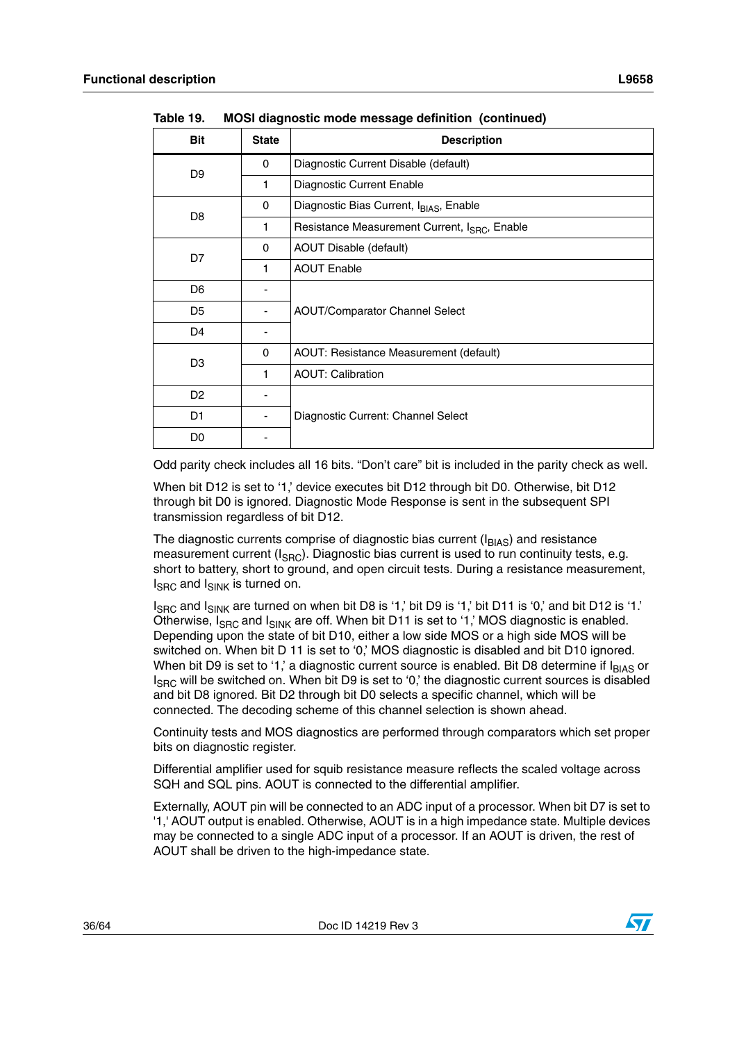Table 19. MOSI diagnostic mode message definition (continued)

| Bit | State | Description |
|---|---|---|
| D9 | 0 | Diagnostic Current Disable (default) |
| | 1 | Diagnostic Current Enable |
| D8 | 0 | Diagnostic Bias Current, $I_{BIAS}$, Enable |
| | 1 | Resistance Measurement Current, $I_{SRC}$, Enable |
| D7 | 0 | AOUT Disable (default) |
| | 1 | AOUT Enable |
| D6 | - | AOUT/Comparator Channel Select |
| D5 | - | |
| D4 | - | |
| D3 | 0 | AOUT: Resistance Measurement (default) |
| | 1 | AOUT: Calibration |
| D2 | - | Diagnostic Current: Channel Select |
| D1 | - | |
| D0 | - | |

Odd parity check includes all 16 bits. “Don’t care” bit is included in the parity check as well.

When bit D12 is set to ‘1,’ device executes bit D12 through bit D0. Otherwise, bit D12 through bit D0 is ignored. Diagnostic Mode Response is sent in the subsequent SPI transmission regardless of bit D12.

The diagnostic currents comprise of diagnostic bias current ($I_{BIAS}$) and resistance measurement current ($I_{SRC}$). Diagnostic bias current is used to run continuity tests, e.g. short to battery, short to ground, and open circuit tests. During a resistance measurement, $I_{SRC}$ and $I_{SINK}$ is turned on.

$I_{SRC}$ and $I_{SINK}$ are turned on when bit D8 is ‘1,’ bit D9 is ‘1,’ bit D11 is ‘0,’ and bit D12 is ‘1.’ Otherwise, $I_{SRC}$ and $I_{SINK}$ are off. When bit D11 is set to ‘1,’ MOS diagnostic is enabled. Depending upon the state of bit D10, either a low side MOS or a high side MOS will be switched on. When bit D 11 is set to ‘0,’ MOS diagnostic is disabled and bit D10 ignored. When bit D9 is set to ‘1,’ a diagnostic current source is enabled. Bit D8 determine if $I_{BIAS}$ or $I_{SRC}$ will be switched on. When bit D9 is set to ‘0,’ the diagnostic current sources is disabled and bit D8 ignored. Bit D2 through bit D0 selects a specific channel, which will be connected. The decoding scheme of this channel selection is shown ahead.

Continuity tests and MOS diagnostics are performed through comparators which set proper bits on diagnostic register.

Differential amplifier used for squib resistance measure reflects the scaled voltage across SQH and SQL pins. AOUT is connected to the differential amplifier.

Externally, AOUT pin will be connected to an ADC input of a processor. When bit D7 is set to ‘1,’ AOUT output is enabled. Otherwise, AOUT is in a high impedance state. Multiple devices may be connected to a single ADC input of a processor. If an AOUT is driven, the rest of AOUT shall be driven to the high-impedance state.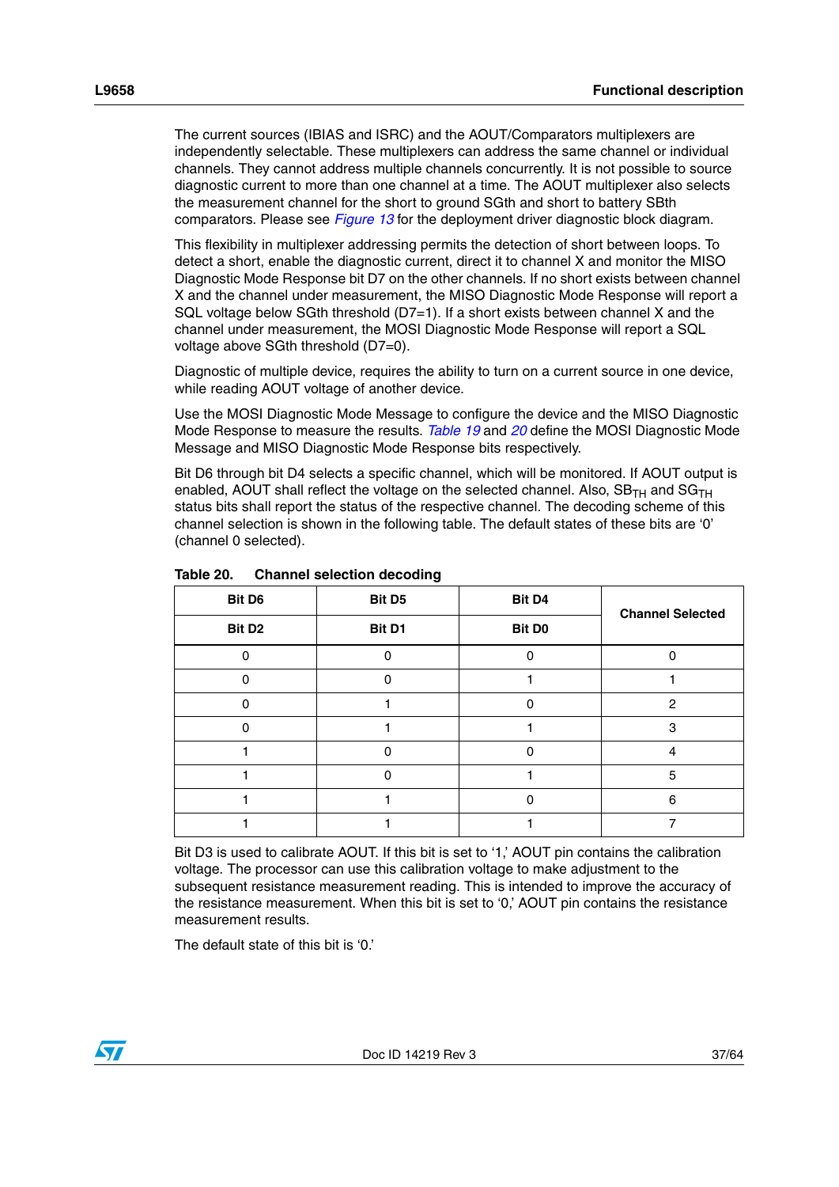The current sources (IBIAS and ISRC) and the AOUT/Comparators multiplexers are independently selectable. These multiplexers can address the same channel or individual channels. They cannot address multiple channels concurrently. It is not possible to source diagnostic current to more than one channel at a time. The AOUT multiplexer also selects the measurement channel for the short to ground SGth and short to battery SBth comparators. Please see *Figure 13* for the deployment driver diagnostic block diagram.

This flexibility in multiplexer addressing permits the detection of short between loops. To detect a short, enable the diagnostic current, direct it to channel X and monitor the MISO Diagnostic Mode Response bit D7 on the other channels. If no short exists between channel X and the channel under measurement, the MISO Diagnostic Mode Response will report a SQL voltage below SGth threshold (D7=1). If a short exists between channel X and the channel under measurement, the MOSI Diagnostic Mode Response will report a SQL voltage above SGth threshold (D7=0).

Diagnostic of multiple device, requires the ability to turn on a current source in one device, while reading AOUT voltage of another device.

Use the MOSI Diagnostic Mode Message to configure the device and the MISO Diagnostic Mode Response to measure the results. *Table 19* and *20* define the MOSI Diagnostic Mode Message and MISO Diagnostic Mode Response bits respectively.

Bit D6 through bit D4 selects a specific channel, which will be monitored. If AOUT output is enabled, AOUT shall reflect the voltage on the selected channel. Also, $SB_{TH}$ and $SG_{TH}$ status bits shall report the status of the respective channel. The decoding scheme of this channel selection is shown in the following table. The default states of these bits are '0' (channel 0 selected).

**Table 20. Channel selection decoding**

| Bit D6 | Bit D5 | Bit D4 | Channel Selected |
|---|---|---|---|
| Bit D2 | Bit D1 | Bit D0 | |
| 0 | 0 | 0 | 0 |
| 0 | 0 | 1 | 1 |
| 0 | 1 | 0 | 2 |
| 0 | 1 | 1 | 3 |
| 1 | 0 | 0 | 4 |
| 1 | 0 | 1 | 5 |
| 1 | 1 | 0 | 6 |
| 1 | 1 | 1 | 7 |

Bit D3 is used to calibrate AOUT. If this bit is set to '1,' AOUT pin contains the calibration voltage. The processor can use this calibration voltage to make adjustment to the subsequent resistance measurement reading. This is intended to improve the accuracy of the resistance measurement. When this bit is set to '0,' AOUT pin contains the resistance measurement results.

The default state of this bit is '0.'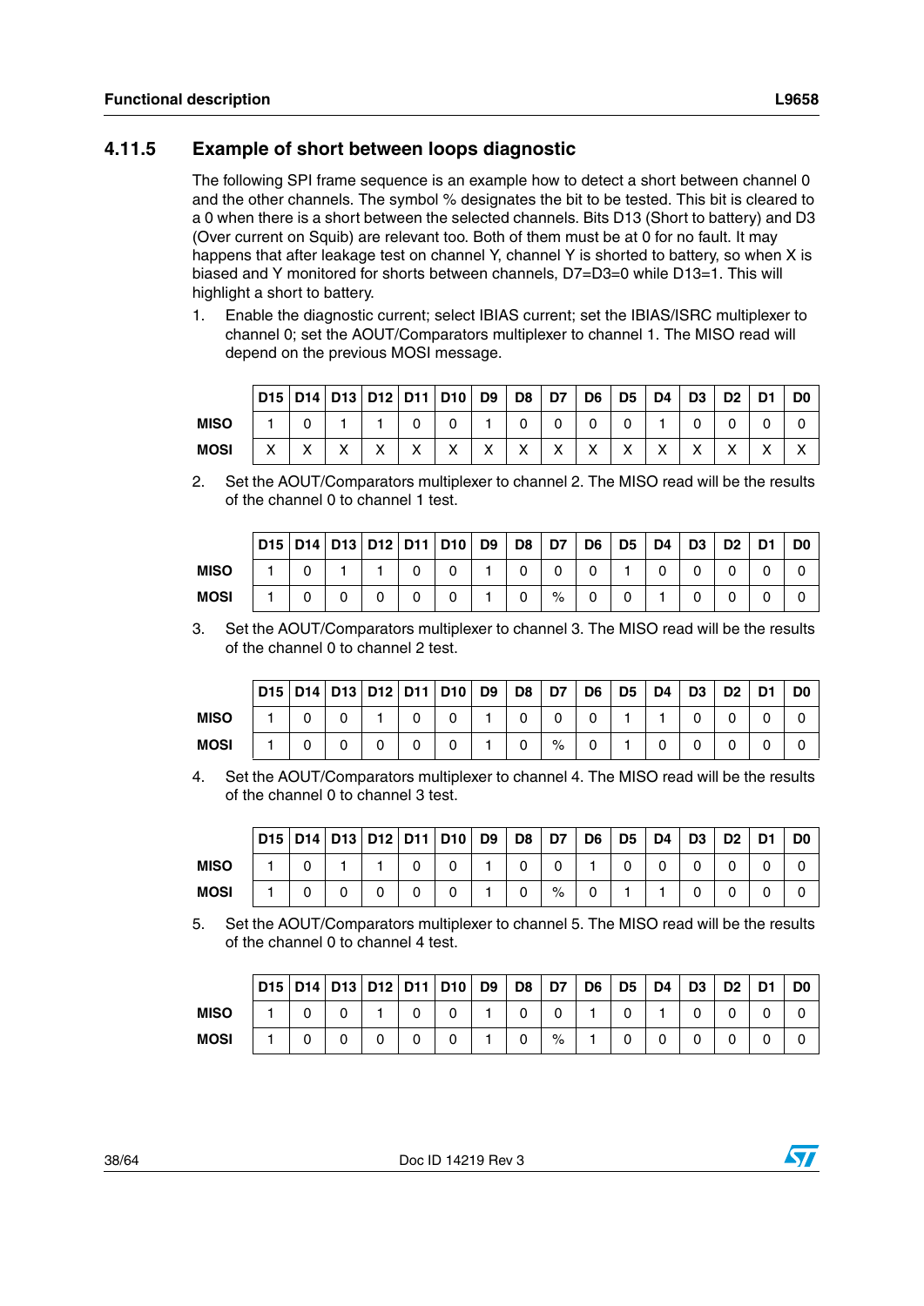### 4.11.5 Example of short between loops diagnostic

The following SPI frame sequence is an example how to detect a short between channel 0 and the other channels. The symbol % designates the bit to be tested. This bit is cleared to a 0 when there is a short between the selected channels. Bits D13 (Short to battery) and D3 (Over current on Squib) are relevant too. Both of them must be at 0 for no fault. It may happens that after leakage test on channel Y, channel Y is shorted to battery, so when X is biased and Y monitored for shorts between channels, D7=D3=0 while D13=1. This will highlight a short to battery.

1. Enable the diagnostic current; select IBIAS current; set the IBIAS/ISRC multiplexer to channel 0; set the AOUT/Comparators multiplexer to channel 1. The MISO read will depend on the previous MOSI message.

| | D15 | D14 | D13 | D12 | D11 | D10 | D9 | D8 | D7 | D6 | D5 | D4 | D3 | D2 | D1 | D0 |
|---|---|---|---|---|---|---|---|---|---|---|---|---|---|---|---|---|
| **MISO** | 1 | 0 | 1 | 1 | 0 | 0 | 1 | 0 | 0 | 0 | 0 | 1 | 0 | 0 | 0 | 0 |
| **MOSI** | X | X | X | X | X | X | X | X | X | X | X | X | X | X | X | X |

2. Set the AOUT/Comparators multiplexer to channel 2. The MISO read will be the results of the channel 0 to channel 1 test.

| | D15 | D14 | D13 | D12 | D11 | D10 | D9 | D8 | D7 | D6 | D5 | D4 | D3 | D2 | D1 | D0 |
|---|---|---|---|---|---|---|---|---|---|---|---|---|---|---|---|---|
| **MISO** | 1 | 0 | 1 | 1 | 0 | 0 | 1 | 0 | 0 | 0 | 1 | 0 | 0 | 0 | 0 | 0 |
| **MOSI** | 1 | 0 | 0 | 0 | 0 | 0 | 1 | 0 | % | 0 | 0 | 1 | 0 | 0 | 0 | 0 |

3. Set the AOUT/Comparators multiplexer to channel 3. The MISO read will be the results of the channel 0 to channel 2 test.

| | D15 | D14 | D13 | D12 | D11 | D10 | D9 | D8 | D7 | D6 | D5 | D4 | D3 | D2 | D1 | D0 |
|---|---|---|---|---|---|---|---|---|---|---|---|---|---|---|---|---|
| **MISO** | 1 | 0 | 0 | 1 | 0 | 0 | 1 | 0 | 0 | 0 | 1 | 1 | 0 | 0 | 0 | 0 |
| **MOSI** | 1 | 0 | 0 | 0 | 0 | 0 | 1 | 0 | % | 0 | 1 | 0 | 0 | 0 | 0 | 0 |

4. Set the AOUT/Comparators multiplexer to channel 4. The MISO read will be the results of the channel 0 to channel 3 test.

| | D15 | D14 | D13 | D12 | D11 | D10 | D9 | D8 | D7 | D6 | D5 | D4 | D3 | D2 | D1 | D0 |
|---|---|---|---|---|---|---|---|---|---|---|---|---|---|---|---|---|
| **MISO** | 1 | 0 | 1 | 1 | 0 | 0 | 1 | 0 | 0 | 1 | 0 | 0 | 0 | 0 | 0 | 0 |
| **MOSI** | 1 | 0 | 0 | 0 | 0 | 0 | 1 | 0 | % | 0 | 1 | 1 | 0 | 0 | 0 | 0 |

5. Set the AOUT/Comparators multiplexer to channel 5. The MISO read will be the results of the channel 0 to channel 4 test.

| | D15 | D14 | D13 | D12 | D11 | D10 | D9 | D8 | D7 | D6 | D5 | D4 | D3 | D2 | D1 | D0 |
|---|---|---|---|---|---|---|---|---|---|---|---|---|---|---|---|---|
| **MISO** | 1 | 0 | 0 | 1 | 0 | 0 | 1 | 0 | 0 | 1 | 0 | 1 | 0 | 0 | 0 | 0 |
| **MOSI** | 1 | 0 | 0 | 0 | 0 | 0 | 1 | 0 | % | 1 | 0 | 0 | 0 | 0 | 0 | 0 |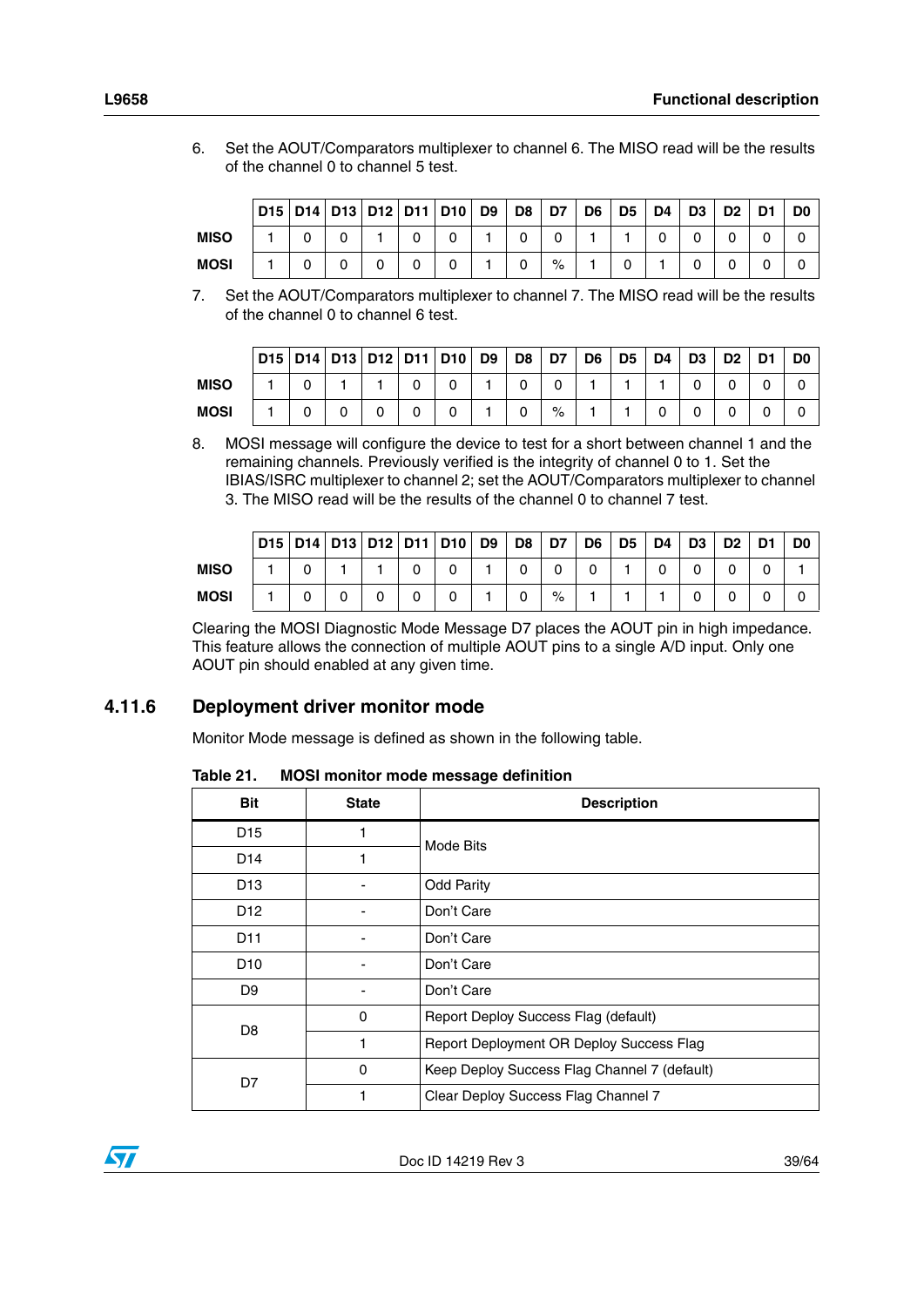6. Set the AOUT/Comparators multiplexer to channel 6. The MISO read will be the results of the channel 0 to channel 5 test.

| | D15 | D14 | D13 | D12 | D11 | D10 | D9 | D8 | D7 | D6 | D5 | D4 | D3 | D2 | D1 | D0 |
|---|---|---|---|---|---|---|---|---|---|---|---|---|---|---|---|---|
| **MISO** | 1 | 0 | 0 | 1 | 0 | 0 | 1 | 0 | 0 | 1 | 1 | 0 | 0 | 0 | 0 | 0 |
| **MOSI** | 1 | 0 | 0 | 0 | 0 | 0 | 1 | 0 | % | 1 | 0 | 1 | 0 | 0 | 0 | 0 |

7. Set the AOUT/Comparators multiplexer to channel 7. The MISO read will be the results of the channel 0 to channel 6 test.

| | D15 | D14 | D13 | D12 | D11 | D10 | D9 | D8 | D7 | D6 | D5 | D4 | D3 | D2 | D1 | D0 |
|---|---|---|---|---|---|---|---|---|---|---|---|---|---|---|---|---|
| **MISO** | 1 | 0 | 1 | 1 | 0 | 0 | 1 | 0 | 0 | 1 | 1 | 1 | 0 | 0 | 0 | 0 |
| **MOSI** | 1 | 0 | 0 | 0 | 0 | 0 | 1 | 0 | % | 1 | 1 | 0 | 0 | 0 | 0 | 0 |

8. MOSI message will configure the device to test for a short between channel 1 and the remaining channels. Previously verified is the integrity of channel 0 to 1. Set the IBIAS/ISRC multiplexer to channel 2; set the AOUT/Comparators multiplexer to channel 3. The MISO read will be the results of the channel 0 to channel 7 test.

| | D15 | D14 | D13 | D12 | D11 | D10 | D9 | D8 | D7 | D6 | D5 | D4 | D3 | D2 | D1 | D0 |
|---|---|---|---|---|---|---|---|---|---|---|---|---|---|---|---|---|
| **MISO** | 1 | 0 | 1 | 1 | 0 | 0 | 1 | 0 | 0 | 0 | 1 | 0 | 0 | 0 | 0 | 1 |
| **MOSI** | 1 | 0 | 0 | 0 | 0 | 0 | 1 | 0 | % | 1 | 1 | 1 | 0 | 0 | 0 | 0 |

Clearing the MOSI Diagnostic Mode Message D7 places the AOUT pin in high impedance. This feature allows the connection of multiple AOUT pins to a single A/D input. Only one AOUT pin should enabled at any given time.

### 4.11.6 Deployment driver monitor mode

Monitor Mode message is defined as shown in the following table.

**Table 21. MOSI monitor mode message definition**

| Bit | State | Description |
|---|---|---|
| D15 | 1 | Mode Bits |
| D14 | 1 | |
| D13 | - | Odd Parity |
| D12 | - | Don't Care |
| D11 | - | Don't Care |
| D10 | - | Don't Care |
| D9 | - | Don't Care |
| D8 | 0 | Report Deploy Success Flag (default) |
| | 1 | Report Deployment OR Deploy Success Flag |
| D7 | 0 | Keep Deploy Success Flag Channel 7 (default) |
| | 1 | Clear Deploy Success Flag Channel 7 |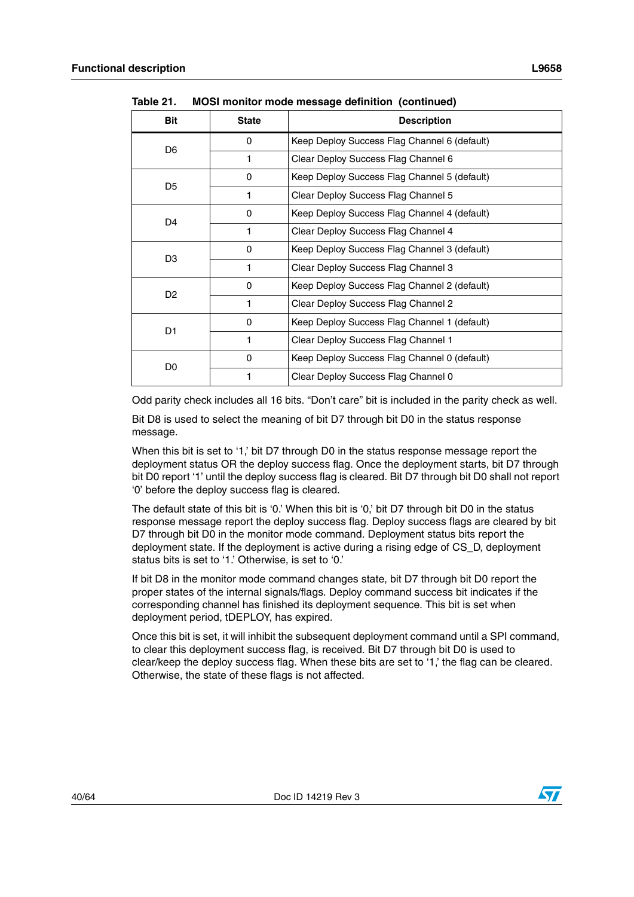Table 21. MOSI monitor mode message definition (continued)

| Bit | State | Description |
|---|---|---|
| D6 | 0 | Keep Deploy Success Flag Channel 6 (default) |
| | 1 | Clear Deploy Success Flag Channel 6 |
| D5 | 0 | Keep Deploy Success Flag Channel 5 (default) |
| | 1 | Clear Deploy Success Flag Channel 5 |
| D4 | 0 | Keep Deploy Success Flag Channel 4 (default) |
| | 1 | Clear Deploy Success Flag Channel 4 |
| D3 | 0 | Keep Deploy Success Flag Channel 3 (default) |
| | 1 | Clear Deploy Success Flag Channel 3 |
| D2 | 0 | Keep Deploy Success Flag Channel 2 (default) |
| | 1 | Clear Deploy Success Flag Channel 2 |
| D1 | 0 | Keep Deploy Success Flag Channel 1 (default) |
| | 1 | Clear Deploy Success Flag Channel 1 |
| D0 | 0 | Keep Deploy Success Flag Channel 0 (default) |
| | 1 | Clear Deploy Success Flag Channel 0 |

Odd parity check includes all 16 bits. “Don’t care” bit is included in the parity check as well.

Bit D8 is used to select the meaning of bit D7 through bit D0 in the status response message.

When this bit is set to ‘1,’ bit D7 through D0 in the status response message report the deployment status OR the deploy success flag. Once the deployment starts, bit D7 through bit D0 report ‘1’ until the deploy success flag is cleared. Bit D7 through bit D0 shall not report ‘0’ before the deploy success flag is cleared.

The default state of this bit is ‘0.’ When this bit is ‘0,’ bit D7 through bit D0 in the status response message report the deploy success flag. Deploy success flags are cleared by bit D7 through bit D0 in the monitor mode command. Deployment status bits report the deployment state. If the deployment is active during a rising edge of CS_D, deployment status bits is set to ‘1.’ Otherwise, is set to ‘0.’

If bit D8 in the monitor mode command changes state, bit D7 through bit D0 report the proper states of the internal signals/flags. Deploy command success bit indicates if the corresponding channel has finished its deployment sequence. This bit is set when deployment period, tDEPLOY, has expired.

Once this bit is set, it will inhibit the subsequent deployment command until a SPI command, to clear this deployment success flag, is received. Bit D7 through bit D0 is used to clear/keep the deploy success flag. When these bits are set to ‘1,’ the flag can be cleared. Otherwise, the state of these flags is not affected.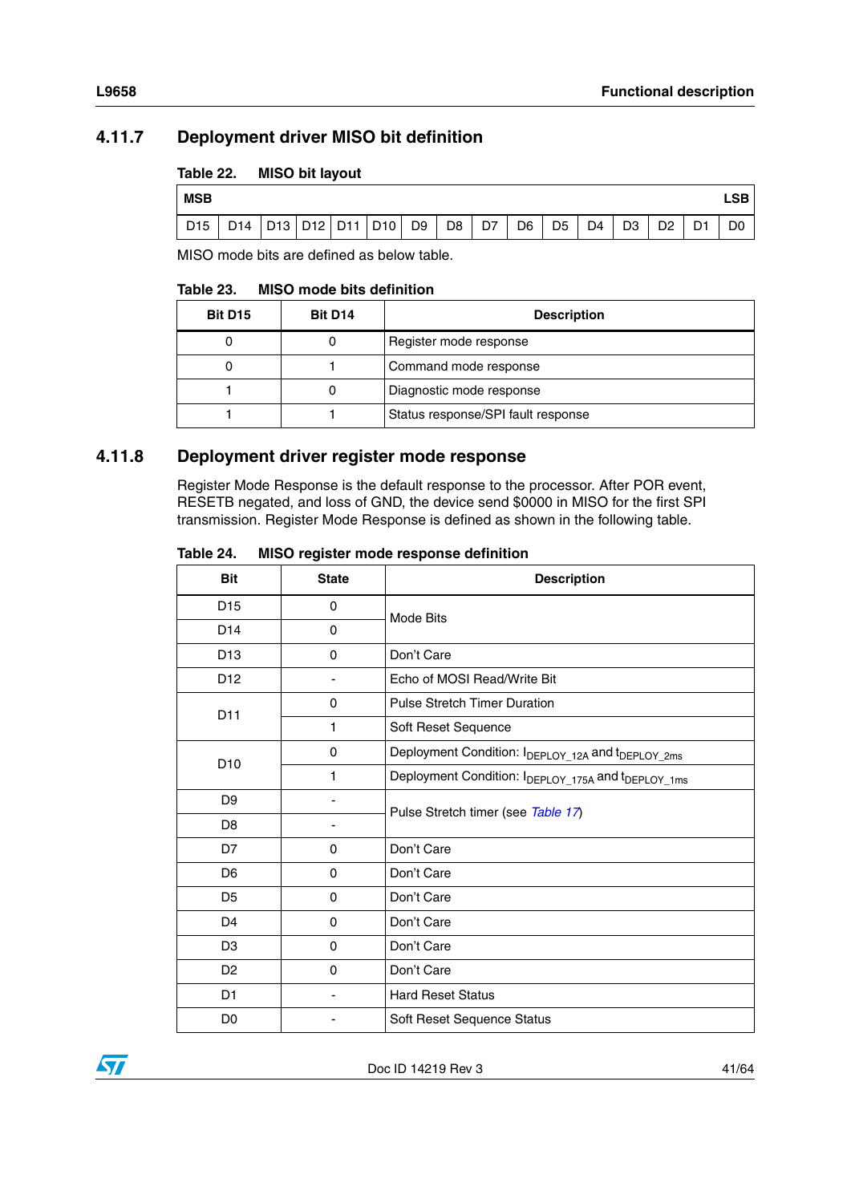### 4.11.7 Deployment driver MISO bit definition

**Table 22. MISO bit layout**

| MSB | | | | | | | | | | | | | | | LSB |
|---|---|---|---|---|---|---|---|---|---|---|---|---|---|---|---|
| D15 | D14 | D13 | D12 | D11 | D10 | D9 | D8 | D7 | D6 | D5 | D4 | D3 | D2 | D1 | D0 |

MISO mode bits are defined as below table.

**Table 23. MISO mode bits definition**

| Bit D15 | Bit D14 | Description |
|---|---|---|
| 0 | 0 | Register mode response |
| 0 | 1 | Command mode response |
| 1 | 0 | Diagnostic mode response |
| 1 | 1 | Status response/SPI fault response |

### 4.11.8 Deployment driver register mode response

Register Mode Response is the default response to the processor. After POR event, RESETB negated, and loss of GND, the device send $0000 in MISO for the first SPI transmission. Register Mode Response is defined as shown in the following table.

**Table 24. MISO register mode response definition**

| Bit | State | Description |
|---|---|---|
| D15 | 0 | Mode Bits |
| D14 | 0 | |
| D13 | 0 | Don't Care |
| D12 | - | Echo of MOSI Read/Write Bit |
| D11 | 0 | Pulse Stretch Timer Duration |
| | 1 | Soft Reset Sequence |
| D10 | 0 | Deployment Condition: $I_{DEPLOY\_12A}$ and $t_{DEPLOY\_2ms}$ |
| | 1 | Deployment Condition: $I_{DEPLOY\_175A}$ and $t_{DEPLOY\_1ms}$ |
| D9 | - | Pulse Stretch timer (see *Table 17*) |
| D8 | - | |
| D7 | 0 | Don't Care |
| D6 | 0 | Don't Care |
| D5 | 0 | Don't Care |
| D4 | 0 | Don't Care |
| D3 | 0 | Don't Care |
| D2 | 0 | Don't Care |
| D1 | - | Hard Reset Status |
| D0 | - | Soft Reset Sequence Status |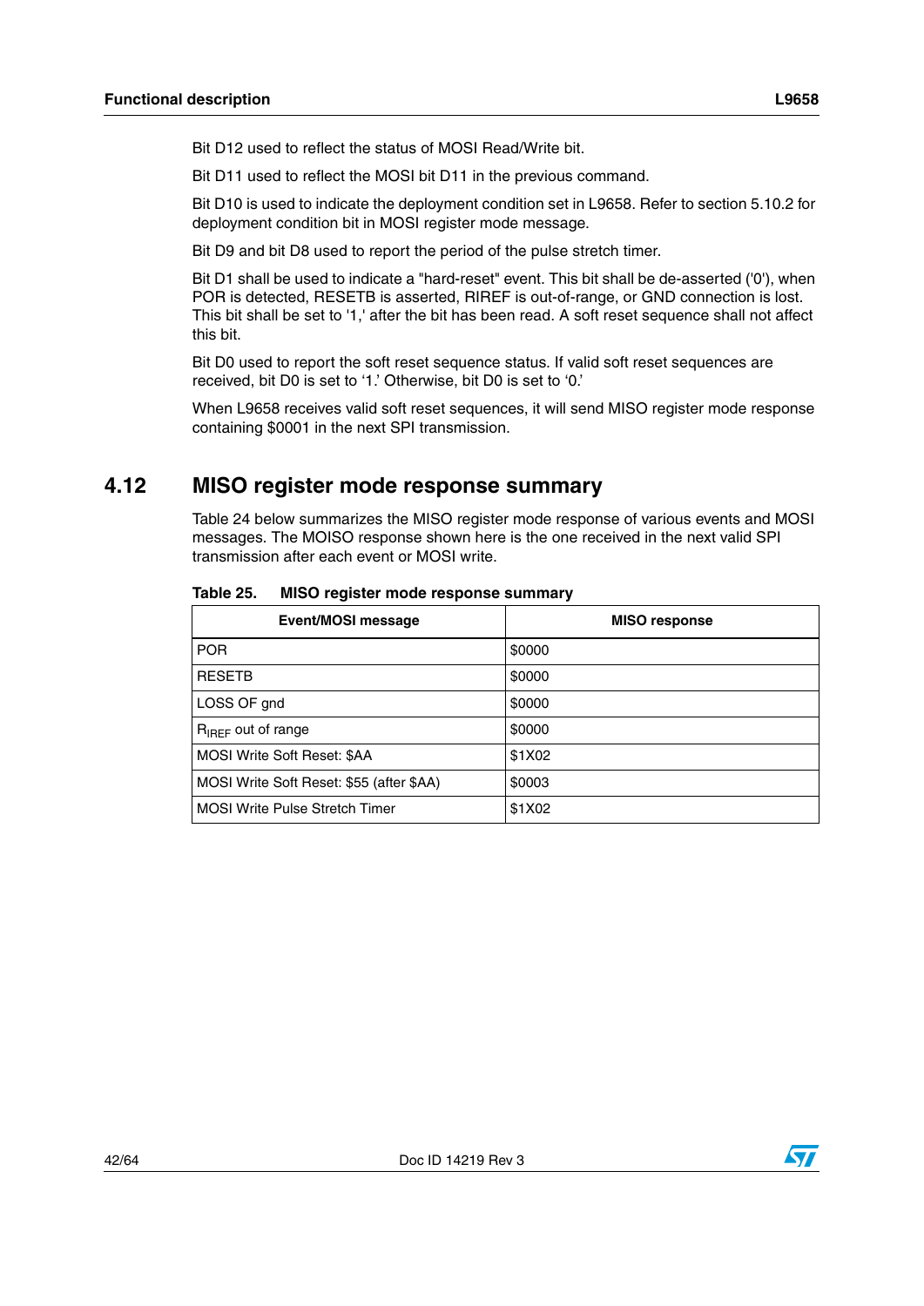Bit D12 used to reflect the status of MOSI Read/Write bit.

Bit D11 used to reflect the MOSI bit D11 in the previous command.

Bit D10 is used to indicate the deployment condition set in L9658. Refer to section 5.10.2 for deployment condition bit in MOSI register mode message.

Bit D9 and bit D8 used to report the period of the pulse stretch timer.

Bit D1 shall be used to indicate a "hard-reset" event. This bit shall be de-asserted ('0'), when POR is detected, RESETB is asserted, RIREF is out-of-range, or GND connection is lost. This bit shall be set to '1,' after the bit has been read. A soft reset sequence shall not affect this bit.

Bit D0 used to report the soft reset sequence status. If valid soft reset sequences are received, bit D0 is set to '1.' Otherwise, bit D0 is set to '0.'

When L9658 receives valid soft reset sequences, it will send MISO register mode response containing $0001 in the next SPI transmission.

## 4.12 MISO register mode response summary

Table 24 below summarizes the MISO register mode response of various events and MOSI messages. The MOISO response shown here is the one received in the next valid SPI transmission after each event or MOSI write.

**Table 25. MISO register mode response summary**

| Event/MOSI message | MISO response |
|---|---|
| POR | $0000 |
| RESETB | $0000 |
| LOSS OF gnd | $0000 |
| $R_{IREF}$ out of range | $0000 |
| MOSI Write Soft Reset: $AA | $1X02 |
| MOSI Write Soft Reset: $55 (after $AA) | $0003 |
| MOSI Write Pulse Stretch Timer | $1X02 |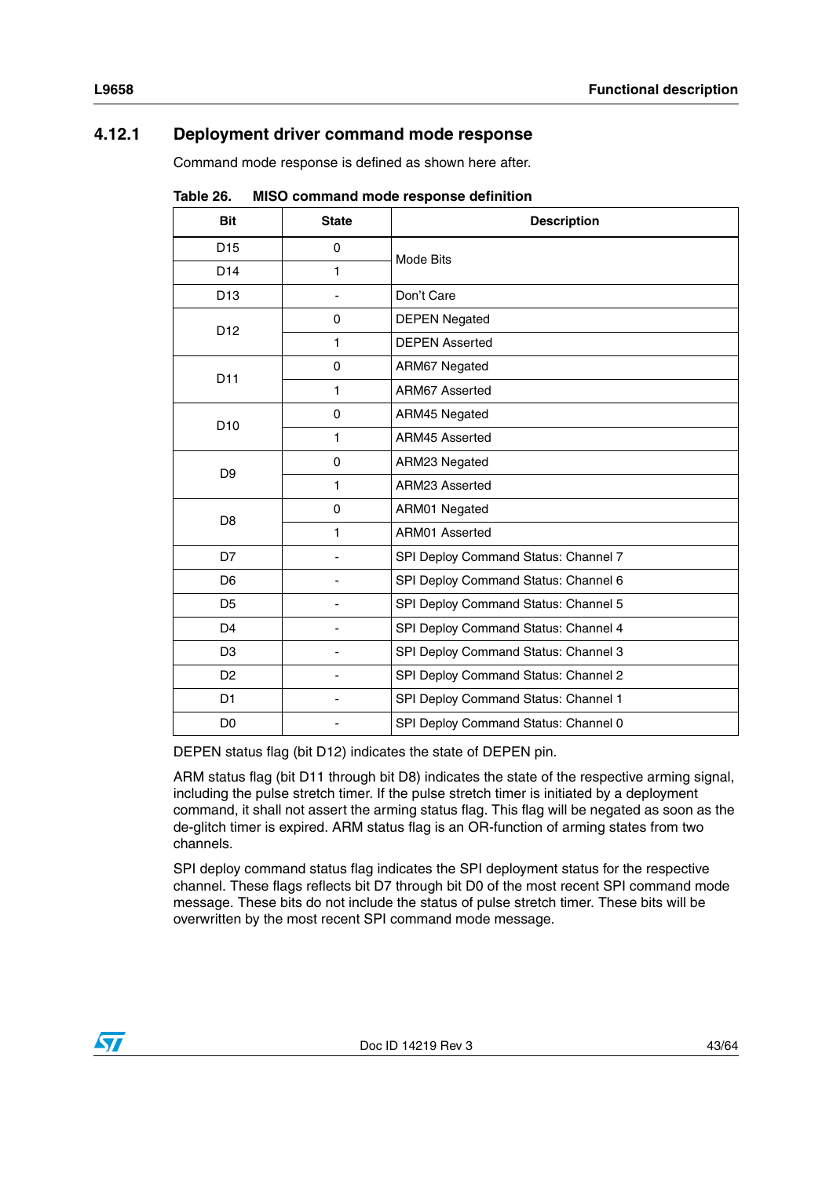### 4.12.1 Deployment driver command mode response

Command mode response is defined as shown here after.

Table 26. MISO command mode response definition

| Bit | State | Description |
|---|---|---|
| D15 | 0 | Mode Bits |
| D14 | 1 | |
| D13 | - | Don't Care |
| D12 | 0 | DEPEN Negated |
| | 1 | DEPEN Asserted |
| D11 | 0 | ARM67 Negated |
| | 1 | ARM67 Asserted |
| D10 | 0 | ARM45 Negated |
| | 1 | ARM45 Asserted |
| D9 | 0 | ARM23 Negated |
| | 1 | ARM23 Asserted |
| D8 | 0 | ARM01 Negated |
| | 1 | ARM01 Asserted |
| D7 | - | SPI Deploy Command Status: Channel 7 |
| D6 | - | SPI Deploy Command Status: Channel 6 |
| D5 | - | SPI Deploy Command Status: Channel 5 |
| D4 | - | SPI Deploy Command Status: Channel 4 |
| D3 | - | SPI Deploy Command Status: Channel 3 |
| D2 | - | SPI Deploy Command Status: Channel 2 |
| D1 | - | SPI Deploy Command Status: Channel 1 |
| D0 | - | SPI Deploy Command Status: Channel 0 |

DEPEN status flag (bit D12) indicates the state of DEPEN pin.

ARM status flag (bit D11 through bit D8) indicates the state of the respective arming signal, including the pulse stretch timer. If the pulse stretch timer is initiated by a deployment command, it shall not assert the arming status flag. This flag will be negated as soon as the de-glitch timer is expired. ARM status flag is an OR-function of arming states from two channels.

SPI deploy command status flag indicates the SPI deployment status for the respective channel. These flags reflects bit D7 through bit D0 of the most recent SPI command mode message. These bits do not include the status of pulse stretch timer. These bits will be overwritten by the most recent SPI command mode message.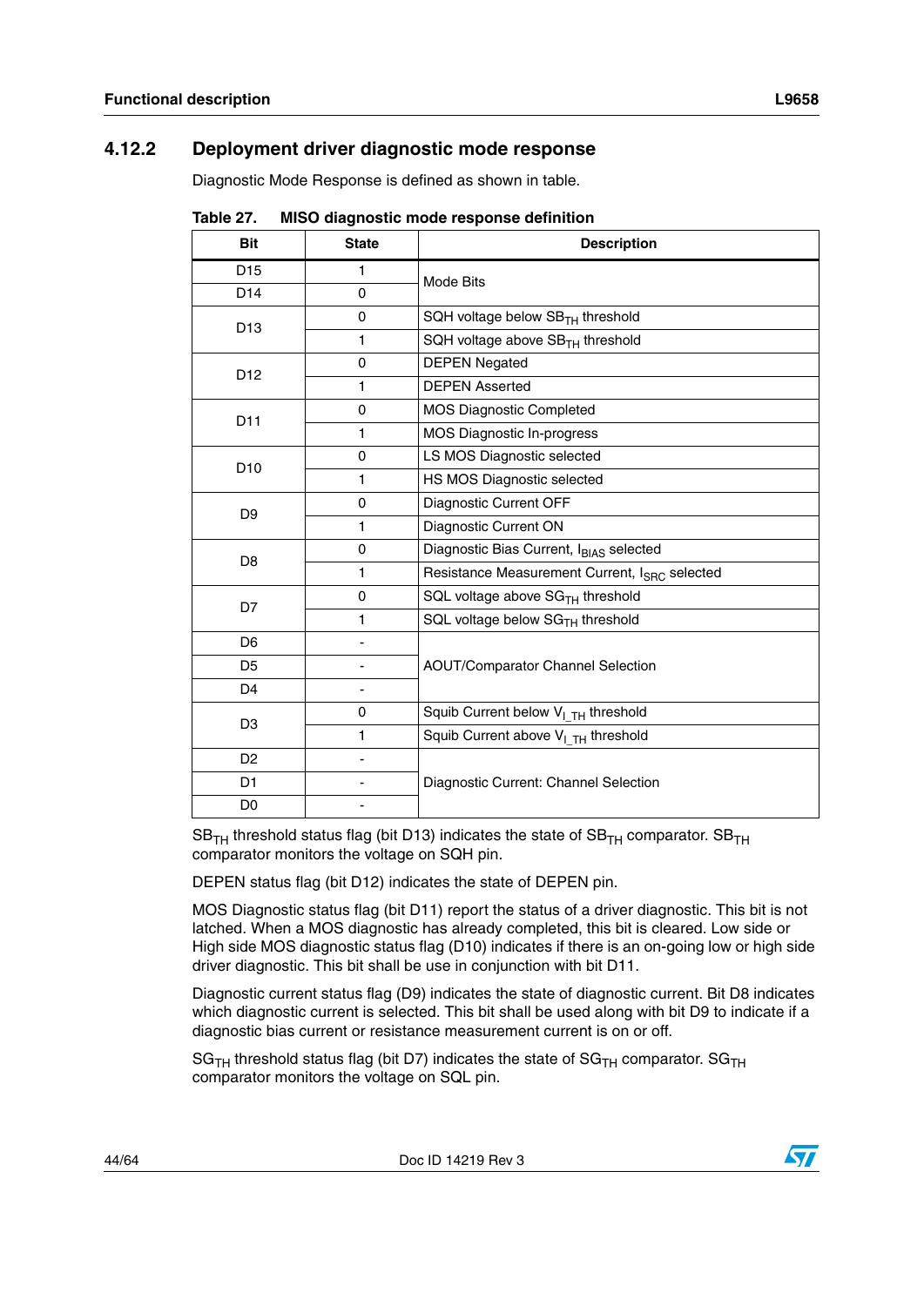### 4.12.2 Deployment driver diagnostic mode response

Diagnostic Mode Response is defined as shown in table.

**Table 27. MISO diagnostic mode response definition**

| Bit | State | Description |
|---|---|---|
| D15 | 1 | Mode Bits |
| D14 | 0 | |
| D13 | 0 | SQH voltage below $SB_{TH}$ threshold |
| | 1 | SQH voltage above $SB_{TH}$ threshold |
| D12 | 0 | DEPEN Negated |
| | 1 | DEPEN Asserted |
| D11 | 0 | MOS Diagnostic Completed |
| | 1 | MOS Diagnostic In-progress |
| D10 | 0 | LS MOS Diagnostic selected |
| | 1 | HS MOS Diagnostic selected |
| D9 | 0 | Diagnostic Current OFF |
| | 1 | Diagnostic Current ON |
| D8 | 0 | Diagnostic Bias Current, $I_{BIAS}$ selected |
| | 1 | Resistance Measurement Current, $I_{SRC}$ selected |
| D7 | 0 | SQL voltage above $SG_{TH}$ threshold |
| | 1 | SQL voltage below $SG_{TH}$ threshold |
| D6 | - | AOUT/Comparator Channel Selection |
| D5 | - | |
| D4 | - | |
| D3 | 0 | Squib Current below $V_{I\_TH}$ threshold |
| | 1 | Squib Current above $V_{I\_TH}$ threshold |
| D2 | - | Diagnostic Current: Channel Selection |
| D1 | - | |
| D0 | - | |

$SB_{TH}$ threshold status flag (bit D13) indicates the state of $SB_{TH}$ comparator. $SB_{TH}$ comparator monitors the voltage on SQH pin.

DEPEN status flag (bit D12) indicates the state of DEPEN pin.

MOS Diagnostic status flag (bit D11) report the status of a driver diagnostic. This bit is not latched. When a MOS diagnostic has already completed, this bit is cleared. Low side or High side MOS diagnostic status flag (D10) indicates if there is an on-going low or high side driver diagnostic. This bit shall be use in conjunction with bit D11.

Diagnostic current status flag (D9) indicates the state of diagnostic current. Bit D8 indicates which diagnostic current is selected. This bit shall be used along with bit D9 to indicate if a diagnostic bias current or resistance measurement current is on or off.

$SG_{TH}$ threshold status flag (bit D7) indicates the state of $SG_{TH}$ comparator. $SG_{TH}$ comparator monitors the voltage on SQL pin.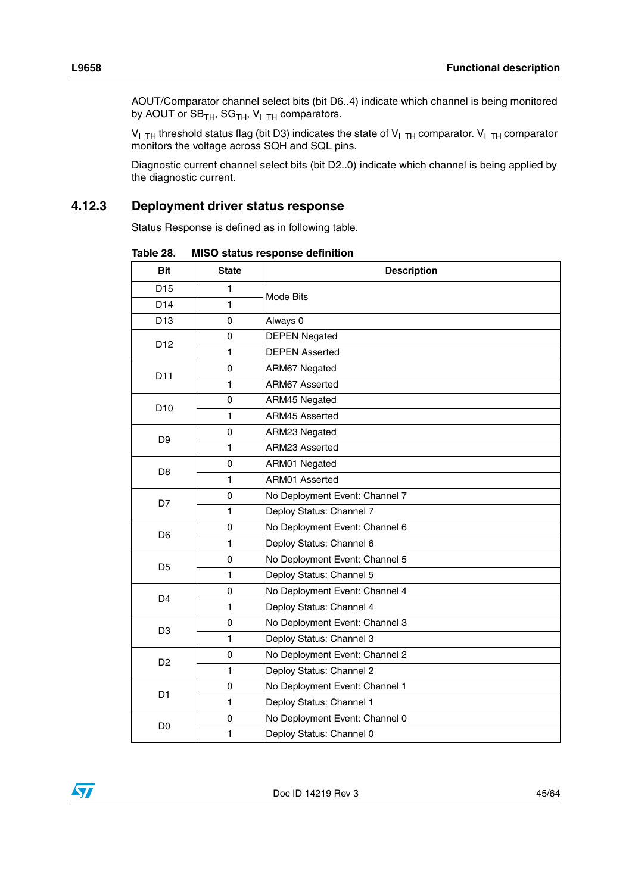AOUT/Comparator channel select bits (bit D6..4) indicate which channel is being monitored by AOUT or $SB_{TH}$, $SG_{TH}$, $V_{I\_TH}$ comparators.

$V_{I\_TH}$ threshold status flag (bit D3) indicates the state of $V_{I\_TH}$ comparator. $V_{I\_TH}$ comparator monitors the voltage across SQH and SQL pins.

Diagnostic current channel select bits (bit D2..0) indicate which channel is being applied by the diagnostic current.

### 4.12.3 Deployment driver status response

Status Response is defined as in following table.

**Table 28. MISO status response definition**

| Bit | State | Description |
|---|---|---|
| D15 | 1 | Mode Bits |
| D14 | 1 | |
| D13 | 0 | Always 0 |
| D12 | 0 | DEPEN Negated |
| | 1 | DEPEN Asserted |
| D11 | 0 | ARM67 Negated |
| | 1 | ARM67 Asserted |
| D10 | 0 | ARM45 Negated |
| | 1 | ARM45 Asserted |
| D9 | 0 | ARM23 Negated |
| | 1 | ARM23 Asserted |
| D8 | 0 | ARM01 Negated |
| | 1 | ARM01 Asserted |
| D7 | 0 | No Deployment Event: Channel 7 |
| | 1 | Deploy Status: Channel 7 |
| D6 | 0 | No Deployment Event: Channel 6 |
| | 1 | Deploy Status: Channel 6 |
| D5 | 0 | No Deployment Event: Channel 5 |
| | 1 | Deploy Status: Channel 5 |
| D4 | 0 | No Deployment Event: Channel 4 |
| | 1 | Deploy Status: Channel 4 |
| D3 | 0 | No Deployment Event: Channel 3 |
| | 1 | Deploy Status: Channel 3 |
| D2 | 0 | No Deployment Event: Channel 2 |
| | 1 | Deploy Status: Channel 2 |
| D1 | 0 | No Deployment Event: Channel 1 |
| | 1 | Deploy Status: Channel 1 |
| D0 | 0 | No Deployment Event: Channel 0 |
| | 1 | Deploy Status: Channel 0 |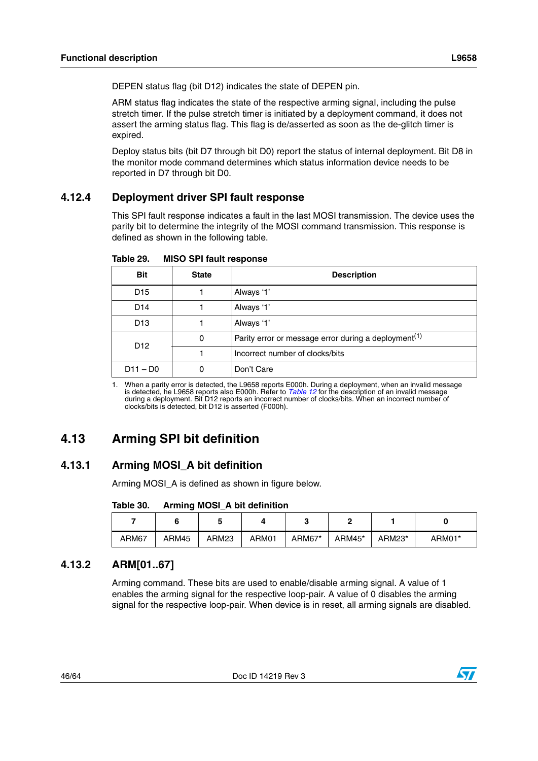DEPEN status flag (bit D12) indicates the state of DEPEN pin.

ARM status flag indicates the state of the respective arming signal, including the pulse stretch timer. If the pulse stretch timer is initiated by a deployment command, it does not assert the arming status flag. This flag is de/asserted as soon as the de-glitch timer is expired.

Deploy status bits (bit D7 through bit D0) report the status of internal deployment. Bit D8 in the monitor mode command determines which status information device needs to be reported in D7 through bit D0.

### 4.12.4 Deployment driver SPI fault response

This SPI fault response indicates a fault in the last MOSI transmission. The device uses the parity bit to determine the integrity of the MOSI command transmission. This response is defined as shown in the following table.

**Table 29. MISO SPI fault response**

| Bit | State | Description |
|---|---|---|
| D15 | 1 | Always '1' |
| D14 | 1 | Always '1' |
| D13 | 1 | Always '1' |
| D12 | 0 | Parity error or message error during a deployment[(1)] |
| | 1 | Incorrect number of clocks/bits |
| D11 – D0 | 0 | Don't Care |

1. When a parity error is detected, the L9658 reports E000h. During a deployment, when an invalid message is detected, he L9658 reports also E000h. Refer to *Table 12* for the description of an invalid message during a deployment. Bit D12 reports an incorrect number of clocks/bits. When an incorrect number of clocks/bits is detected, bit D12 is asserted (F000h).

## 4.13 Arming SPI bit definition

### 4.13.1 Arming MOSI_A bit definition

Arming MOSI_A is defined as shown in figure below.

**Table 30. Arming MOSI_A bit definition**

| 7 | 6 | 5 | 4 | 3 | 2 | 1 | 0 |
|---|---|---|---|---|---|---|---|
| ARM67 | ARM45 | ARM23 | ARM01 | ARM67* | ARM45* | ARM23* | ARM01* |

### 4.13.2 ARM[01..67]

Arming command. These bits are used to enable/disable arming signal. A value of 1 enables the arming signal for the respective loop-pair. A value of 0 disables the arming signal for the respective loop-pair. When device is in reset, all arming signals are disabled.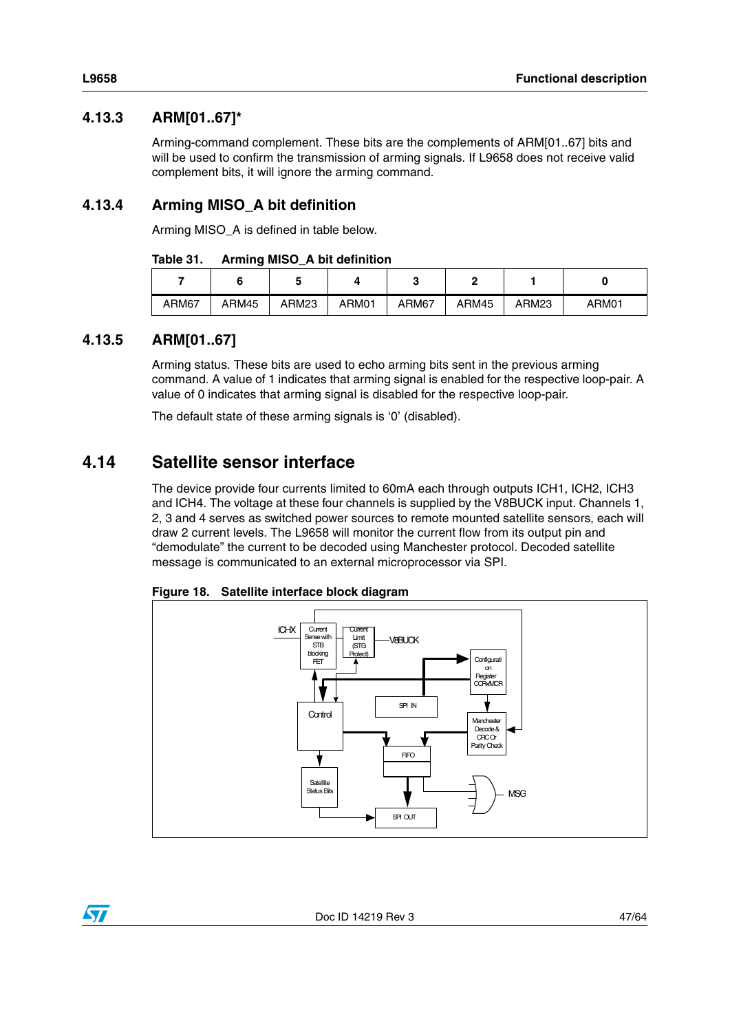### 4.13.3 ARM[01..67]*

Arming-command complement. These bits are the complements of ARM[01..67] bits and will be used to confirm the transmission of arming signals. If L9658 does not receive valid complement bits, it will ignore the arming command.

### 4.13.4 Arming MISO_A bit definition

Arming MISO_A is defined in table below.

**Table 31. Arming MISO_A bit definition**

| 7 | 6 | 5 | 4 | 3 | 2 | 1 | 0 |
|---|---|---|---|---|---|---|---|
| ARM67 | ARM45 | ARM23 | ARM01 | ARM67 | ARM45 | ARM23 | ARM01 |

### 4.13.5 ARM[01..67]

Arming status. These bits are used to echo arming bits sent in the previous arming command. A value of 1 indicates that arming signal is enabled for the respective loop-pair. A value of 0 indicates that arming signal is disabled for the respective loop-pair.

The default state of these arming signals is '0' (disabled).

## 4.14 Satellite sensor interface

The device provide four currents limited to 60mA each through outputs ICH1, ICH2, ICH3 and ICH4. The voltage at these four channels is supplied by the V8BUCK input. Channels 1, 2, 3 and 4 serves as switched power sources to remote mounted satellite sensors, each will draw 2 current levels. The L9658 will monitor the current flow from its output pin and "demodulate" the current to be decoded using Manchester protocol. Decoded satellite message is communicated to an external microprocessor via SPI.

**Figure 18. Satellite interface block diagram**

ICHX, Current Sense with STB blocking FET, Current Limit (STG Protect), V8BUCK, Configuration Register CCR/MCR, SPI IN, Control, Manchester Decode & CRC Or Parity Check, FIFO, Satellite Status Bits, SPI OUT, MSG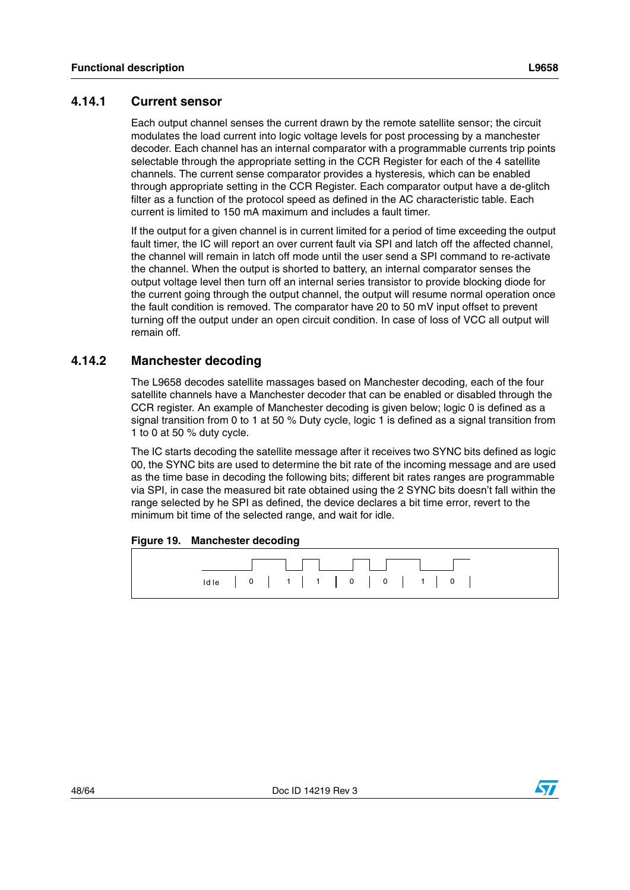### 4.14.1 Current sensor

Each output channel senses the current drawn by the remote satellite sensor; the circuit modulates the load current into logic voltage levels for post processing by a manchester decoder. Each channel has an internal comparator with a programmable currents trip points selectable through the appropriate setting in the CCR Register for each of the 4 satellite channels. The current sense comparator provides a hysteresis, which can be enabled through appropriate setting in the CCR Register. Each comparator output have a de-glitch filter as a function of the protocol speed as defined in the AC characteristic table. Each current is limited to 150 mA maximum and includes a fault timer.

If the output for a given channel is in current limited for a period of time exceeding the output fault timer, the IC will report an over current fault via SPI and latch off the affected channel, the channel will remain in latch off mode until the user send a SPI command to re-activate the channel. When the output is shorted to battery, an internal comparator senses the output voltage level then turn off an internal series transistor to provide blocking diode for the current going through the output channel, the output will resume normal operation once the fault condition is removed. The comparator have 20 to 50 mV input offset to prevent turning off the output under an open circuit condition. In case of loss of VCC all output will remain off.

### 4.14.2 Manchester decoding

The L9658 decodes satellite massages based on Manchester decoding, each of the four satellite channels have a Manchester decoder that can be enabled or disabled through the CCR register. An example of Manchester decoding is given below; logic 0 is defined as a signal transition from 0 to 1 at 50 % Duty cycle, logic 1 is defined as a signal transition from 1 to 0 at 50 % duty cycle.

The IC starts decoding the satellite message after it receives two SYNC bits defined as logic 00, the SYNC bits are used to determine the bit rate of the incoming message and are used as the time base in decoding the following bits; different bit rates ranges are programmable via SPI, in case the measured bit rate obtained using the 2 SYNC bits doesn't fall within the range selected by he SPI as defined, the device declares a bit time error, revert to the minimum bit time of the selected range, and wait for idle.

**Figure 19. Manchester decoding**

Idle | 0 | 1 | 1 | 0 | 0 | 1 | 0 |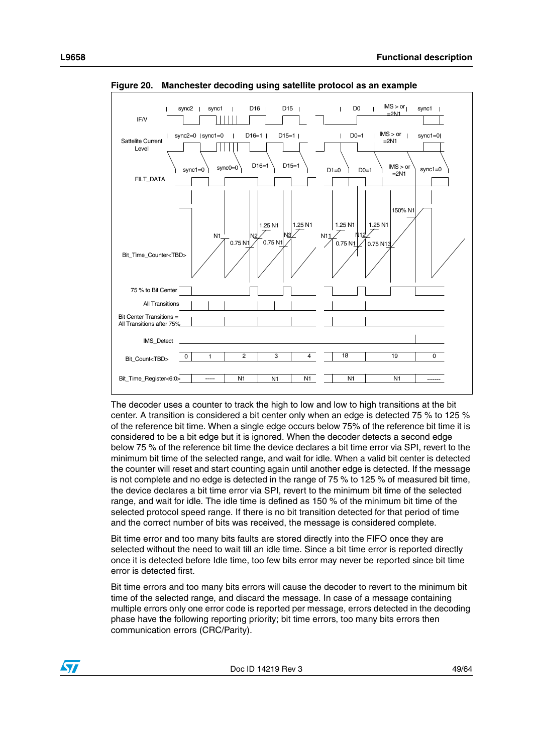**Figure 20. Manchester decoding using satellite protocol as an example**

The decoder uses a counter to track the high to low and low to high transitions at the bit center. A transition is considered a bit center only when an edge is detected 75 % to 125 % of the reference bit time. When a single edge occurs below 75% of the reference bit time it is considered to be a bit edge but it is ignored. When the decoder detects a second edge below 75 % of the reference bit time the device declares a bit time error via SPI, revert to the minimum bit time of the selected range, and wait for idle. When a valid bit center is detected the counter will reset and start counting again until another edge is detected. If the message is not complete and no edge is detected in the range of 75 % to 125 % of measured bit time, the device declares a bit time error via SPI, revert to the minimum bit time of the selected range, and wait for idle. The idle time is defined as 150 % of the minimum bit time of the selected protocol speed range. If there is no bit transition detected for that period of time and the correct number of bits was received, the message is considered complete.

Bit time error and too many bits faults are stored directly into the FIFO once they are selected without the need to wait till an idle time. Since a bit time error is reported directly once it is detected before Idle time, too few bits error may never be reported since bit time error is detected first.

Bit time errors and too many bits errors will cause the decoder to revert to the minimum bit time of the selected range, and discard the message. In case of a message containing multiple errors only one error code is reported per message, errors detected in the decoding phase have the following reporting priority; bit time errors, too many bits errors then communication errors (CRC/Parity).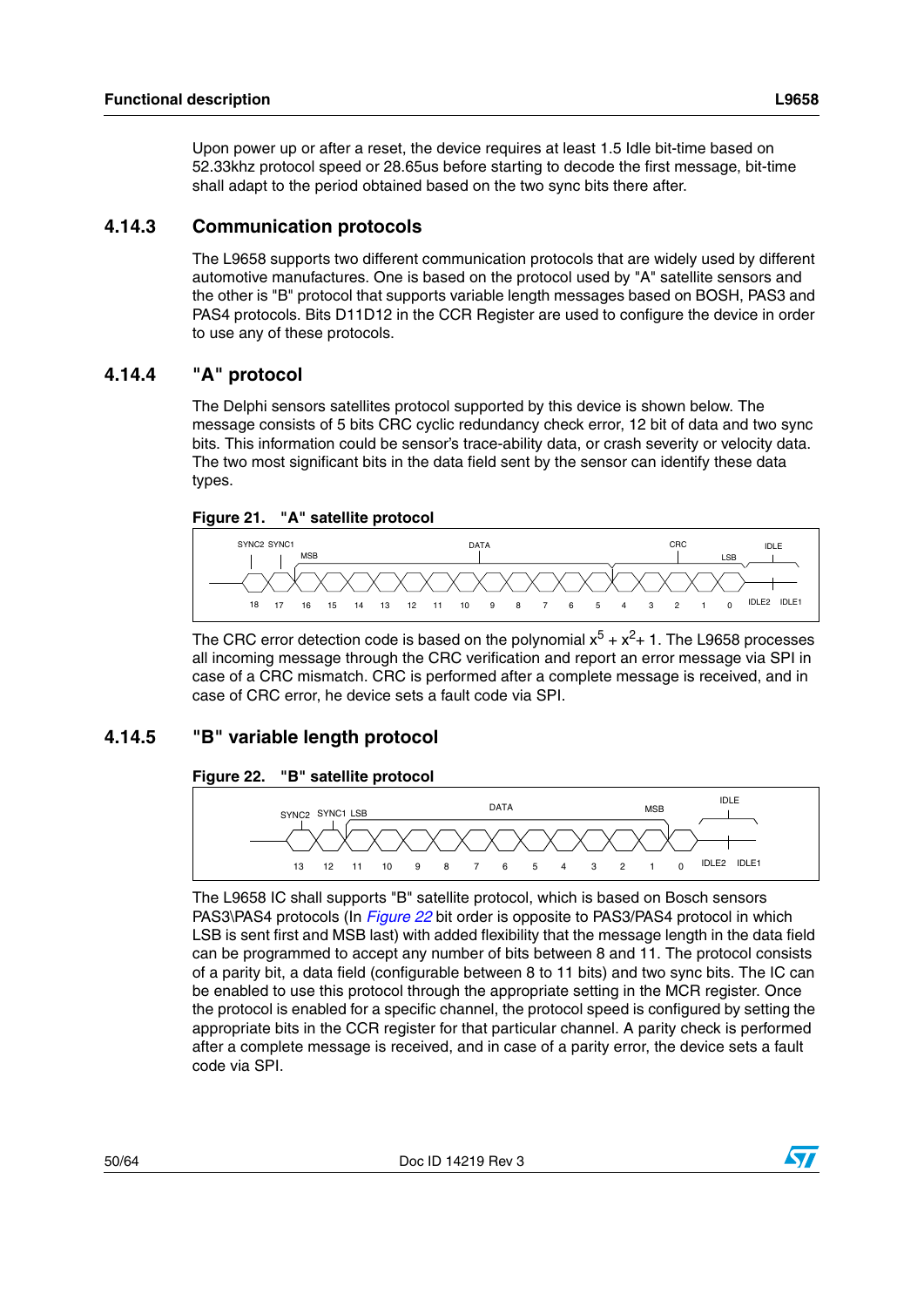Upon power up or after a reset, the device requires at least 1.5 Idle bit-time based on 52.33khz protocol speed or 28.65us before starting to decode the first message, bit-time shall adapt to the period obtained based on the two sync bits there after.

### 4.14.3 Communication protocols

The L9658 supports two different communication protocols that are widely used by different automotive manufactures. One is based on the protocol used by "A" satellite sensors and the other is "B" protocol that supports variable length messages based on BOSH, PAS3 and PAS4 protocols. Bits D11D12 in the CCR Register are used to configure the device in order to use any of these protocols.

### 4.14.4 "A" protocol

The Delphi sensors satellites protocol supported by this device is shown below. The message consists of 5 bits CRC cyclic redundancy check error, 12 bit of data and two sync bits. This information could be sensor's trace-ability data, or crash severity or velocity data. The two most significant bits in the data field sent by the sensor can identify these data types.

**Figure 21. "A" satellite protocol**

SYNC2 SYNC1 MSB DATA CRC LSB IDLE

18 17 16 15 14 13 12 11 10 9 8 7 6 5 4 3 2 1 0 IDLE2 IDLE1

The CRC error detection code is based on the polynomial $x^5 + x^2 + 1$. The L9658 processes all incoming message through the CRC verification and report an error message via SPI in case of a CRC mismatch. CRC is performed after a complete message is received, and in case of CRC error, he device sets a fault code via SPI.

### 4.14.5 "B" variable length protocol

**Figure 22. "B" satellite protocol**

SYNC2 SYNC1 LSB DATA MSB IDLE

13 12 11 10 9 8 7 6 5 4 3 2 1 0 IDLE2 IDLE1

The L9658 IC shall supports "B" satellite protocol, which is based on Bosch sensors PAS3\PAS4 protocols (In *Figure 22* bit order is opposite to PAS3/PAS4 protocol in which LSB is sent first and MSB last) with added flexibility that the message length in the data field can be programmed to accept any number of bits between 8 and 11. The protocol consists of a parity bit, a data field (configurable between 8 to 11 bits) and two sync bits. The IC can be enabled to use this protocol through the appropriate setting in the MCR register. Once the protocol is enabled for a specific channel, the protocol speed is configured by setting the appropriate bits in the CCR register for that particular channel. A parity check is performed after a complete message is received, and in case of a parity error, the device sets a fault code via SPI.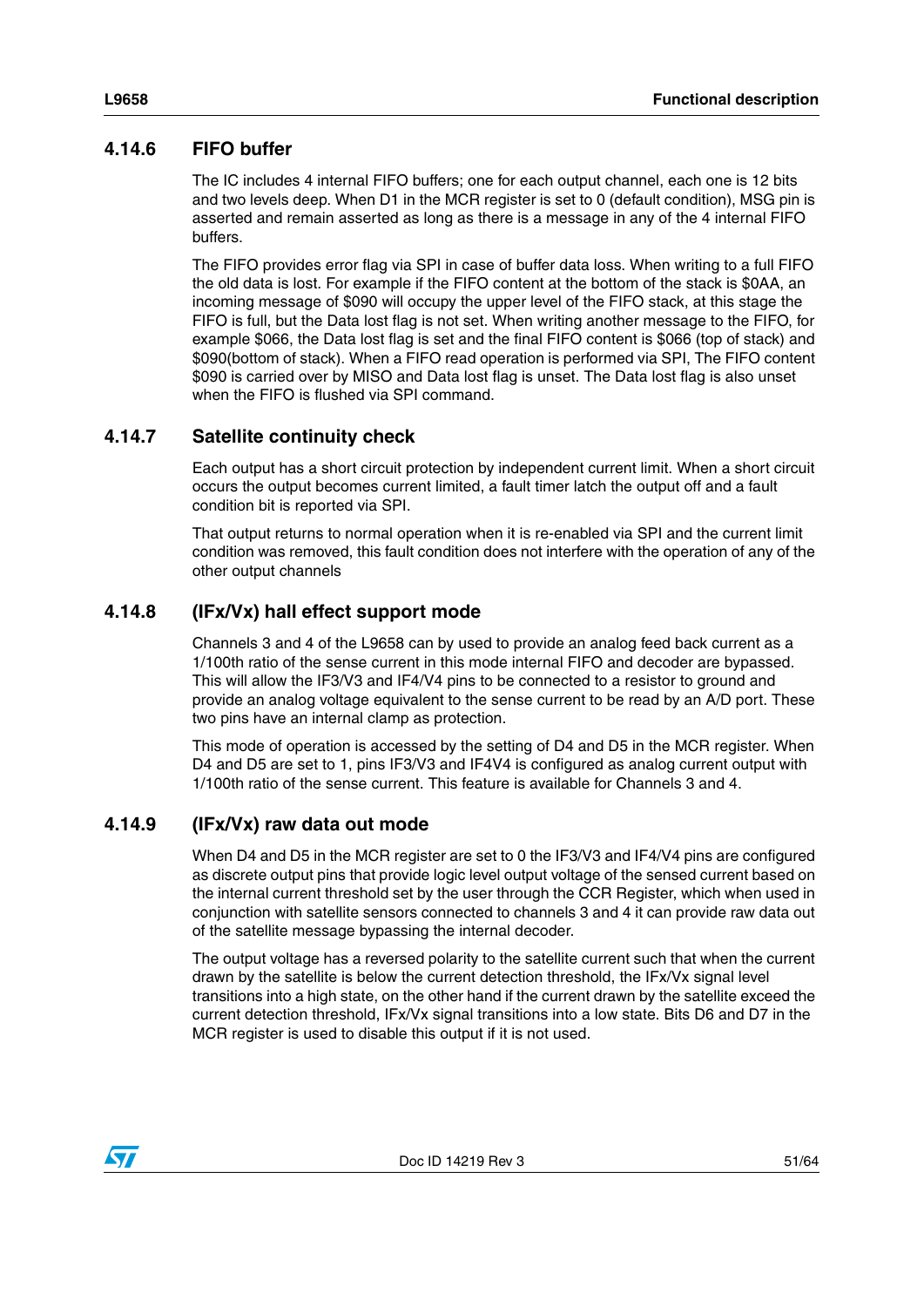### 4.14.6 FIFO buffer

The IC includes 4 internal FIFO buffers; one for each output channel, each one is 12 bits and two levels deep. When D1 in the MCR register is set to 0 (default condition), MSG pin is asserted and remain asserted as long as there is a message in any of the 4 internal FIFO buffers.

The FIFO provides error flag via SPI in case of buffer data loss. When writing to a full FIFO the old data is lost. For example if the FIFO content at the bottom of the stack is $0AA, an incoming message of $090 will occupy the upper level of the FIFO stack, at this stage the FIFO is full, but the Data lost flag is not set. When writing another message to the FIFO, for example $066, the Data lost flag is set and the final FIFO content is $066 (top of stack) and $090(bottom of stack). When a FIFO read operation is performed via SPI, The FIFO content $090 is carried over by MISO and Data lost flag is unset. The Data lost flag is also unset when the FIFO is flushed via SPI command.

### 4.14.7 Satellite continuity check

Each output has a short circuit protection by independent current limit. When a short circuit occurs the output becomes current limited, a fault timer latch the output off and a fault condition bit is reported via SPI.

That output returns to normal operation when it is re-enabled via SPI and the current limit condition was removed, this fault condition does not interfere with the operation of any of the other output channels

### 4.14.8 (IFx/Vx) hall effect support mode

Channels 3 and 4 of the L9658 can by used to provide an analog feed back current as a 1/100th ratio of the sense current in this mode internal FIFO and decoder are bypassed. This will allow the IF3/V3 and IF4/V4 pins to be connected to a resistor to ground and provide an analog voltage equivalent to the sense current to be read by an A/D port. These two pins have an internal clamp as protection.

This mode of operation is accessed by the setting of D4 and D5 in the MCR register. When D4 and D5 are set to 1, pins IF3/V3 and IF4V4 is configured as analog current output with 1/100th ratio of the sense current. This feature is available for Channels 3 and 4.

### 4.14.9 (IFx/Vx) raw data out mode

When D4 and D5 in the MCR register are set to 0 the IF3/V3 and IF4/V4 pins are configured as discrete output pins that provide logic level output voltage of the sensed current based on the internal current threshold set by the user through the CCR Register, which when used in conjunction with satellite sensors connected to channels 3 and 4 it can provide raw data out of the satellite message bypassing the internal decoder.

The output voltage has a reversed polarity to the satellite current such that when the current drawn by the satellite is below the current detection threshold, the IFx/Vx signal level transitions into a high state, on the other hand if the current drawn by the satellite exceed the current detection threshold, IFx/Vx signal transitions into a low state. Bits D6 and D7 in the MCR register is used to disable this output if it is not used.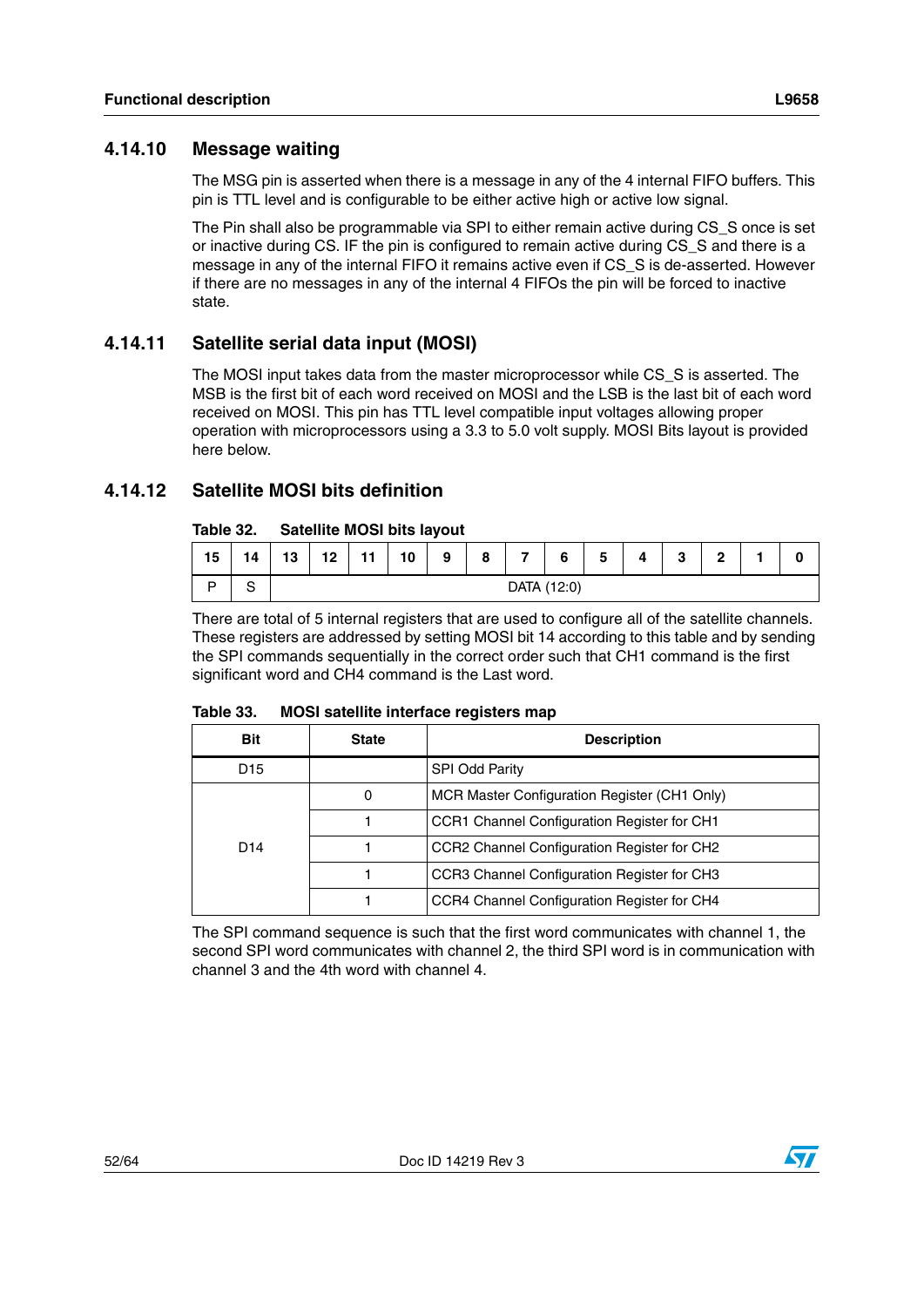### 4.14.10 Message waiting

The MSG pin is asserted when there is a message in any of the 4 internal FIFO buffers. This pin is TTL level and is configurable to be either active high or active low signal.

The Pin shall also be programmable via SPI to either remain active during CS_S once is set or inactive during CS. IF the pin is configured to remain active during CS_S and there is a message in any of the internal FIFO it remains active even if CS_S is de-asserted. However if there are no messages in any of the internal 4 FIFOs the pin will be forced to inactive state.

### 4.14.11 Satellite serial data input (MOSI)

The MOSI input takes data from the master microprocessor while CS_S is asserted. The MSB is the first bit of each word received on MOSI and the LSB is the last bit of each word received on MOSI. This pin has TTL level compatible input voltages allowing proper operation with microprocessors using a 3.3 to 5.0 volt supply. MOSI Bits layout is provided here below.

### 4.14.12 Satellite MOSI bits definition

**Table 32. Satellite MOSI bits layout**

| 15 | 14 | 13 | 12 | 11 | 10 | 9 | 8 | 7 | 6 | 5 | 4 | 3 | 2 | 1 | 0 |
|---|---|---|---|---|---|---|---|---|---|---|---|---|---|---|---|
| P | S | DATA (12:0) | | | | | | | | | | | | | |

There are total of 5 internal registers that are used to configure all of the satellite channels. These registers are addressed by setting MOSI bit 14 according to this table and by sending the SPI commands sequentially in the correct order such that CH1 command is the first significant word and CH4 command is the Last word.

**Table 33. MOSI satellite interface registers map**

| Bit | State | Description |
|---|---|---|
| D15 | | SPI Odd Parity |
| D14 | 0 | MCR Master Configuration Register (CH1 Only) |
| | 1 | CCR1 Channel Configuration Register for CH1 |
| | 1 | CCR2 Channel Configuration Register for CH2 |
| | 1 | CCR3 Channel Configuration Register for CH3 |
| | 1 | CCR4 Channel Configuration Register for CH4 |

The SPI command sequence is such that the first word communicates with channel 1, the second SPI word communicates with channel 2, the third SPI word is in communication with channel 3 and the 4th word with channel 4.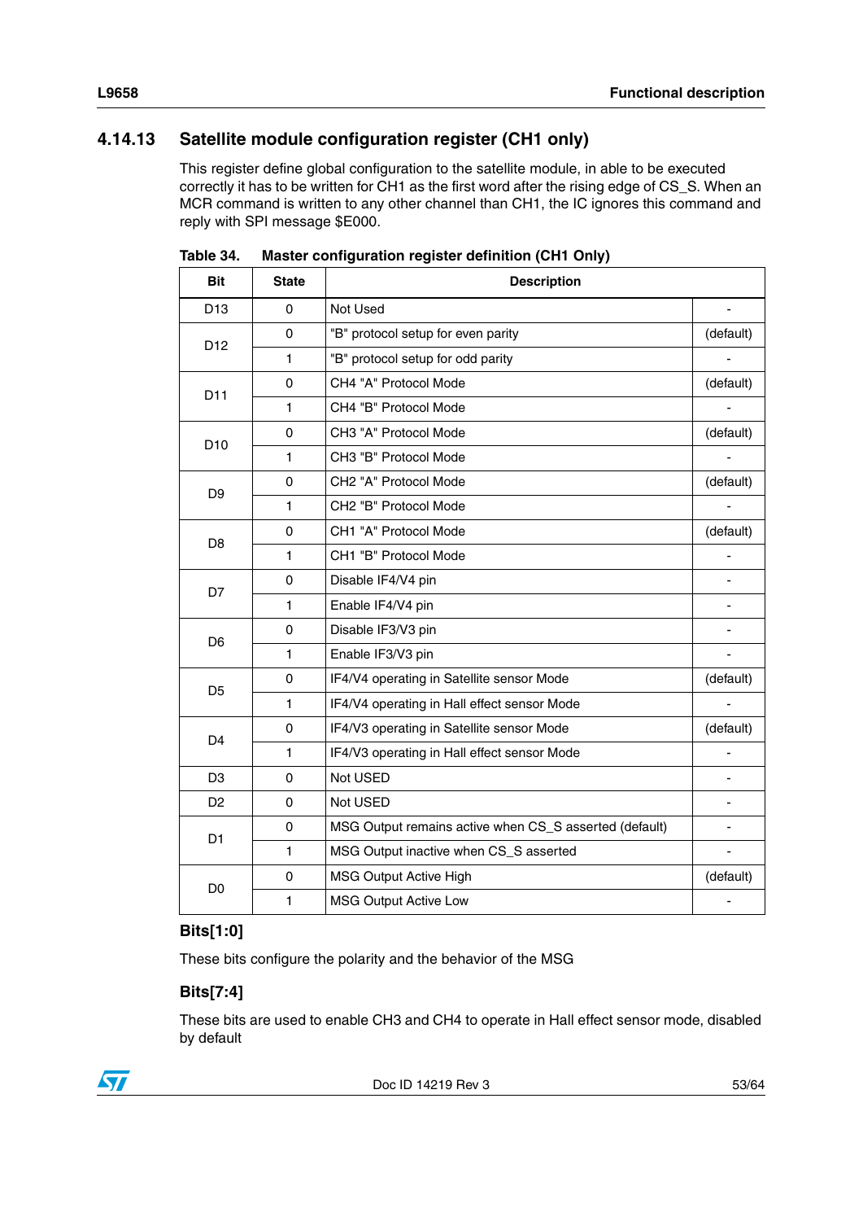### 4.14.13 Satellite module configuration register (CH1 only)

This register define global configuration to the satellite module, in able to be executed correctly it has to be written for CH1 as the first word after the rising edge of CS_S. When an MCR command is written to any other channel than CH1, the IC ignores this command and reply with SPI message $E000.

**Table 34. Master configuration register definition (CH1 Only)**

| Bit | State | Description | |
|---|---|---|---|
| D13 | 0 | Not Used | - |
| D12 | 0 | "B" protocol setup for even parity | (default) |
| | 1 | "B" protocol setup for odd parity | - |
| D11 | 0 | CH4 "A" Protocol Mode | (default) |
| | 1 | CH4 "B" Protocol Mode | - |
| D10 | 0 | CH3 "A" Protocol Mode | (default) |
| | 1 | CH3 "B" Protocol Mode | - |
| D9 | 0 | CH2 "A" Protocol Mode | (default) |
| | 1 | CH2 "B" Protocol Mode | - |
| D8 | 0 | CH1 "A" Protocol Mode | (default) |
| | 1 | CH1 "B" Protocol Mode | - |
| D7 | 0 | Disable IF4/V4 pin | - |
| | 1 | Enable IF4/V4 pin | - |
| D6 | 0 | Disable IF3/V3 pin | - |
| | 1 | Enable IF3/V3 pin | - |
| D5 | 0 | IF4/V4 operating in Satellite sensor Mode | (default) |
| | 1 | IF4/V4 operating in Hall effect sensor Mode | - |
| D4 | 0 | IF4/V3 operating in Satellite sensor Mode | (default) |
| | 1 | IF4/V3 operating in Hall effect sensor Mode | - |
| D3 | 0 | Not USED | - |
| D2 | 0 | Not USED | - |
| D1 | 0 | MSG Output remains active when CS_S asserted (default) | - |
| | 1 | MSG Output inactive when CS_S asserted | - |
| D0 | 0 | MSG Output Active High | (default) |
| | 1 | MSG Output Active Low | - |

#### Bits[1:0]

These bits configure the polarity and the behavior of the MSG

#### Bits[7:4]

These bits are used to enable CH3 and CH4 to operate in Hall effect sensor mode, disabled by default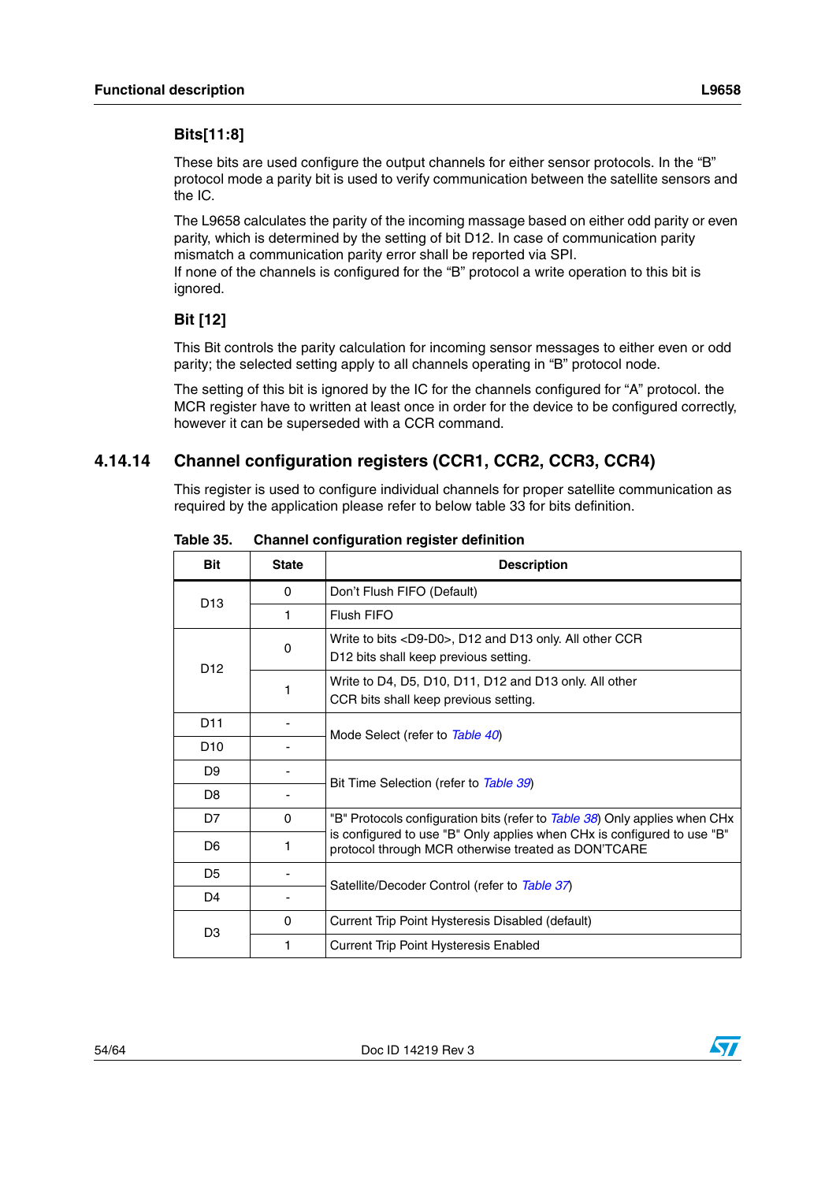### Bits[11:8]

These bits are used configure the output channels for either sensor protocols. In the "B" protocol mode a parity bit is used to verify communication between the satellite sensors and the IC.

The L9658 calculates the parity of the incoming massage based on either odd parity or even parity, which is determined by the setting of bit D12. In case of communication parity mismatch a communication parity error shall be reported via SPI.
If none of the channels is configured for the "B" protocol a write operation to this bit is ignored.

### Bit [12]

This Bit controls the parity calculation for incoming sensor messages to either even or odd parity; the selected setting apply to all channels operating in "B" protocol node.

The setting of this bit is ignored by the IC for the channels configured for "A" protocol. the MCR register have to written at least once in order for the device to be configured correctly, however it can be superseded with a CCR command.

## 4.14.14 Channel configuration registers (CCR1, CCR2, CCR3, CCR4)

This register is used to configure individual channels for proper satellite communication as required by the application please refer to below table 33 for bits definition.

**Table 35. Channel configuration register definition**

| Bit | State | Description |
|---|---|---|
| D13 | 0 | Don't Flush FIFO (Default) |
| | 1 | Flush FIFO |
| D12 | 0 | Write to bits <D9-D0>, D12 and D13 only. All other CCR D12 bits shall keep previous setting. |
| | 1 | Write to D4, D5, D10, D11, D12 and D13 only. All other CCR bits shall keep previous setting. |
| D11 | - | Mode Select (refer to *Table 40*) |
| D10 | - | |
| D9 | - | Bit Time Selection (refer to *Table 39*) |
| D8 | - | |
| D7 | 0 | "B" Protocols configuration bits (refer to *Table 38*) Only applies when CHx is configured to use "B" Only applies when CHx is configured to use "B" protocol through MCR otherwise treated as DON'TCARE |
| D6 | 1 | |
| D5 | - | Satellite/Decoder Control (refer to *Table 37*) |
| D4 | - | |
| D3 | 0 | Current Trip Point Hysteresis Disabled (default) |
| | 1 | Current Trip Point Hysteresis Enabled |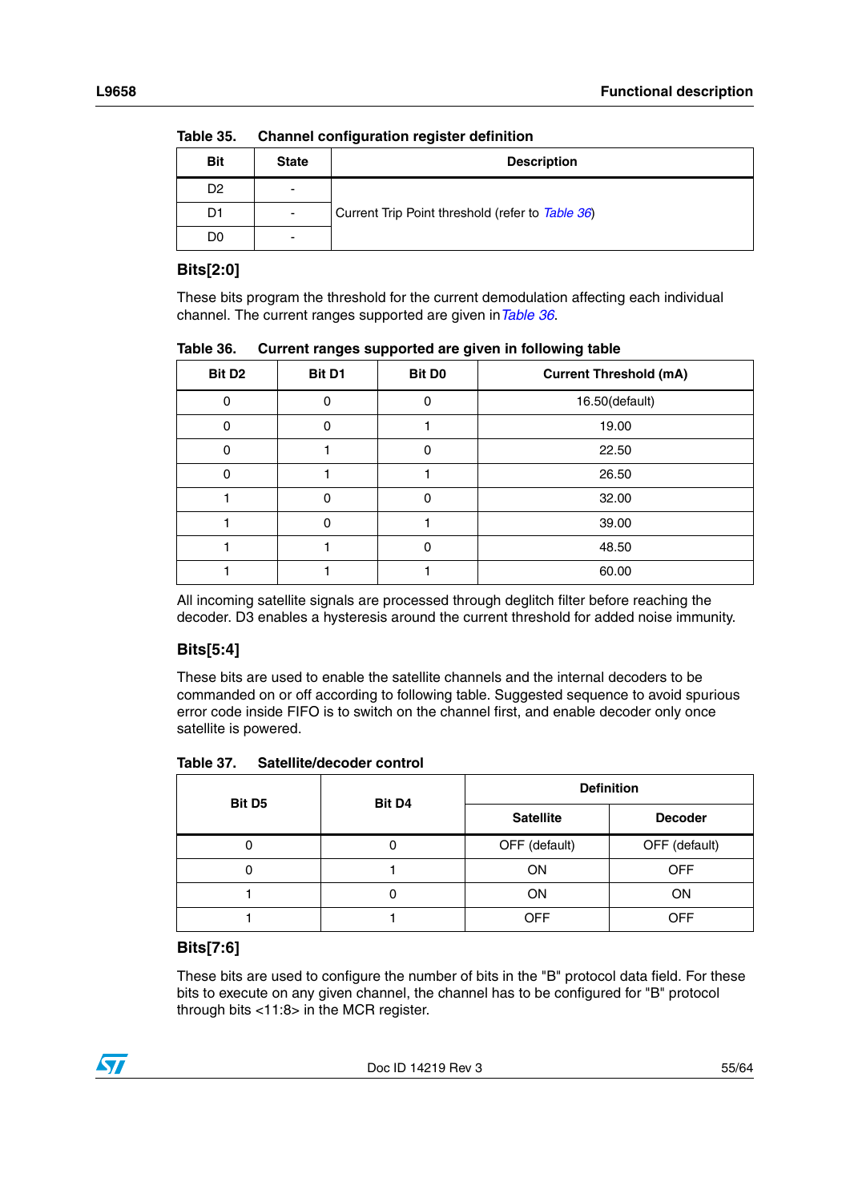**Table 35. Channel configuration register definition**

| Bit | State | Description |
|---|---|---|
| D2 | - | Current Trip Point threshold (refer to *Table 36*) |
| D1 | - | |
| D0 | - | |

### Bits[2:0]

These bits program the threshold for the current demodulation affecting each individual channel. The current ranges supported are given in *Table 36*.

**Table 36. Current ranges supported are given in following table**

| Bit D2 | Bit D1 | Bit D0 | Current Threshold (mA) |
|---|---|---|---|
| 0 | 0 | 0 | 16.50(default) |
| 0 | 0 | 1 | 19.00 |
| 0 | 1 | 0 | 22.50 |
| 0 | 1 | 1 | 26.50 |
| 1 | 0 | 0 | 32.00 |
| 1 | 0 | 1 | 39.00 |
| 1 | 1 | 0 | 48.50 |
| 1 | 1 | 1 | 60.00 |

All incoming satellite signals are processed through deglitch filter before reaching the decoder. D3 enables a hysteresis around the current threshold for added noise immunity.

### Bits[5:4]

These bits are used to enable the satellite channels and the internal decoders to be commanded on or off according to following table. Suggested sequence to avoid spurious error code inside FIFO is to switch on the channel first, and enable decoder only once satellite is powered.

**Table 37. Satellite/decoder control**

| Bit D5 | Bit D4 | Definition | |
|---|---|---|---|
| | | Satellite | Decoder |
| 0 | 0 | OFF (default) | OFF (default) |
| 0 | 1 | ON | OFF |
| 1 | 0 | ON | ON |
| 1 | 1 | OFF | OFF |

### Bits[7:6]

These bits are used to configure the number of bits in the "B" protocol data field. For these bits to execute on any given channel, the channel has to be configured for "B" protocol through bits <11:8> in the MCR register.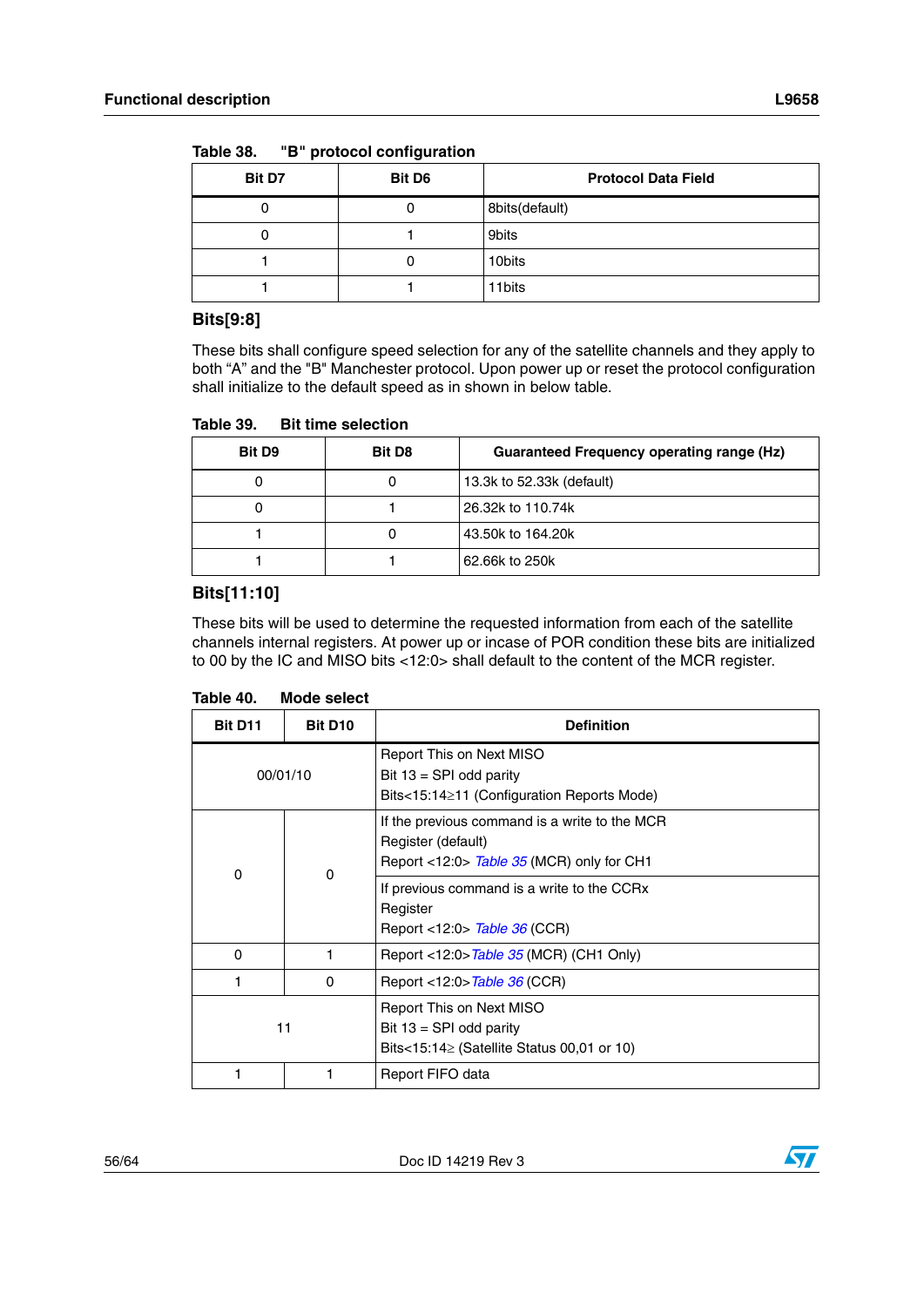Table 38. "B" protocol configuration

| Bit D7 | Bit D6 | Protocol Data Field |
|---|---|---|
| 0 | 0 | 8bits(default) |
| 0 | 1 | 9bits |
| 1 | 0 | 10bits |
| 1 | 1 | 11bits |

### Bits[9:8]

These bits shall configure speed selection for any of the satellite channels and they apply to both "A" and the "B" Manchester protocol. Upon power up or reset the protocol configuration shall initialize to the default speed as in shown in below table.

Table 39. Bit time selection

| Bit D9 | Bit D8 | Guaranteed Frequency operating range (Hz) |
|---|---|---|
| 0 | 0 | 13.3k to 52.33k (default) |
| 0 | 1 | 26.32k to 110.74k |
| 1 | 0 | 43.50k to 164.20k |
| 1 | 1 | 62.66k to 250k |

### Bits[11:10]

These bits will be used to determine the requested information from each of the satellite channels internal registers. At power up or incase of POR condition these bits are initialized to 00 by the IC and MISO bits <12:0> shall default to the content of the MCR register.

Table 40. Mode select

| Bit D11 | Bit D10 | Definition |
|---|---|---|
| 00/01/10 | | Report This on Next MISO<br>Bit 13 = SPI odd parity<br>Bits<15:14≥11 (Configuration Reports Mode) |
| 0 | 0 | If the previous command is a write to the MCR Register (default)<br>Report <12:0> *Table 35* (MCR) only for CH1 |
| | | If previous command is a write to the CCRx Register<br>Report <12:0> *Table 36* (CCR) |
| 0 | 1 | Report <12:0>*Table 35* (MCR) (CH1 Only) |
| 1 | 0 | Report <12:0>*Table 36* (CCR) |
| 11 | | Report This on Next MISO<br>Bit 13 = SPI odd parity<br>Bits<15:14≥ (Satellite Status 00,01 or 10) |
| 1 | 1 | Report FIFO data |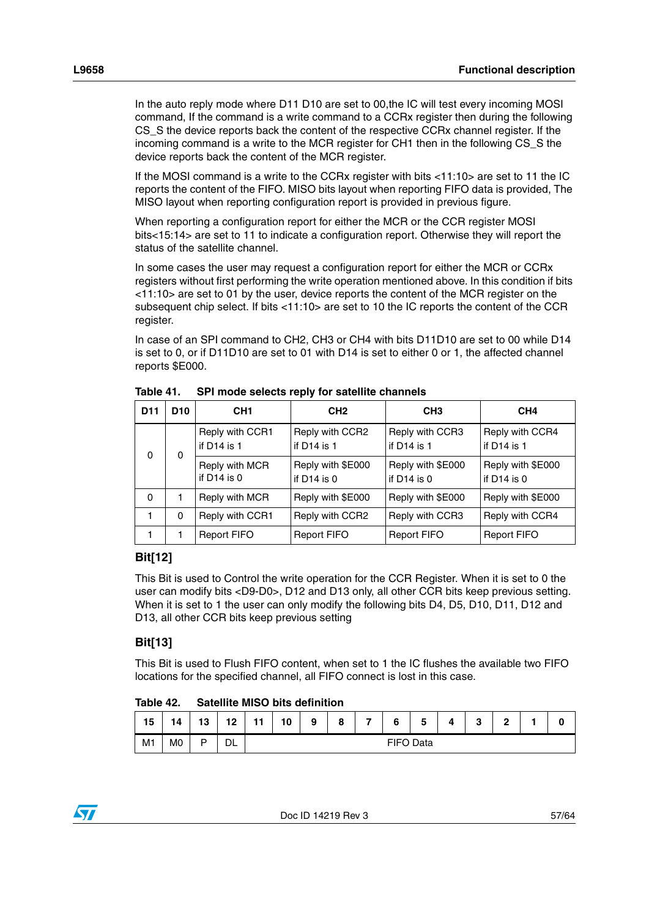In the auto reply mode where D11 D10 are set to 00,the IC will test every incoming MOSI command, If the command is a write command to a CCRx register then during the following CS_S the device reports back the content of the respective CCRx channel register. If the incoming command is a write to the MCR register for CH1 then in the following CS_S the device reports back the content of the MCR register.

If the MOSI command is a write to the CCRx register with bits <11:10> are set to 11 the IC reports the content of the FIFO. MISO bits layout when reporting FIFO data is provided, The MISO layout when reporting configuration report is provided in previous figure.

When reporting a configuration report for either the MCR or the CCR register MOSI bits<15:14> are set to 11 to indicate a configuration report. Otherwise they will report the status of the satellite channel.

In some cases the user may request a configuration report for either the MCR or CCRx registers without first performing the write operation mentioned above. In this condition if bits <11:10> are set to 01 by the user, device reports the content of the MCR register on the subsequent chip select. If bits <11:10> are set to 10 the IC reports the content of the CCR register.

In case of an SPI command to CH2, CH3 or CH4 with bits D11D10 are set to 00 while D14 is set to 0, or if D11D10 are set to 01 with D14 is set to either 0 or 1, the affected channel reports $E000.

**Table 41. SPI mode selects reply for satellite channels**

| D11 | D10 | CH1 | CH2 | CH3 | CH4 |
|---|---|---|---|---|---|
| 0 | 0 | Reply with CCR1 if D14 is 1 | Reply with CCR2 if D14 is 1 | Reply with CCR3 if D14 is 1 | Reply with CCR4 if D14 is 1 |
| | | Reply with MCR if D14 is 0 | Reply with $E000 if D14 is 0 | Reply with $E000 if D14 is 0 | Reply with $E000 if D14 is 0 |
| 0 | 1 | Reply with MCR | Reply with $E000 | Reply with $E000 | Reply with $E000 |
| 1 | 0 | Reply with CCR1 | Reply with CCR2 | Reply with CCR3 | Reply with CCR4 |
| 1 | 1 | Report FIFO | Report FIFO | Report FIFO | Report FIFO |

### Bit[12]

This Bit is used to Control the write operation for the CCR Register. When it is set to 0 the user can modify bits <D9-D0>, D12 and D13 only, all other CCR bits keep previous setting. When it is set to 1 the user can only modify the following bits D4, D5, D10, D11, D12 and D13, all other CCR bits keep previous setting

### Bit[13]

This Bit is used to Flush FIFO content, when set to 1 the IC flushes the available two FIFO locations for the specified channel, all FIFO connect is lost in this case.

**Table 42. Satellite MISO bits definition**

| 15 | 14 | 13 | 12 | 11 | 10 | 9 | 8 | 7 | 6 | 5 | 4 | 3 | 2 | 1 | 0 |
|---|---|---|---|---|---|---|---|---|---|---|---|---|---|---|---|
| M1 | M0 | P | DL | FIFO Data | | | | | | | | | | | |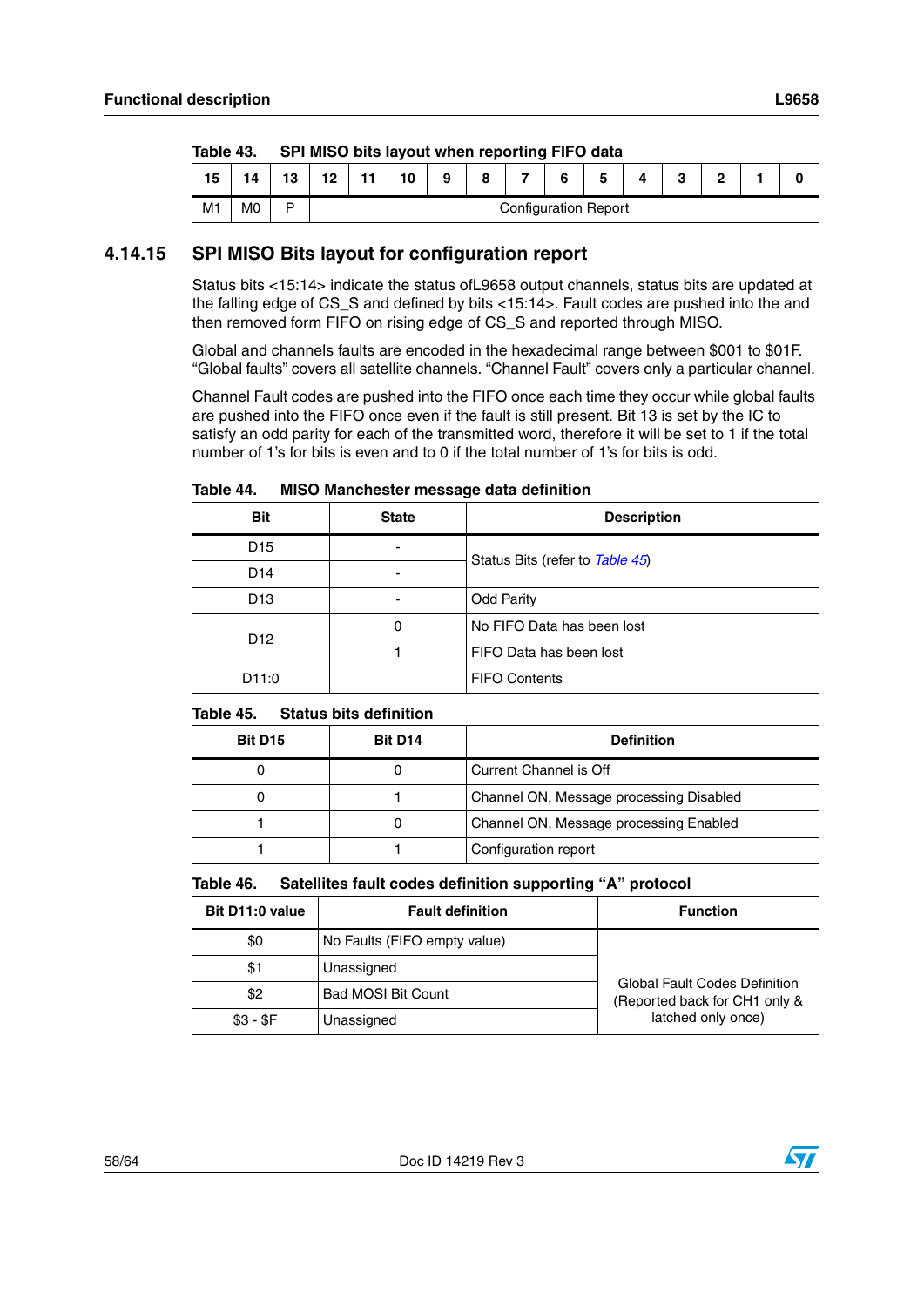**Table 43. SPI MISO bits layout when reporting FIFO data**

| 15 | 14 | 13 | 12 | 11 | 10 | 9 | 8 | 7 | 6 | 5 | 4 | 3 | 2 | 1 | 0 |
|---|---|---|---|---|---|---|---|---|---|---|---|---|---|---|---|
| M1 | M0 | P | Configuration Report | | | | | | | | | | | | |

### 4.14.15 SPI MISO Bits layout for configuration report

Status bits <15:14> indicate the status ofL9658 output channels, status bits are updated at the falling edge of CS_S and defined by bits <15:14>. Fault codes are pushed into the and then removed form FIFO on rising edge of CS_S and reported through MISO.

Global and channels faults are encoded in the hexadecimal range between $001 to $01F. "Global faults" covers all satellite channels. "Channel Fault" covers only a particular channel.

Channel Fault codes are pushed into the FIFO once each time they occur while global faults are pushed into the FIFO once even if the fault is still present. Bit 13 is set by the IC to satisfy an odd parity for each of the transmitted word, therefore it will be set to 1 if the total number of 1's for bits is even and to 0 if the total number of 1's for bits is odd.

**Table 44. MISO Manchester message data definition**

| Bit | State | Description |
|---|---|---|
| D15 | - | Status Bits (refer to *Table 45*) |
| D14 | - | |
| D13 | - | Odd Parity |
| D12 | 0 | No FIFO Data has been lost |
| | 1 | FIFO Data has been lost |
| D11:0 | | FIFO Contents |

**Table 45. Status bits definition**

| Bit D15 | Bit D14 | Definition |
|---|---|---|
| 0 | 0 | Current Channel is Off |
| 0 | 1 | Channel ON, Message processing Disabled |
| 1 | 0 | Channel ON, Message processing Enabled |
| 1 | 1 | Configuration report |

**Table 46. Satellites fault codes definition supporting "A" protocol**

| Bit D11:0 value | Fault definition | Function |
|---|---|---|
| $0 | No Faults (FIFO empty value) | Global Fault Codes Definition (Reported back for CH1 only & latched only once) |
| $1 | Unassigned | |
| $2 | Bad MOSI Bit Count | |
| $3 - $F | Unassigned | |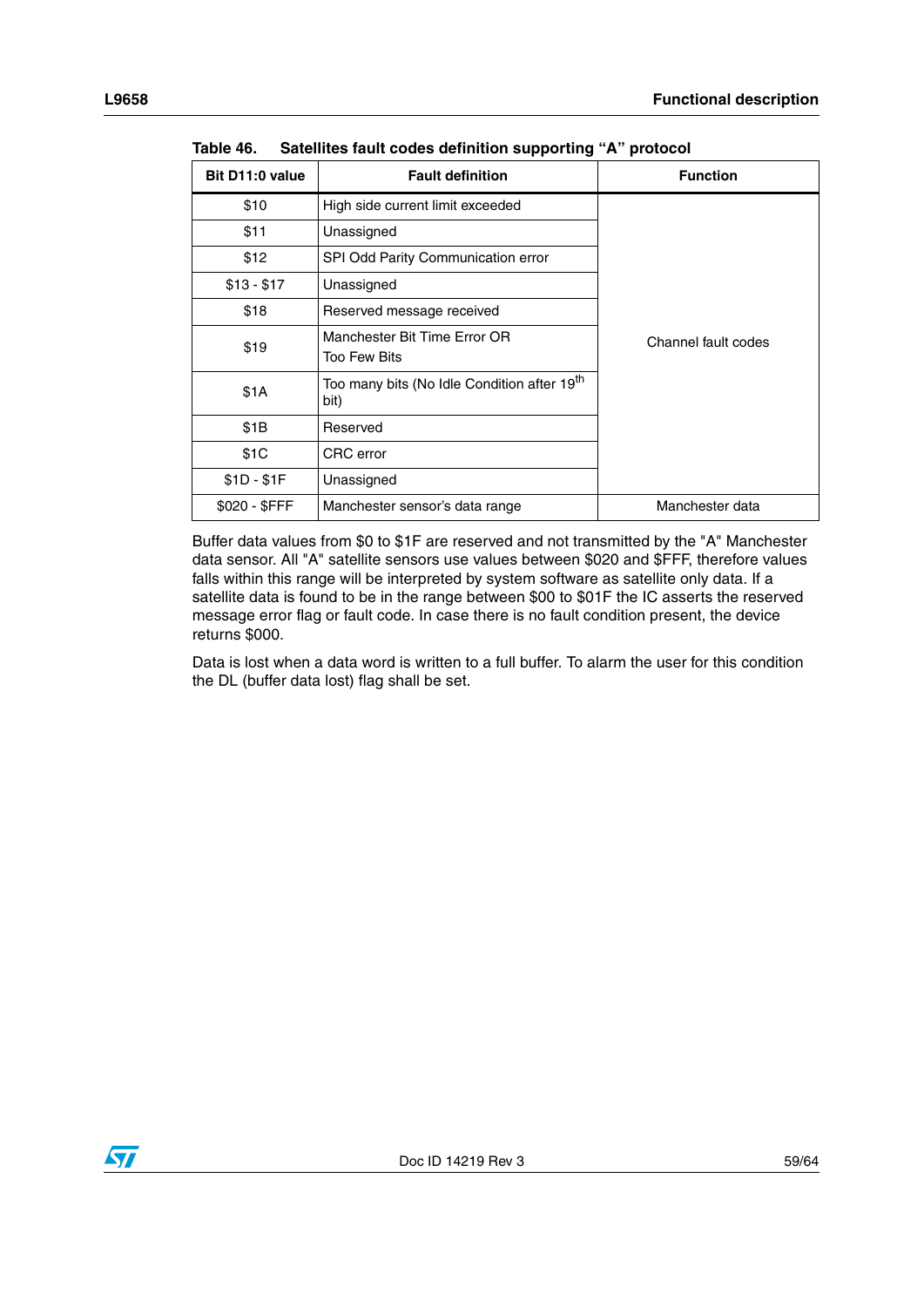**Table 46. Satellites fault codes definition supporting “A” protocol**

| Bit D11:0 value | Fault definition | Function |
|---|---|---|
| $10 | High side current limit exceeded | Channel fault codes |
| $11 | Unassigned | |
| $12 | SPI Odd Parity Communication error | |
| $13 - $17 | Unassigned | |
| $18 | Reserved message received | |
| $19 | Manchester Bit Time Error OR Too Few Bits | |
| $1A | Too many bits (No Idle Condition after 19th bit) | |
| $1B | Reserved | |
| $1C | CRC error | |
| $1D - $1F | Unassigned | |
| $020 - $FFF | Manchester sensor’s data range | Manchester data |

Buffer data values from $0 to $1F are reserved and not transmitted by the "A" Manchester data sensor. All "A" satellite sensors use values between $020 and $FFF, therefore values falls within this range will be interpreted by system software as satellite only data. If a satellite data is found to be in the range between $00 to $01F the IC asserts the reserved message error flag or fault code. In case there is no fault condition present, the device returns $000.

Data is lost when a data word is written to a full buffer. To alarm the user for this condition the DL (buffer data lost) flag shall be set.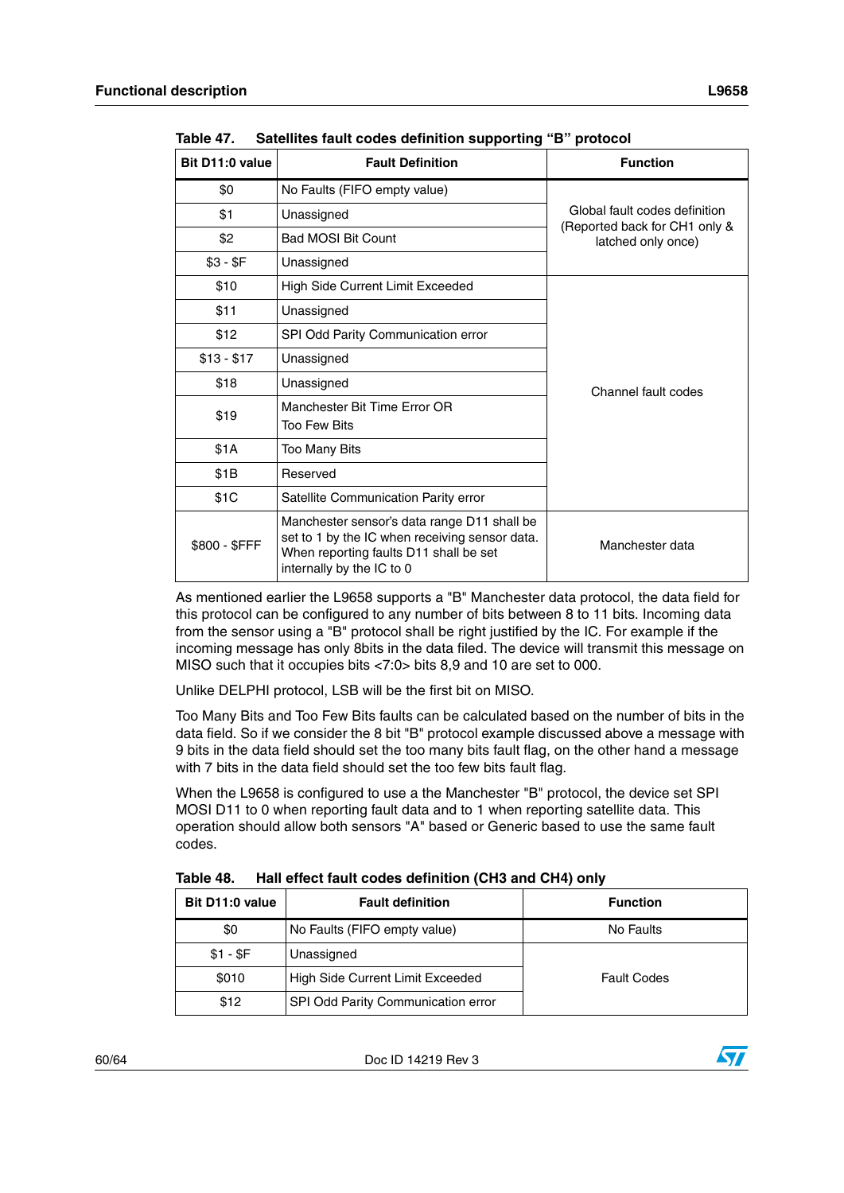Table 47. Satellites fault codes definition supporting "B" protocol

| Bit D11:0 value | Fault Definition | Function |
|---|---|---|
| $0 | No Faults (FIFO empty value) | Global fault codes definition (Reported back for CH1 only & latched only once) |
| $1 | Unassigned | |
| $2 | Bad MOSI Bit Count | |
| $3 - $F | Unassigned | |
| $10 | High Side Current Limit Exceeded | Channel fault codes |
| $11 | Unassigned | |
| $12 | SPI Odd Parity Communication error | |
| $13 - $17 | Unassigned | |
| $18 | Unassigned | |
| $19 | Manchester Bit Time Error OR Too Few Bits | |
| $1A | Too Many Bits | |
| $1B | Reserved | |
| $1C | Satellite Communication Parity error | |
| $800 - $FFF | Manchester sensor's data range D11 shall be set to 1 by the IC when receiving sensor data. When reporting faults D11 shall be set internally by the IC to 0 | Manchester data |

As mentioned earlier the L9658 supports a "B" Manchester data protocol, the data field for this protocol can be configured to any number of bits between 8 to 11 bits. Incoming data from the sensor using a "B" protocol shall be right justified by the IC. For example if the incoming message has only 8bits in the data filed. The device will transmit this message on MISO such that it occupies bits <7:0> bits 8,9 and 10 are set to 000.

Unlike DELPHI protocol, LSB will be the first bit on MISO.

Too Many Bits and Too Few Bits faults can be calculated based on the number of bits in the data field. So if we consider the 8 bit "B" protocol example discussed above a message with 9 bits in the data field should set the too many bits fault flag, on the other hand a message with 7 bits in the data field should set the too few bits fault flag.

When the L9658 is configured to use a the Manchester "B" protocol, the device set SPI MOSI D11 to 0 when reporting fault data and to 1 when reporting satellite data. This operation should allow both sensors "A" based or Generic based to use the same fault codes.

Table 48. Hall effect fault codes definition (CH3 and CH4) only

| Bit D11:0 value | Fault definition | Function |
|---|---|---|
| $0 | No Faults (FIFO empty value) | No Faults |
| $1 - $F | Unassigned | Fault Codes |
| $010 | High Side Current Limit Exceeded | |
| $12 | SPI Odd Parity Communication error | |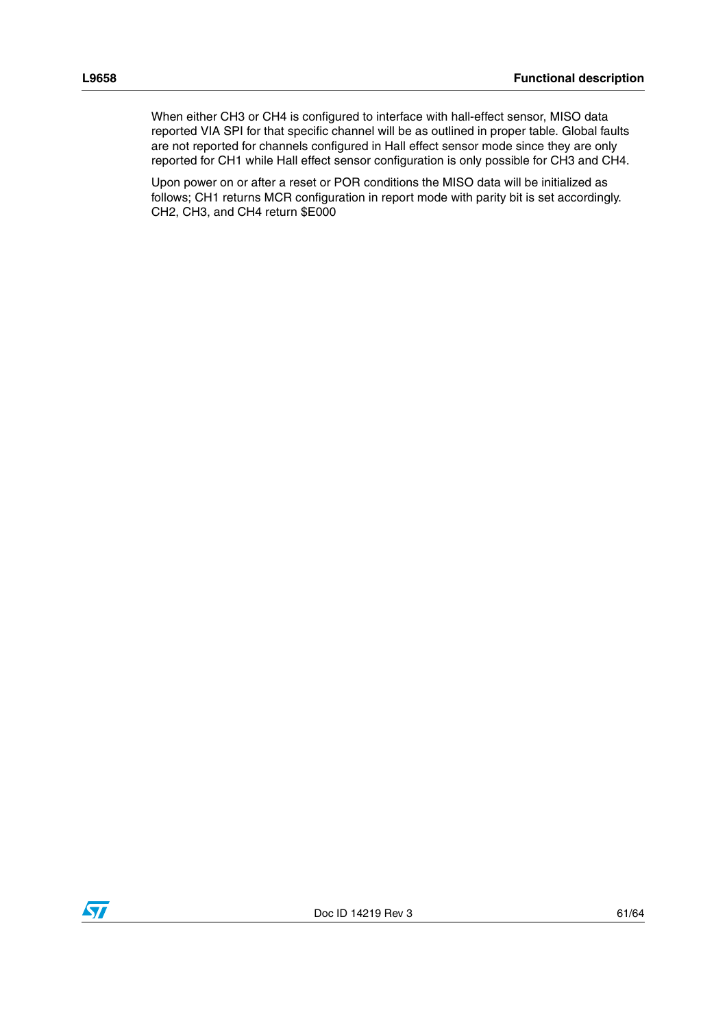When either CH3 or CH4 is configured to interface with hall-effect sensor, MISO data reported VIA SPI for that specific channel will be as outlined in proper table. Global faults are not reported for channels configured in Hall effect sensor mode since they are only reported for CH1 while Hall effect sensor configuration is only possible for CH3 and CH4.

Upon power on or after a reset or POR conditions the MISO data will be initialized as follows; CH1 returns MCR configuration in report mode with parity bit is set accordingly. CH2, CH3, and CH4 return $E000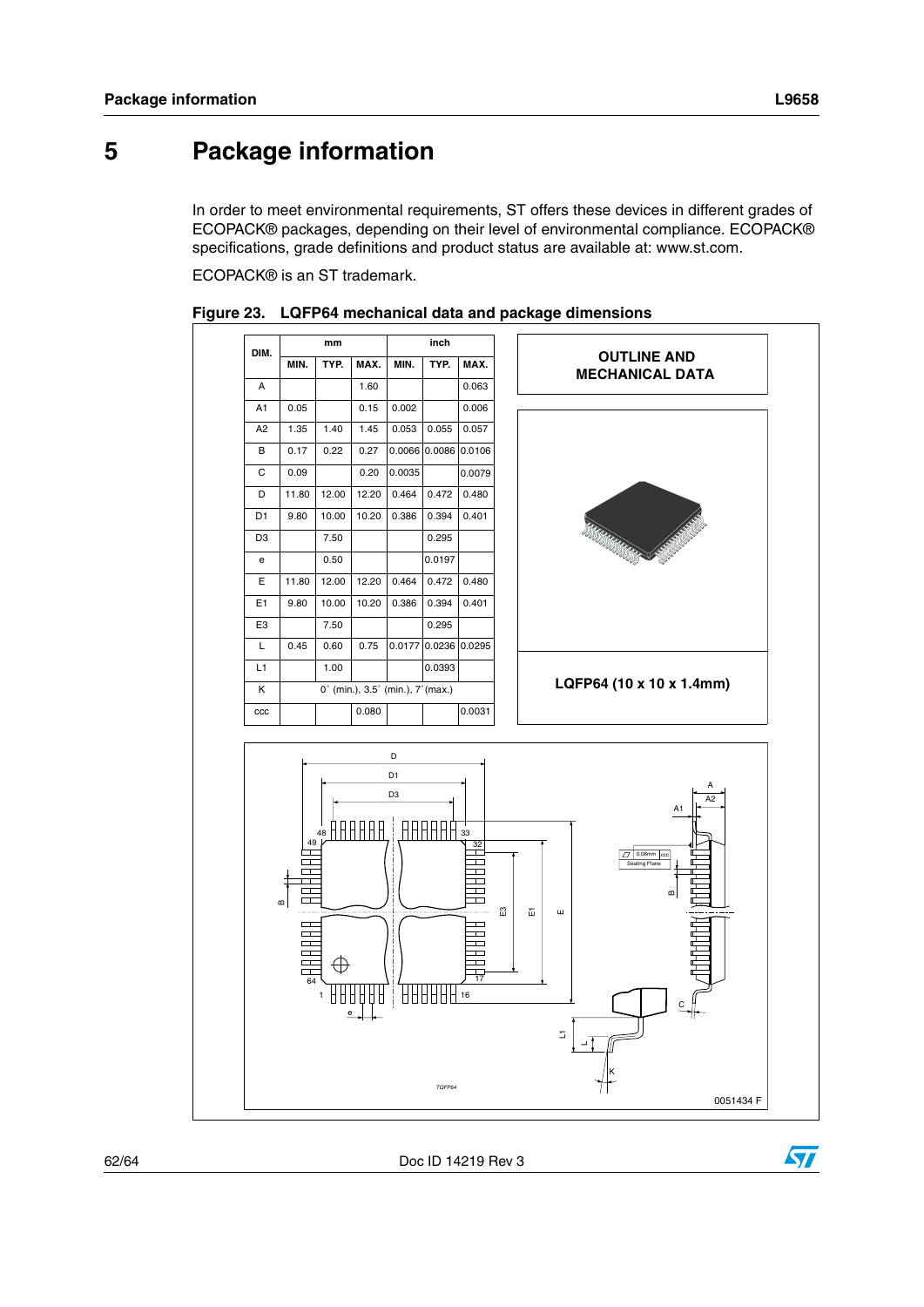# 5 Package information

In order to meet environmental requirements, ST offers these devices in different grades of ECOPACK® packages, depending on their level of environmental compliance. ECOPACK® specifications, grade definitions and product status are available at: www.st.com.

ECOPACK® is an ST trademark.

**Figure 23. LQFP64 mechanical data and package dimensions**

| DIM. | mm | | | inch | | |
|---|---|---|---|---|---|---|
| | MIN. | TYP. | MAX. | MIN. | TYP. | MAX. |
| A | | | 1.60 | | | 0.063 |
| A1 | 0.05 | | 0.15 | 0.002 | | 0.006 |
| A2 | 1.35 | 1.40 | 1.45 | 0.053 | 0.055 | 0.057 |
| B | 0.17 | 0.22 | 0.27 | 0.0066 | 0.0086 | 0.0106 |
| C | 0.09 | | 0.20 | 0.0035 | | 0.0079 |
| D | 11.80 | 12.00 | 12.20 | 0.464 | 0.472 | 0.480 |
| D1 | 9.80 | 10.00 | 10.20 | 0.386 | 0.394 | 0.401 |
| D3 | | 7.50 | | | 0.295 | |
| e | | 0.50 | | | 0.0197 | |
| E | 11.80 | 12.00 | 12.20 | 0.464 | 0.472 | 0.480 |
| E1 | 9.80 | 10.00 | 10.20 | 0.386 | 0.394 | 0.401 |
| E3 | | 7.50 | | | 0.295 | |
| L | 0.45 | 0.60 | 0.75 | 0.0177 | 0.0236 | 0.0295 |
| L1 | | 1.00 | | | 0.0393 | |
| K | 0° (min.), 3.5° (min.), 7° (max.) | | | | | |
| ccc | | | 0.080 | | | 0.0031 |

**OUTLINE AND MECHANICAL DATA**

**LQFP64 (10 x 10 x 1.4mm)**

0051434 F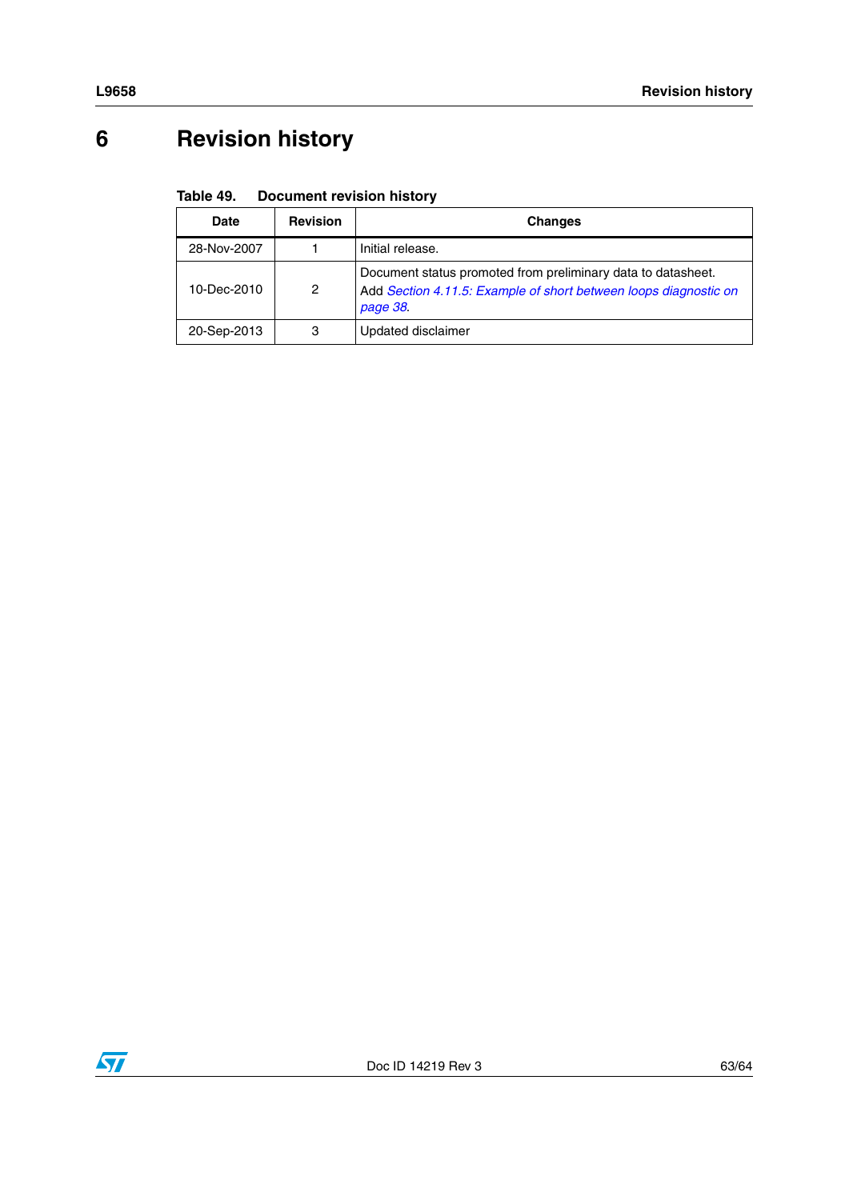# 6 Revision history

**Table 49. Document revision history**

| Date | Revision | Changes |
|---|---|---|
| 28-Nov-2007 | 1 | Initial release. |
| 10-Dec-2010 | 2 | Document status promoted from preliminary data to datasheet.<br>Add *Section 4.11.5: Example of short between loops diagnostic on page 38*. |
| 20-Sep-2013 | 3 | Updated disclaimer |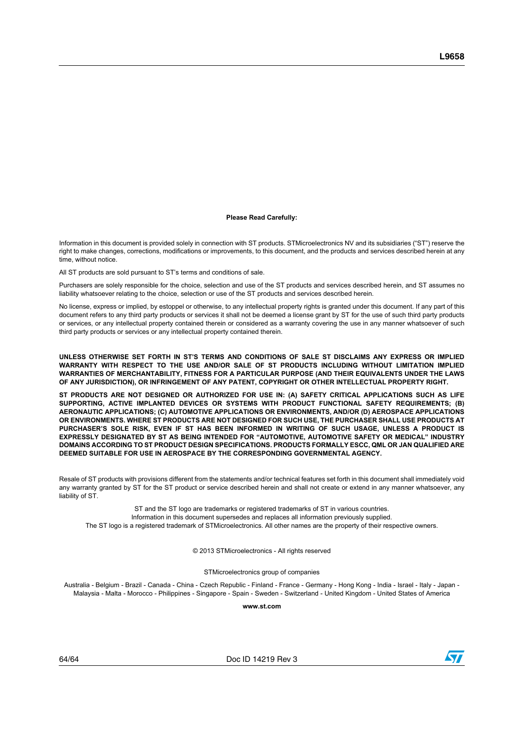**Please Read Carefully:**

Information in this document is provided solely in connection with ST products. STMicroelectronics NV and its subsidiaries ("ST") reserve the right to make changes, corrections, modifications or improvements, to this document, and the products and services described herein at any time, without notice.

All ST products are sold pursuant to ST's terms and conditions of sale.

Purchasers are solely responsible for the choice, selection and use of the ST products and services described herein, and ST assumes no liability whatsoever relating to the choice, selection or use of the ST products and services described herein.

No license, express or implied, by estoppel or otherwise, to any intellectual property rights is granted under this document. If any part of this document refers to any third party products or services it shall not be deemed a license grant by ST for the use of such third party products or services, or any intellectual property contained therein or considered as a warranty covering the use in any manner whatsoever of such third party products or services or any intellectual property contained therein.

**UNLESS OTHERWISE SET FORTH IN ST'S TERMS AND CONDITIONS OF SALE ST DISCLAIMS ANY EXPRESS OR IMPLIED WARRANTY WITH RESPECT TO THE USE AND/OR SALE OF ST PRODUCTS INCLUDING WITHOUT LIMITATION IMPLIED WARRANTIES OF MERCHANTABILITY, FITNESS FOR A PARTICULAR PURPOSE (AND THEIR EQUIVALENTS UNDER THE LAWS OF ANY JURISDICTION), OR INFRINGEMENT OF ANY PATENT, COPYRIGHT OR OTHER INTELLECTUAL PROPERTY RIGHT.**

**ST PRODUCTS ARE NOT DESIGNED OR AUTHORIZED FOR USE IN: (A) SAFETY CRITICAL APPLICATIONS SUCH AS LIFE SUPPORTING, ACTIVE IMPLANTED DEVICES OR SYSTEMS WITH PRODUCT FUNCTIONAL SAFETY REQUIREMENTS; (B) AERONAUTIC APPLICATIONS; (C) AUTOMOTIVE APPLICATIONS OR ENVIRONMENTS, AND/OR (D) AEROSPACE APPLICATIONS OR ENVIRONMENTS. WHERE ST PRODUCTS ARE NOT DESIGNED FOR SUCH USE, THE PURCHASER SHALL USE PRODUCTS AT PURCHASER'S SOLE RISK, EVEN IF ST HAS BEEN INFORMED IN WRITING OF SUCH USAGE, UNLESS A PRODUCT IS EXPRESSLY DESIGNATED BY ST AS BEING INTENDED FOR "AUTOMOTIVE, AUTOMOTIVE SAFETY OR MEDICAL" INDUSTRY DOMAINS ACCORDING TO ST PRODUCT DESIGN SPECIFICATIONS. PRODUCTS FORMALLY ESCC, QML OR JAN QUALIFIED ARE DEEMED SUITABLE FOR USE IN AEROSPACE BY THE CORRESPONDING GOVERNMENTAL AGENCY.**

Resale of ST products with provisions different from the statements and/or technical features set forth in this document shall immediately void any warranty granted by ST for the ST product or service described herein and shall not create or extend in any manner whatsoever, any liability of ST.

ST and the ST logo are trademarks or registered trademarks of ST in various countries.
Information in this document supersedes and replaces all information previously supplied.
The ST logo is a registered trademark of STMicroelectronics. All other names are the property of their respective owners.

© 2013 STMicroelectronics - All rights reserved

STMicroelectronics group of companies

Australia - Belgium - Brazil - Canada - China - Czech Republic - Finland - France - Germany - Hong Kong - India - Israel - Italy - Japan - Malaysia - Malta - Morocco - Philippines - Singapore - Spain - Sweden - Switzerland - United Kingdom - United States of America

**www.st.com**